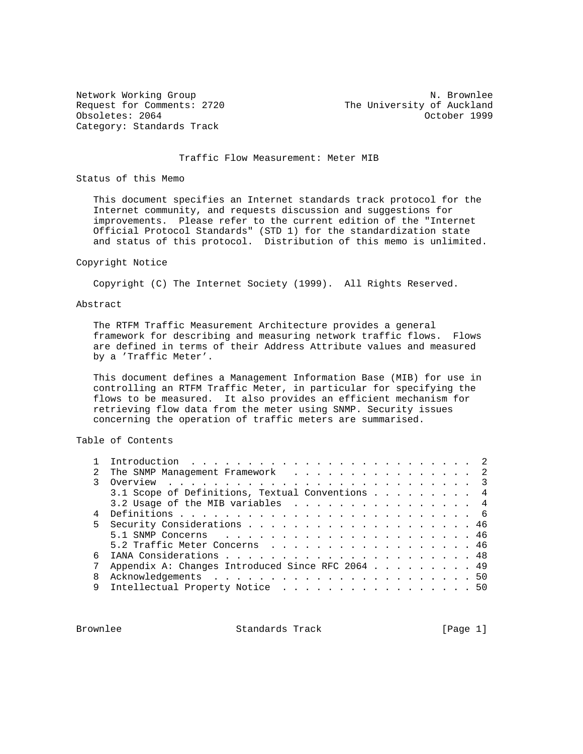Network Working Group N. Brownlee
Request for Comments: 2720 The University of Auckland
Obsoletes: 2064 October 1999
Category: Standards Track

# Traffic Flow Measurement: Meter MIB

## Status of this Memo

This document specifies an Internet standards track protocol for the Internet community, and requests discussion and suggestions for improvements. Please refer to the current edition of the "Internet Official Protocol Standards" (STD 1) for the standardization state and status of this protocol. Distribution of this memo is unlimited.

## Copyright Notice

Copyright (C) The Internet Society (1999). All Rights Reserved.

## Abstract

The RTFM Traffic Measurement Architecture provides a general framework for describing and measuring network traffic flows. Flows are defined in terms of their Address Attribute values and measured by a 'Traffic Meter'.

This document defines a Management Information Base (MIB) for use in controlling an RTFM Traffic Meter, in particular for specifying the flows to be measured. It also provides an efficient mechanism for retrieving flow data from the meter using SNMP. Security issues concerning the operation of traffic meters are summarised.

## Table of Contents

```
   1  Introduction  . . . . . . . . . . . . . . . . . . . . . . . . .  2
   2  The SNMP Management Framework   . . . . . . . . . . . . . . . .  2
   3  Overview  . . . . . . . . . . . . . . . . . . . . . . . . . . .  3
      3.1 Scope of Definitions, Textual Conventions . . . . . . . . .  4
      3.2 Usage of the MIB variables  . . . . . . . . . . . . . . . .  4
   4  Definitions . . . . . . . . . . . . . . . . . . . . . . . . . .  6
   5  Security Considerations . . . . . . . . . . . . . . . . . . . . 46
      5.1 SNMP Concerns   . . . . . . . . . . . . . . . . . . . . . . 46
      5.2 Traffic Meter Concerns  . . . . . . . . . . . . . . . . . . 46
   6  IANA Considerations . . . . . . . . . . . . . . . . . . . . . . 48
   7  Appendix A: Changes Introduced Since RFC 2064 . . . . . . . . . 49
   8  Acknowledgements  . . . . . . . . . . . . . . . . . . . . . . . 50
   9  Intellectual Property Notice  . . . . . . . . . . . . . . . . . 50
```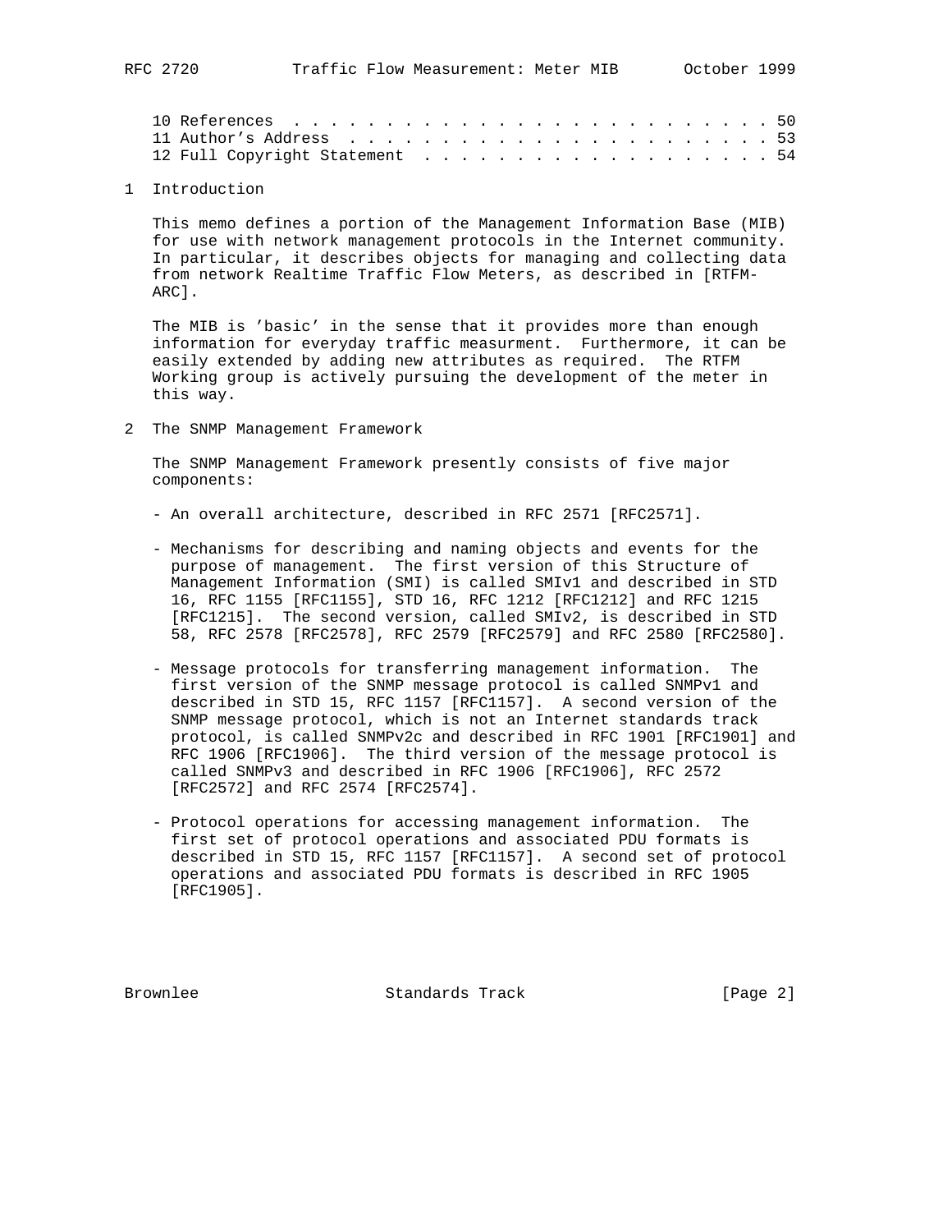10 References . . . . . . . . . . . . . . . . . . . . . . . . . . 50
11 Author's Address . . . . . . . . . . . . . . . . . . . . . . . 53
12 Full Copyright Statement . . . . . . . . . . . . . . . . . . . 54

# 1 Introduction

This memo defines a portion of the Management Information Base (MIB) for use with network management protocols in the Internet community. In particular, it describes objects for managing and collecting data from network Realtime Traffic Flow Meters, as described in [RTFM-ARC].

The MIB is 'basic' in the sense that it provides more than enough information for everyday traffic measurment. Furthermore, it can be easily extended by adding new attributes as required. The RTFM Working group is actively pursuing the development of the meter in this way.

# 2 The SNMP Management Framework

The SNMP Management Framework presently consists of five major components:

- An overall architecture, described in RFC 2571 [RFC2571].

- Mechanisms for describing and naming objects and events for the purpose of management. The first version of this Structure of Management Information (SMI) is called SMIv1 and described in STD 16, RFC 1155 [RFC1155], STD 16, RFC 1212 [RFC1212] and RFC 1215 [RFC1215]. The second version, called SMIv2, is described in STD 58, RFC 2578 [RFC2578], RFC 2579 [RFC2579] and RFC 2580 [RFC2580].

- Message protocols for transferring management information. The first version of the SNMP message protocol is called SNMPv1 and described in STD 15, RFC 1157 [RFC1157]. A second version of the SNMP message protocol, which is not an Internet standards track protocol, is called SNMPv2c and described in RFC 1901 [RFC1901] and RFC 1906 [RFC1906]. The third version of the message protocol is called SNMPv3 and described in RFC 1906 [RFC1906], RFC 2572 [RFC2572] and RFC 2574 [RFC2574].

- Protocol operations for accessing management information. The first set of protocol operations and associated PDU formats is described in STD 15, RFC 1157 [RFC1157]. A second set of protocol operations and associated PDU formats is described in RFC 1905 [RFC1905].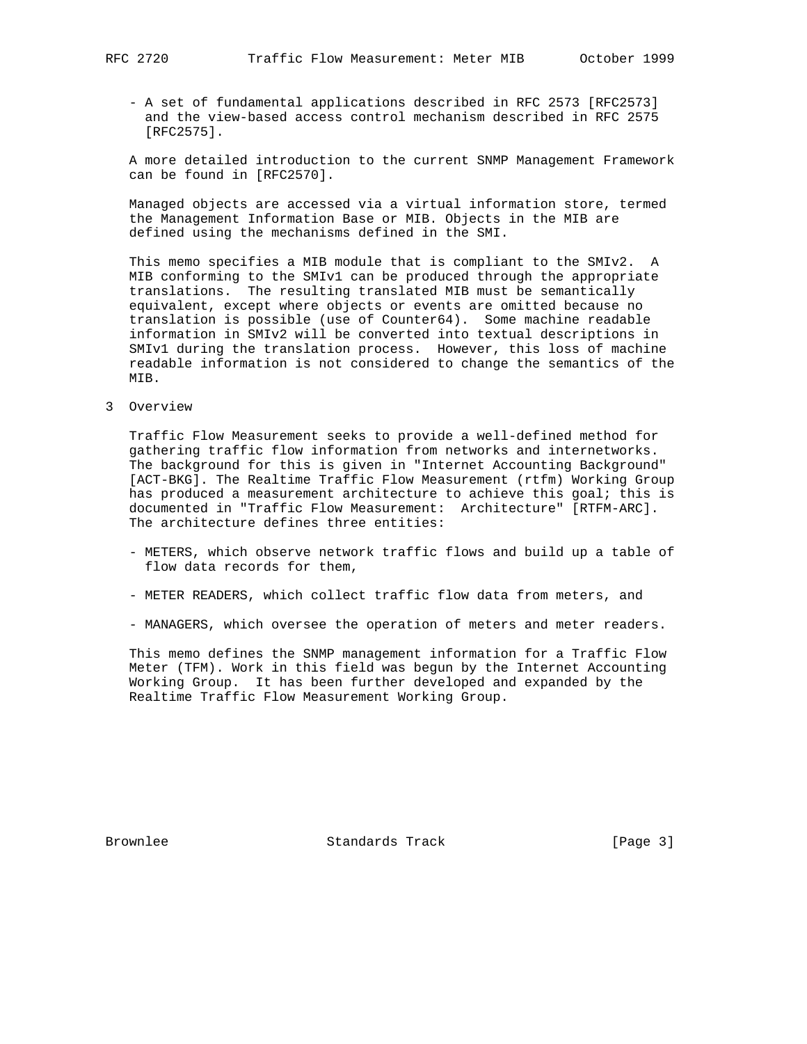- A set of fundamental applications described in RFC 2573 [RFC2573] and the view-based access control mechanism described in RFC 2575 [RFC2575].

A more detailed introduction to the current SNMP Management Framework can be found in [RFC2570].

Managed objects are accessed via a virtual information store, termed the Management Information Base or MIB. Objects in the MIB are defined using the mechanisms defined in the SMI.

This memo specifies a MIB module that is compliant to the SMIv2. A MIB conforming to the SMIv1 can be produced through the appropriate translations. The resulting translated MIB must be semantically equivalent, except where objects or events are omitted because no translation is possible (use of Counter64). Some machine readable information in SMIv2 will be converted into textual descriptions in SMIv1 during the translation process. However, this loss of machine readable information is not considered to change the semantics of the MIB.

# 3 Overview

Traffic Flow Measurement seeks to provide a well-defined method for gathering traffic flow information from networks and internetworks. The background for this is given in "Internet Accounting Background" [ACT-BKG]. The Realtime Traffic Flow Measurement (rtfm) Working Group has produced a measurement architecture to achieve this goal; this is documented in "Traffic Flow Measurement: Architecture" [RTFM-ARC]. The architecture defines three entities:

- METERS, which observe network traffic flows and build up a table of flow data records for them,

- METER READERS, which collect traffic flow data from meters, and

- MANAGERS, which oversee the operation of meters and meter readers.

This memo defines the SNMP management information for a Traffic Flow Meter (TFM). Work in this field was begun by the Internet Accounting Working Group. It has been further developed and expanded by the Realtime Traffic Flow Measurement Working Group.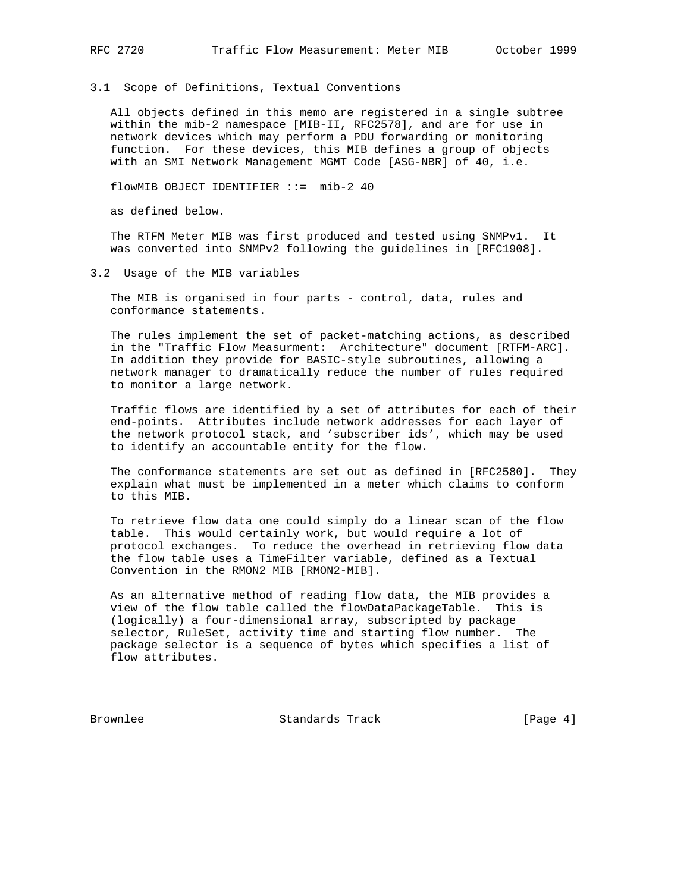### 3.1 Scope of Definitions, Textual Conventions

All objects defined in this memo are registered in a single subtree within the mib-2 namespace [MIB-II, RFC2578], and are for use in network devices which may perform a PDU forwarding or monitoring function. For these devices, this MIB defines a group of objects with an SMI Network Management MGMT Code [ASG-NBR] of 40, i.e.

```
flowMIB OBJECT IDENTIFIER ::=  mib-2 40
```

as defined below.

The RTFM Meter MIB was first produced and tested using SNMPv1. It was converted into SNMPv2 following the guidelines in [RFC1908].

### 3.2 Usage of the MIB variables

The MIB is organised in four parts - control, data, rules and conformance statements.

The rules implement the set of packet-matching actions, as described in the "Traffic Flow Measurment: Architecture" document [RTFM-ARC]. In addition they provide for BASIC-style subroutines, allowing a network manager to dramatically reduce the number of rules required to monitor a large network.

Traffic flows are identified by a set of attributes for each of their end-points. Attributes include network addresses for each layer of the network protocol stack, and 'subscriber ids', which may be used to identify an accountable entity for the flow.

The conformance statements are set out as defined in [RFC2580]. They explain what must be implemented in a meter which claims to conform to this MIB.

To retrieve flow data one could simply do a linear scan of the flow table. This would certainly work, but would require a lot of protocol exchanges. To reduce the overhead in retrieving flow data the flow table uses a TimeFilter variable, defined as a Textual Convention in the RMON2 MIB [RMON2-MIB].

As an alternative method of reading flow data, the MIB provides a view of the flow table called the flowDataPackageTable. This is (logically) a four-dimensional array, subscripted by package selector, RuleSet, activity time and starting flow number. The package selector is a sequence of bytes which specifies a list of flow attributes.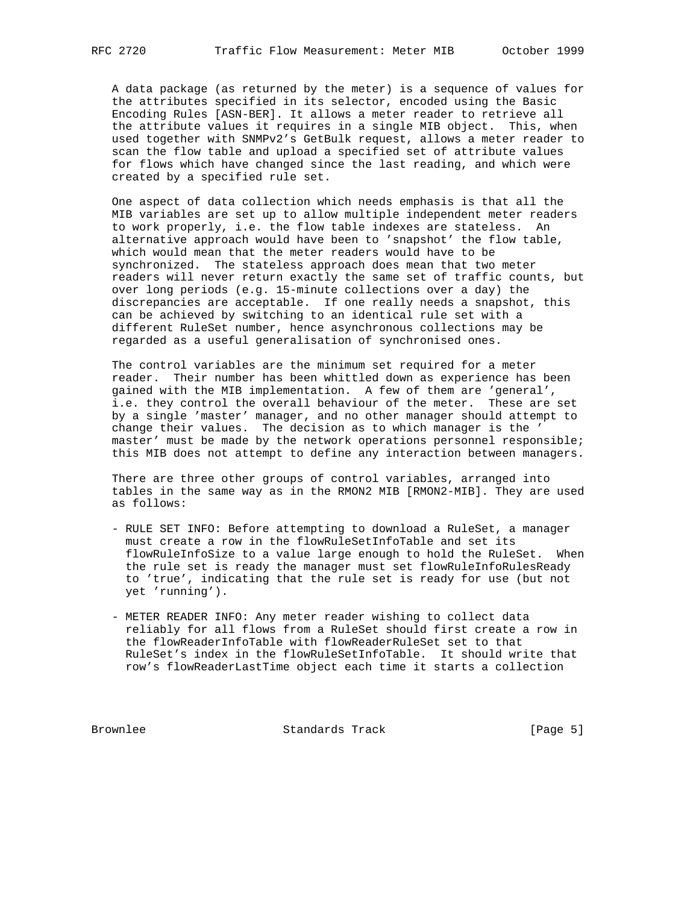A data package (as returned by the meter) is a sequence of values for the attributes specified in its selector, encoded using the Basic Encoding Rules [ASN-BER]. It allows a meter reader to retrieve all the attribute values it requires in a single MIB object. This, when used together with SNMPv2's GetBulk request, allows a meter reader to scan the flow table and upload a specified set of attribute values for flows which have changed since the last reading, and which were created by a specified rule set.

One aspect of data collection which needs emphasis is that all the MIB variables are set up to allow multiple independent meter readers to work properly, i.e. the flow table indexes are stateless. An alternative approach would have been to 'snapshot' the flow table, which would mean that the meter readers would have to be synchronized. The stateless approach does mean that two meter readers will never return exactly the same set of traffic counts, but over long periods (e.g. 15-minute collections over a day) the discrepancies are acceptable. If one really needs a snapshot, this can be achieved by switching to an identical rule set with a different RuleSet number, hence asynchronous collections may be regarded as a useful generalisation of synchronised ones.

The control variables are the minimum set required for a meter reader. Their number has been whittled down as experience has been gained with the MIB implementation. A few of them are 'general', i.e. they control the overall behaviour of the meter. These are set by a single 'master' manager, and no other manager should attempt to change their values. The decision as to which manager is the 'master' must be made by the network operations personnel responsible; this MIB does not attempt to define any interaction between managers.

There are three other groups of control variables, arranged into tables in the same way as in the RMON2 MIB [RMON2-MIB]. They are used as follows:

- RULE SET INFO: Before attempting to download a RuleSet, a manager must create a row in the flowRuleSetInfoTable and set its flowRuleInfoSize to a value large enough to hold the RuleSet. When the rule set is ready the manager must set flowRuleInfoRulesReady to 'true', indicating that the rule set is ready for use (but not yet 'running').

- METER READER INFO: Any meter reader wishing to collect data reliably for all flows from a RuleSet should first create a row in the flowReaderInfoTable with flowReaderRuleSet set to that RuleSet's index in the flowRuleSetInfoTable. It should write that row's flowReaderLastTime object each time it starts a collection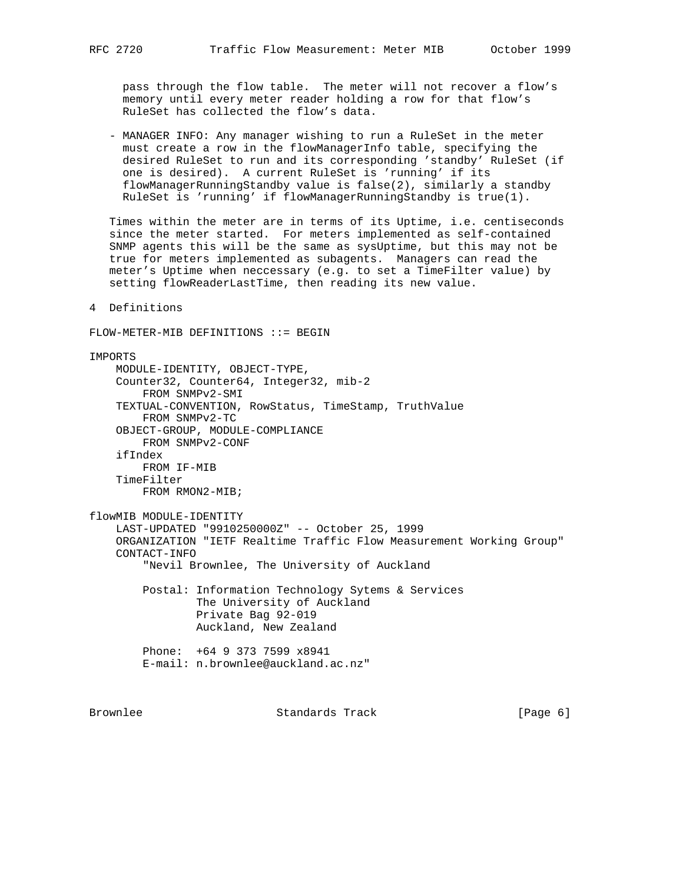pass through the flow table. The meter will not recover a flow's memory until every meter reader holding a row for that flow's RuleSet has collected the flow's data.

- MANAGER INFO: Any manager wishing to run a RuleSet in the meter must create a row in the flowManagerInfo table, specifying the desired RuleSet to run and its corresponding 'standby' RuleSet (if one is desired). A current RuleSet is 'running' if its flowManagerRunningStandby value is false(2), similarly a standby RuleSet is 'running' if flowManagerRunningStandby is true(1).

Times within the meter are in terms of its Uptime, i.e. centiseconds since the meter started. For meters implemented as self-contained SNMP agents this will be the same as sysUptime, but this may not be true for meters implemented as subagents. Managers can read the meter's Uptime when neccessary (e.g. to set a TimeFilter value) by setting flowReaderLastTime, then reading its new value.

## 4 Definitions

```
FLOW-METER-MIB DEFINITIONS ::= BEGIN

IMPORTS
    MODULE-IDENTITY, OBJECT-TYPE,
    Counter32, Counter64, Integer32, mib-2
        FROM SNMPv2-SMI
    TEXTUAL-CONVENTION, RowStatus, TimeStamp, TruthValue
        FROM SNMPv2-TC
    OBJECT-GROUP, MODULE-COMPLIANCE
        FROM SNMPv2-CONF
    ifIndex
        FROM IF-MIB
    TimeFilter
        FROM RMON2-MIB;

flowMIB MODULE-IDENTITY
    LAST-UPDATED "9910250000Z" -- October 25, 1999
    ORGANIZATION "IETF Realtime Traffic Flow Measurement Working Group"
    CONTACT-INFO
        "Nevil Brownlee, The University of Auckland

        Postal: Information Technology Sytems & Services
                The University of Auckland
                Private Bag 92-019
                Auckland, New Zealand

        Phone:  +64 9 373 7599 x8941
        E-mail: n.brownlee@auckland.ac.nz"
```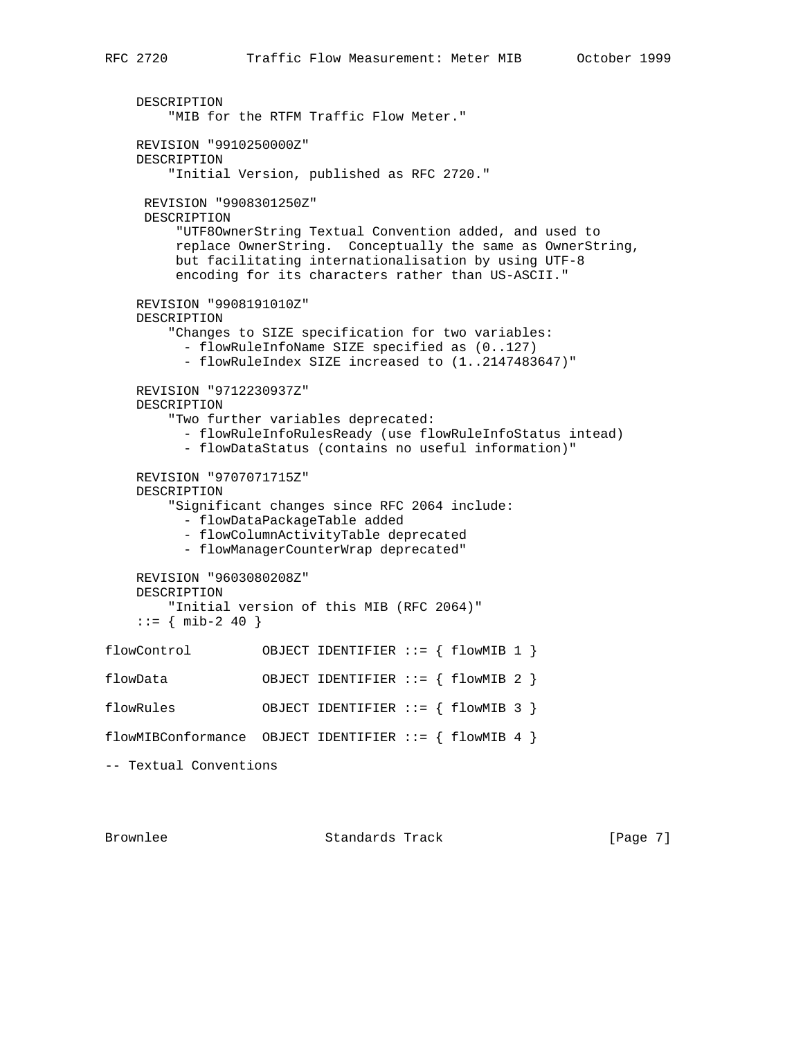```
    DESCRIPTION
        "MIB for the RTFM Traffic Flow Meter."

    REVISION "9910250000Z"
    DESCRIPTION
        "Initial Version, published as RFC 2720."

     REVISION "9908301250Z"
     DESCRIPTION
         "UTF8OwnerString Textual Convention added, and used to
         replace OwnerString.  Conceptually the same as OwnerString,
         but facilitating internationalisation by using UTF-8
         encoding for its characters rather than US-ASCII."

    REVISION "9908191010Z"
    DESCRIPTION
        "Changes to SIZE specification for two variables:
          - flowRuleInfoName SIZE specified as (0..127)
          - flowRuleIndex SIZE increased to (1..2147483647)"

    REVISION "9712230937Z"
    DESCRIPTION
        "Two further variables deprecated:
          - flowRuleInfoRulesReady (use flowRuleInfoStatus intead)
          - flowDataStatus (contains no useful information)"

    REVISION "9707071715Z"
    DESCRIPTION
        "Significant changes since RFC 2064 include:
          - flowDataPackageTable added
          - flowColumnActivityTable deprecated
          - flowManagerCounterWrap deprecated"

    REVISION "9603080208Z"
    DESCRIPTION
        "Initial version of this MIB (RFC 2064)"
    ::= { mib-2 40 }

flowControl         OBJECT IDENTIFIER ::= { flowMIB 1 }

flowData            OBJECT IDENTIFIER ::= { flowMIB 2 }

flowRules           OBJECT IDENTIFIER ::= { flowMIB 3 }

flowMIBConformance  OBJECT IDENTIFIER ::= { flowMIB 4 }

-- Textual Conventions
```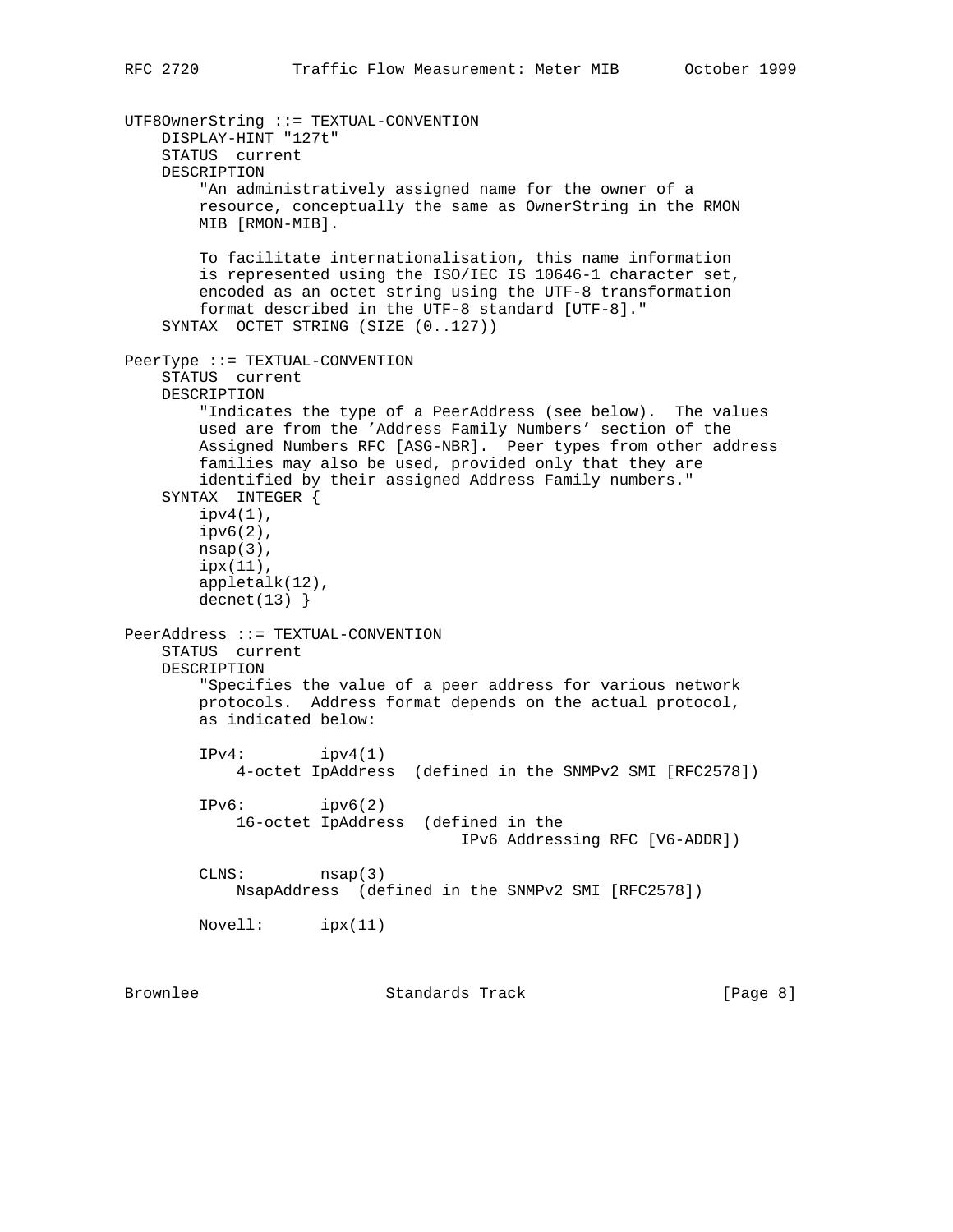```
UTF8OwnerString ::= TEXTUAL-CONVENTION
    DISPLAY-HINT "127t"
    STATUS  current
    DESCRIPTION
        "An administratively assigned name for the owner of a
        resource, conceptually the same as OwnerString in the RMON
        MIB [RMON-MIB].

        To facilitate internationalisation, this name information
        is represented using the ISO/IEC IS 10646-1 character set,
        encoded as an octet string using the UTF-8 transformation
        format described in the UTF-8 standard [UTF-8]."
    SYNTAX  OCTET STRING (SIZE (0..127))

PeerType ::= TEXTUAL-CONVENTION
    STATUS  current
    DESCRIPTION
        "Indicates the type of a PeerAddress (see below).  The values
        used are from the 'Address Family Numbers' section of the
        Assigned Numbers RFC [ASG-NBR].  Peer types from other address
        families may also be used, provided only that they are
        identified by their assigned Address Family numbers."
    SYNTAX  INTEGER {
        ipv4(1),
        ipv6(2),
        nsap(3),
        ipx(11),
        appletalk(12),
        decnet(13) }

PeerAddress ::= TEXTUAL-CONVENTION
    STATUS  current
    DESCRIPTION
        "Specifies the value of a peer address for various network
        protocols.  Address format depends on the actual protocol,
        as indicated below:

        IPv4:        ipv4(1)
            4-octet IpAddress  (defined in the SNMPv2 SMI [RFC2578])

        IPv6:        ipv6(2)
            16-octet IpAddress  (defined in the
                                IPv6 Addressing RFC [V6-ADDR])

        CLNS:        nsap(3)
            NsapAddress  (defined in the SNMPv2 SMI [RFC2578])

        Novell:      ipx(11)
```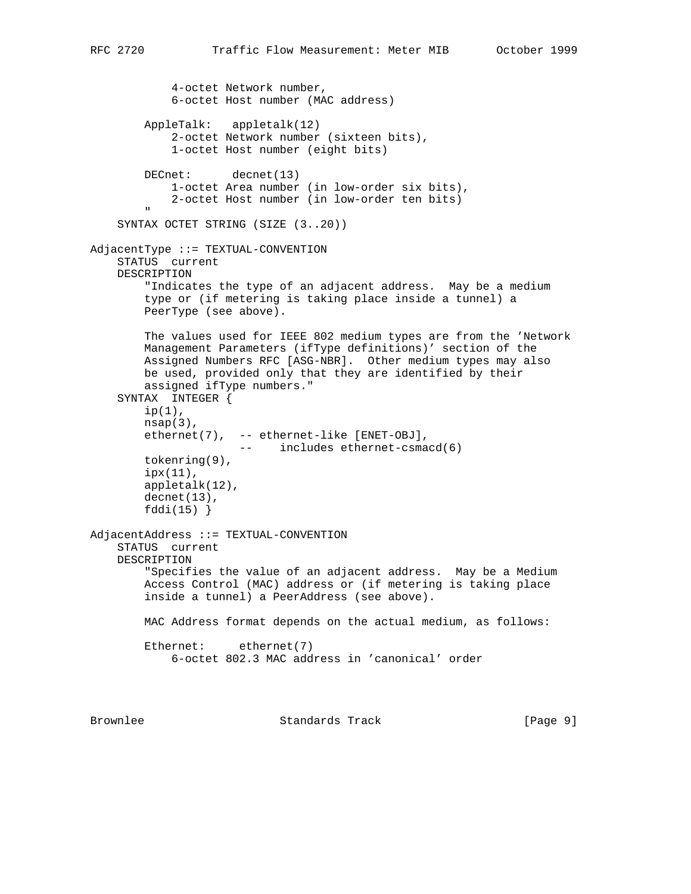```
            4-octet Network number,
            6-octet Host number (MAC address)

        AppleTalk:   appletalk(12)
            2-octet Network number (sixteen bits),
            1-octet Host number (eight bits)

        DECnet:      decnet(13)
            1-octet Area number (in low-order six bits),
            2-octet Host number (in low-order ten bits)
        "
    SYNTAX OCTET STRING (SIZE (3..20))

AdjacentType ::= TEXTUAL-CONVENTION
    STATUS  current
    DESCRIPTION
        "Indicates the type of an adjacent address.  May be a medium
        type or (if metering is taking place inside a tunnel) a
        PeerType (see above).

        The values used for IEEE 802 medium types are from the 'Network
        Management Parameters (ifType definitions)' section of the
        Assigned Numbers RFC [ASG-NBR].  Other medium types may also
        be used, provided only that they are identified by their
        assigned ifType numbers."
    SYNTAX  INTEGER {
        ip(1),
        nsap(3),
        ethernet(7),  -- ethernet-like [ENET-OBJ],
                      --    includes ethernet-csmacd(6)
        tokenring(9),
        ipx(11),
        appletalk(12),
        decnet(13),
        fddi(15) }

AdjacentAddress ::= TEXTUAL-CONVENTION
    STATUS  current
    DESCRIPTION
        "Specifies the value of an adjacent address.  May be a Medium
        Access Control (MAC) address or (if metering is taking place
        inside a tunnel) a PeerAddress (see above).

        MAC Address format depends on the actual medium, as follows:

        Ethernet:     ethernet(7)
            6-octet 802.3 MAC address in 'canonical' order
```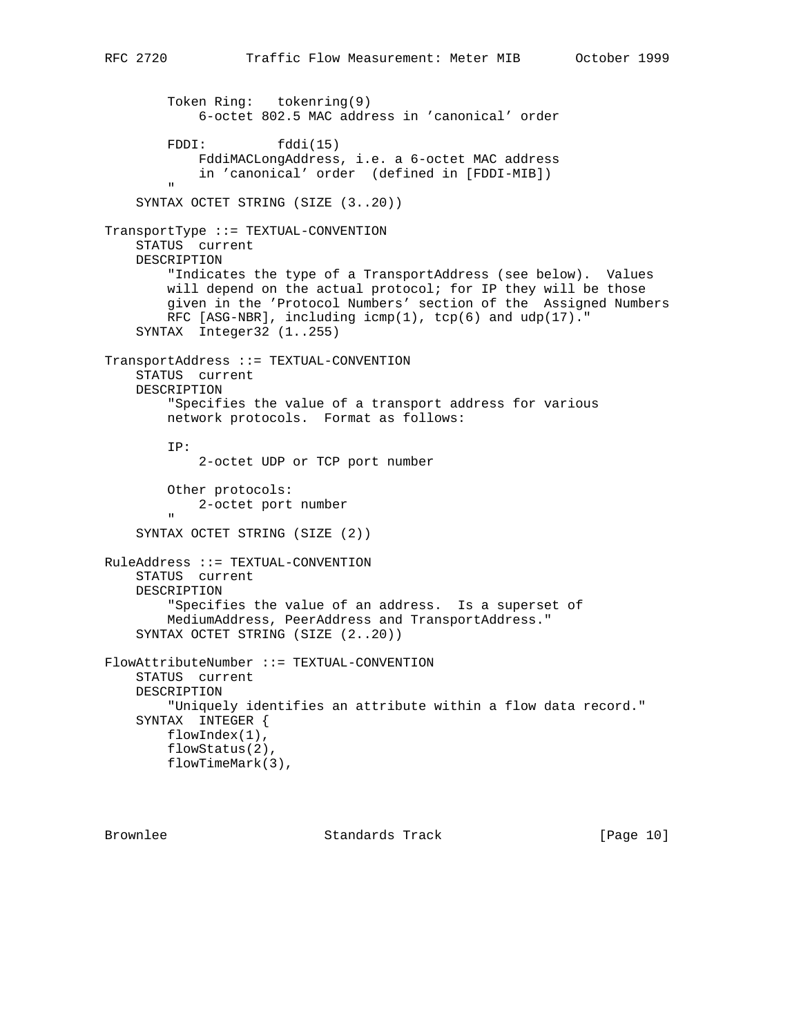```
        Token Ring:   tokenring(9)
            6-octet 802.5 MAC address in 'canonical' order

        FDDI:         fddi(15)
            FddiMACLongAddress, i.e. a 6-octet MAC address
            in 'canonical' order  (defined in [FDDI-MIB])
        "
    SYNTAX OCTET STRING (SIZE (3..20))

TransportType ::= TEXTUAL-CONVENTION
    STATUS  current
    DESCRIPTION
        "Indicates the type of a TransportAddress (see below).  Values
        will depend on the actual protocol; for IP they will be those
        given in the 'Protocol Numbers' section of the  Assigned Numbers
        RFC [ASG-NBR], including icmp(1), tcp(6) and udp(17)."
    SYNTAX  Integer32 (1..255)

TransportAddress ::= TEXTUAL-CONVENTION
    STATUS  current
    DESCRIPTION
        "Specifies the value of a transport address for various
        network protocols.  Format as follows:

        IP:
            2-octet UDP or TCP port number

        Other protocols:
            2-octet port number
        "
    SYNTAX OCTET STRING (SIZE (2))

RuleAddress ::= TEXTUAL-CONVENTION
    STATUS  current
    DESCRIPTION
        "Specifies the value of an address.  Is a superset of
        MediumAddress, PeerAddress and TransportAddress."
    SYNTAX OCTET STRING (SIZE (2..20))

FlowAttributeNumber ::= TEXTUAL-CONVENTION
    STATUS  current
    DESCRIPTION
        "Uniquely identifies an attribute within a flow data record."
    SYNTAX  INTEGER {
        flowIndex(1),
        flowStatus(2),
        flowTimeMark(3),
```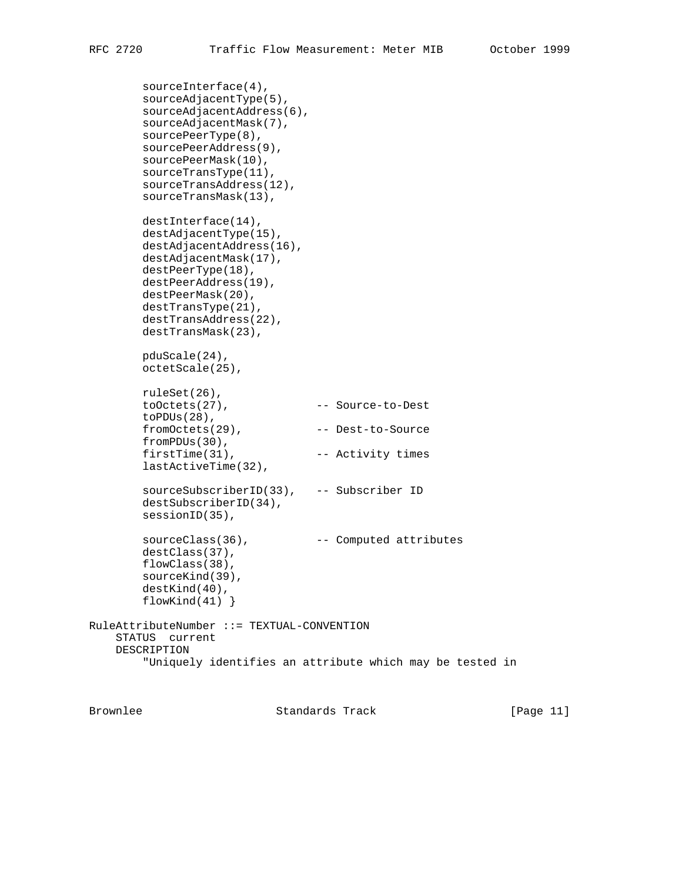```
        sourceInterface(4),
        sourceAdjacentType(5),
        sourceAdjacentAddress(6),
        sourceAdjacentMask(7),
        sourcePeerType(8),
        sourcePeerAddress(9),
        sourcePeerMask(10),
        sourceTransType(11),
        sourceTransAddress(12),
        sourceTransMask(13),

        destInterface(14),
        destAdjacentType(15),
        destAdjacentAddress(16),
        destAdjacentMask(17),
        destPeerType(18),
        destPeerAddress(19),
        destPeerMask(20),
        destTransType(21),
        destTransAddress(22),
        destTransMask(23),

        pduScale(24),
        octetScale(25),

        ruleSet(26),
        toOctets(27),             -- Source-to-Dest
        toPDUs(28),
        fromOctets(29),           -- Dest-to-Source
        fromPDUs(30),
        firstTime(31),            -- Activity times
        lastActiveTime(32),

        sourceSubscriberID(33),   -- Subscriber ID
        destSubscriberID(34),
        sessionID(35),

        sourceClass(36),          -- Computed attributes
        destClass(37),
        flowClass(38),
        sourceKind(39),
        destKind(40),
        flowKind(41) }

RuleAttributeNumber ::= TEXTUAL-CONVENTION
    STATUS  current
    DESCRIPTION
        "Uniquely identifies an attribute which may be tested in
```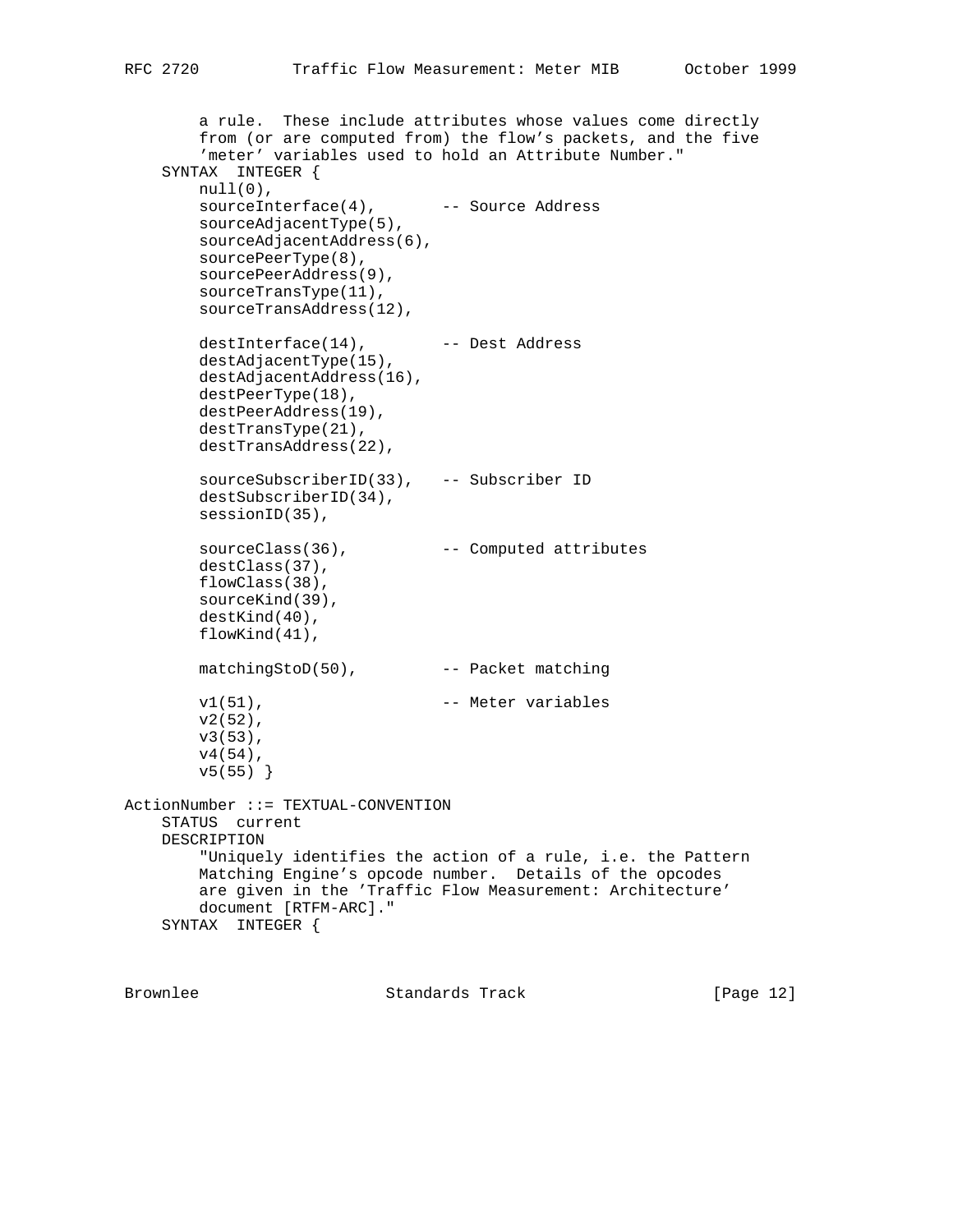```
        a rule.  These include attributes whose values come directly
        from (or are computed from) the flow's packets, and the five
        'meter' variables used to hold an Attribute Number."
    SYNTAX  INTEGER {
        null(0),
        sourceInterface(4),       -- Source Address
        sourceAdjacentType(5),
        sourceAdjacentAddress(6),
        sourcePeerType(8),
        sourcePeerAddress(9),
        sourceTransType(11),
        sourceTransAddress(12),

        destInterface(14),        -- Dest Address
        destAdjacentType(15),
        destAdjacentAddress(16),
        destPeerType(18),
        destPeerAddress(19),
        destTransType(21),
        destTransAddress(22),

        sourceSubscriberID(33),   -- Subscriber ID
        destSubscriberID(34),
        sessionID(35),

        sourceClass(36),          -- Computed attributes
        destClass(37),
        flowClass(38),
        sourceKind(39),
        destKind(40),
        flowKind(41),

        matchingStoD(50),         -- Packet matching

        v1(51),                   -- Meter variables
        v2(52),
        v3(53),
        v4(54),
        v5(55) }

ActionNumber ::= TEXTUAL-CONVENTION
    STATUS  current
    DESCRIPTION
        "Uniquely identifies the action of a rule, i.e. the Pattern
        Matching Engine's opcode number.  Details of the opcodes
        are given in the 'Traffic Flow Measurement: Architecture'
        document [RTFM-ARC]."
    SYNTAX  INTEGER {
```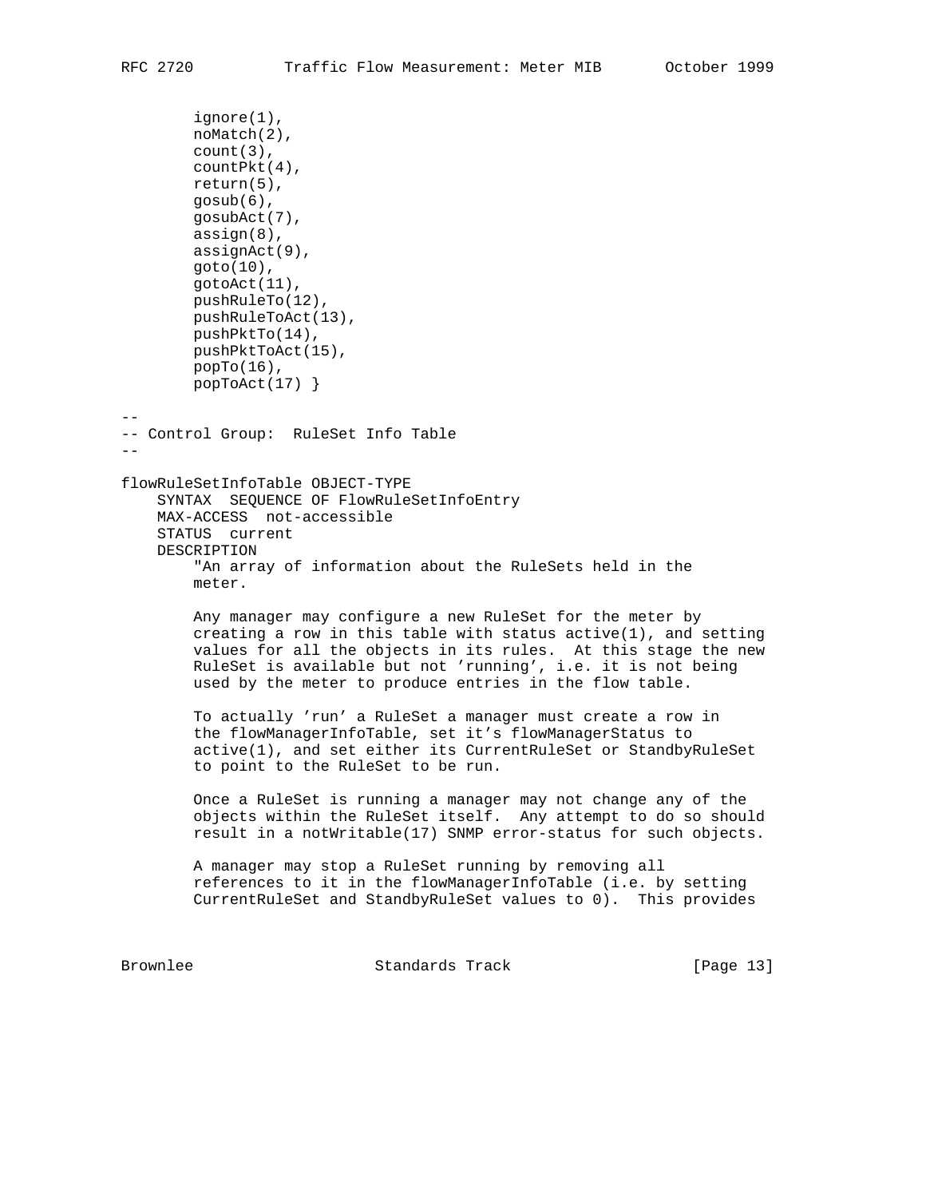```
        ignore(1),
        noMatch(2),
        count(3),
        countPkt(4),
        return(5),
        gosub(6),
        gosubAct(7),
        assign(8),
        assignAct(9),
        goto(10),
        gotoAct(11),
        pushRuleTo(12),
        pushRuleToAct(13),
        pushPktTo(14),
        pushPktToAct(15),
        popTo(16),
        popToAct(17) }

--
-- Control Group:  RuleSet Info Table
--

flowRuleSetInfoTable OBJECT-TYPE
    SYNTAX  SEQUENCE OF FlowRuleSetInfoEntry
    MAX-ACCESS  not-accessible
    STATUS  current
    DESCRIPTION
        "An array of information about the RuleSets held in the
        meter.

        Any manager may configure a new RuleSet for the meter by
        creating a row in this table with status active(1), and setting
        values for all the objects in its rules.  At this stage the new
        RuleSet is available but not 'running', i.e. it is not being
        used by the meter to produce entries in the flow table.

        To actually 'run' a RuleSet a manager must create a row in
        the flowManagerInfoTable, set it's flowManagerStatus to
        active(1), and set either its CurrentRuleSet or StandbyRuleSet
        to point to the RuleSet to be run.

        Once a RuleSet is running a manager may not change any of the
        objects within the RuleSet itself.  Any attempt to do so should
        result in a notWritable(17) SNMP error-status for such objects.

        A manager may stop a RuleSet running by removing all
        references to it in the flowManagerInfoTable (i.e. by setting
        CurrentRuleSet and StandbyRuleSet values to 0).  This provides
```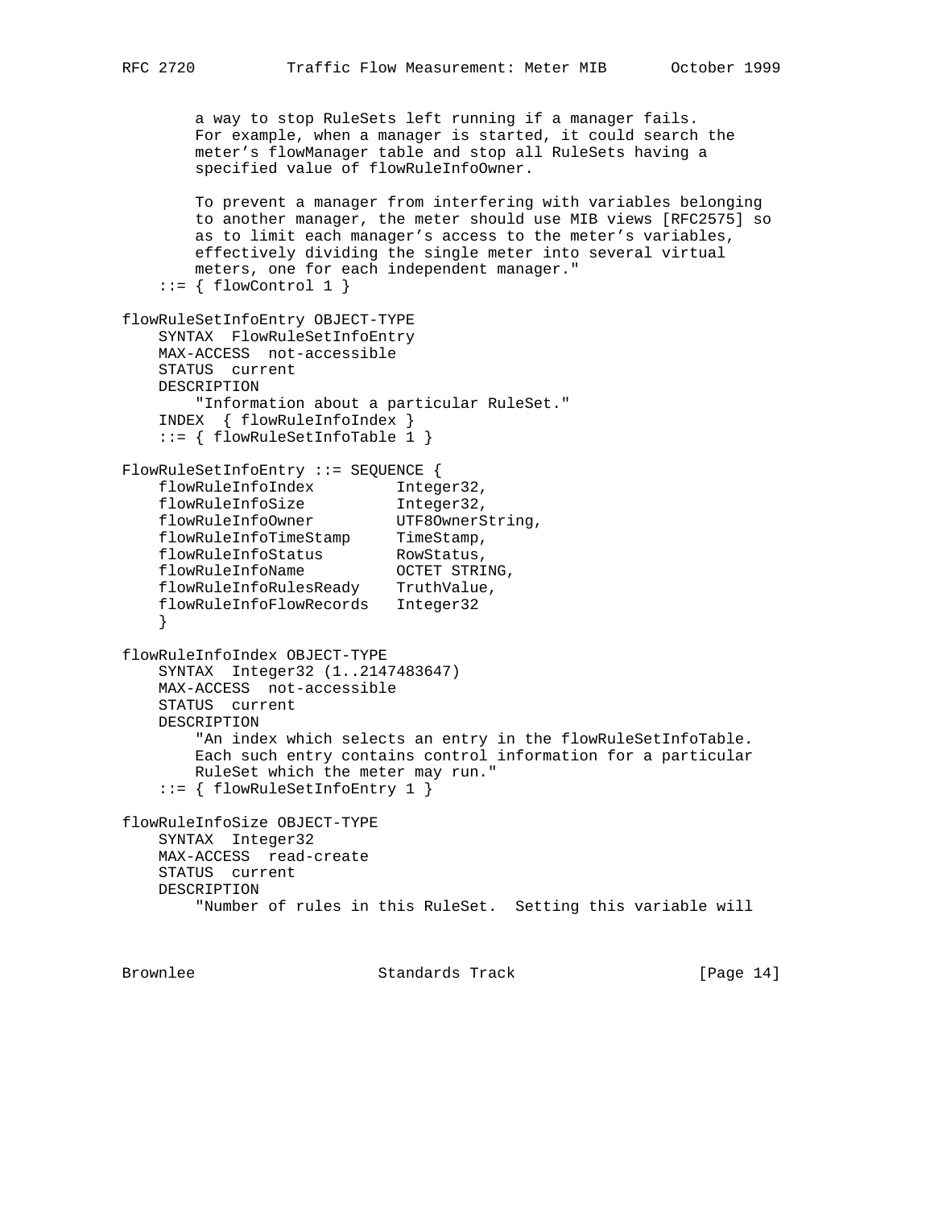```
        a way to stop RuleSets left running if a manager fails.
        For example, when a manager is started, it could search the
        meter's flowManager table and stop all RuleSets having a
        specified value of flowRuleInfoOwner.

        To prevent a manager from interfering with variables belonging
        to another manager, the meter should use MIB views [RFC2575] so
        as to limit each manager's access to the meter's variables,
        effectively dividing the single meter into several virtual
        meters, one for each independent manager."
    ::= { flowControl 1 }

flowRuleSetInfoEntry OBJECT-TYPE
    SYNTAX  FlowRuleSetInfoEntry
    MAX-ACCESS  not-accessible
    STATUS  current
    DESCRIPTION
        "Information about a particular RuleSet."
    INDEX  { flowRuleInfoIndex }
    ::= { flowRuleSetInfoTable 1 }

FlowRuleSetInfoEntry ::= SEQUENCE {
    flowRuleInfoIndex         Integer32,
    flowRuleInfoSize          Integer32,
    flowRuleInfoOwner         UTF8OwnerString,
    flowRuleInfoTimeStamp     TimeStamp,
    flowRuleInfoStatus        RowStatus,
    flowRuleInfoName          OCTET STRING,
    flowRuleInfoRulesReady    TruthValue,
    flowRuleInfoFlowRecords   Integer32
    }

flowRuleInfoIndex OBJECT-TYPE
    SYNTAX  Integer32 (1..2147483647)
    MAX-ACCESS  not-accessible
    STATUS  current
    DESCRIPTION
        "An index which selects an entry in the flowRuleSetInfoTable.
        Each such entry contains control information for a particular
        RuleSet which the meter may run."
    ::= { flowRuleSetInfoEntry 1 }

flowRuleInfoSize OBJECT-TYPE
    SYNTAX  Integer32
    MAX-ACCESS  read-create
    STATUS  current
    DESCRIPTION
        "Number of rules in this RuleSet.  Setting this variable will
```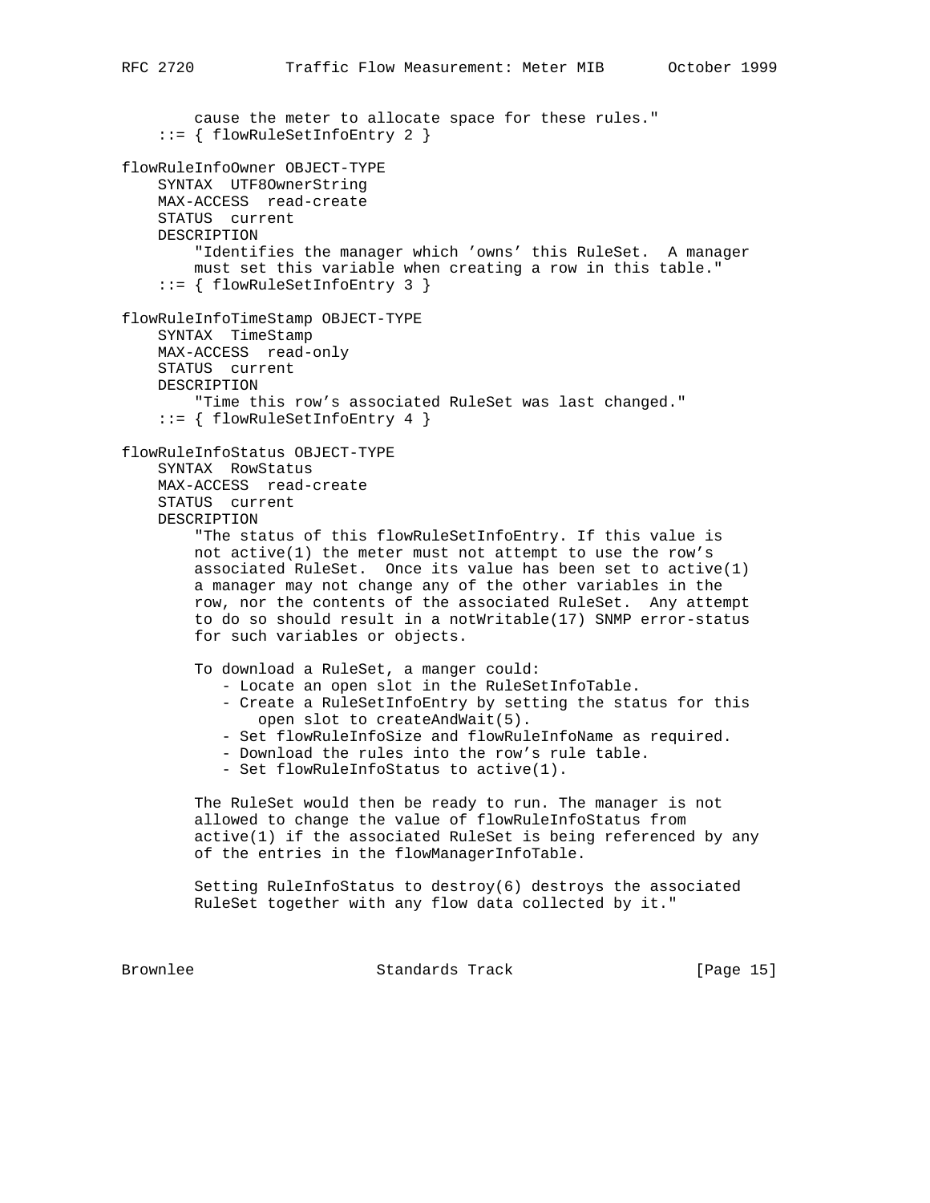```
        cause the meter to allocate space for these rules."
    ::= { flowRuleSetInfoEntry 2 }

flowRuleInfoOwner OBJECT-TYPE
    SYNTAX  UTF8OwnerString
    MAX-ACCESS  read-create
    STATUS  current
    DESCRIPTION
        "Identifies the manager which 'owns' this RuleSet.  A manager
        must set this variable when creating a row in this table."
    ::= { flowRuleSetInfoEntry 3 }

flowRuleInfoTimeStamp OBJECT-TYPE
    SYNTAX  TimeStamp
    MAX-ACCESS  read-only
    STATUS  current
    DESCRIPTION
        "Time this row's associated RuleSet was last changed."
    ::= { flowRuleSetInfoEntry 4 }

flowRuleInfoStatus OBJECT-TYPE
    SYNTAX  RowStatus
    MAX-ACCESS  read-create
    STATUS  current
    DESCRIPTION
        "The status of this flowRuleSetInfoEntry. If this value is
        not active(1) the meter must not attempt to use the row's
        associated RuleSet.  Once its value has been set to active(1)
        a manager may not change any of the other variables in the
        row, nor the contents of the associated RuleSet.  Any attempt
        to do so should result in a notWritable(17) SNMP error-status
        for such variables or objects.

        To download a RuleSet, a manger could:
           - Locate an open slot in the RuleSetInfoTable.
           - Create a RuleSetInfoEntry by setting the status for this
               open slot to createAndWait(5).
           - Set flowRuleInfoSize and flowRuleInfoName as required.
           - Download the rules into the row's rule table.
           - Set flowRuleInfoStatus to active(1).

        The RuleSet would then be ready to run. The manager is not
        allowed to change the value of flowRuleInfoStatus from
        active(1) if the associated RuleSet is being referenced by any
        of the entries in the flowManagerInfoTable.

        Setting RuleInfoStatus to destroy(6) destroys the associated
        RuleSet together with any flow data collected by it."
```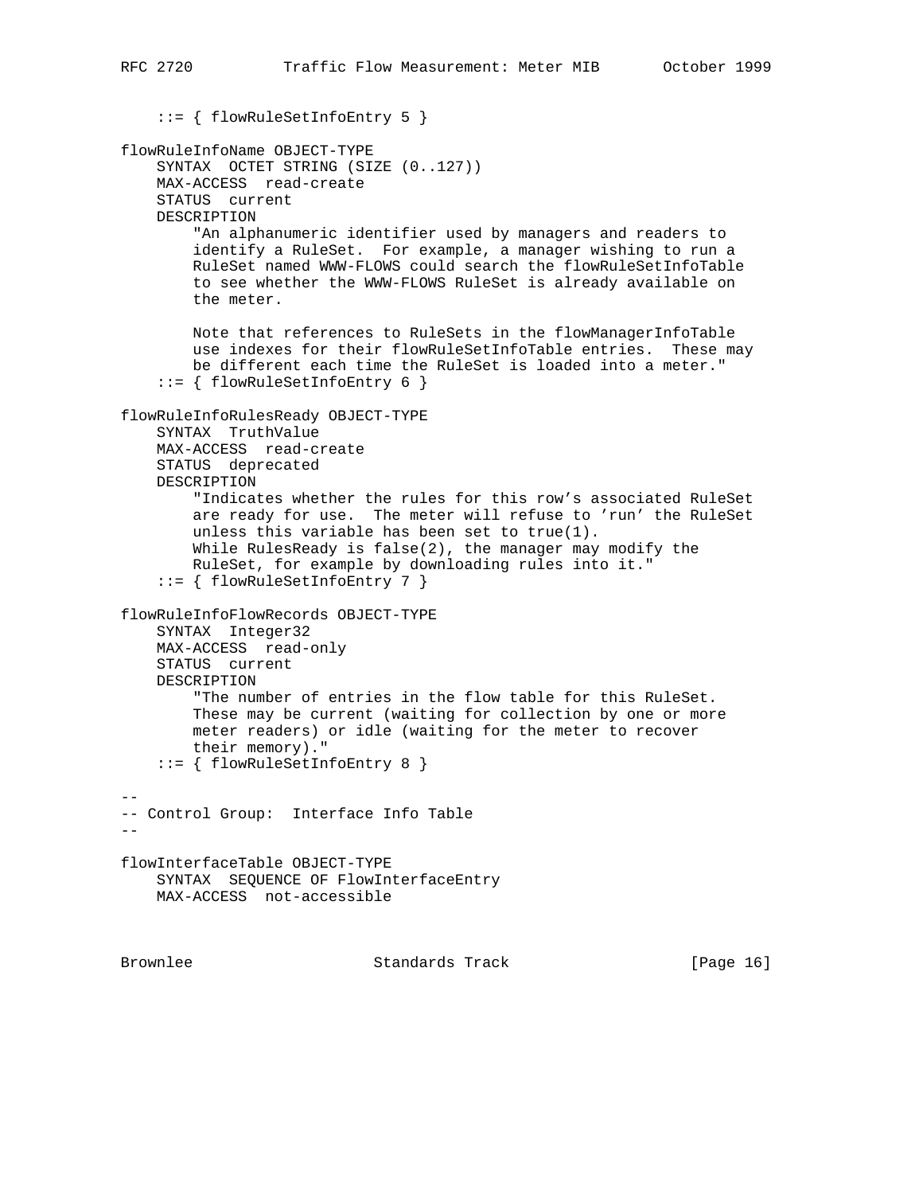```
    ::= { flowRuleSetInfoEntry 5 }

flowRuleInfoName OBJECT-TYPE
    SYNTAX  OCTET STRING (SIZE (0..127))
    MAX-ACCESS  read-create
    STATUS  current
    DESCRIPTION
        "An alphanumeric identifier used by managers and readers to
        identify a RuleSet.  For example, a manager wishing to run a
        RuleSet named WWW-FLOWS could search the flowRuleSetInfoTable
        to see whether the WWW-FLOWS RuleSet is already available on
        the meter.

        Note that references to RuleSets in the flowManagerInfoTable
        use indexes for their flowRuleSetInfoTable entries.  These may
        be different each time the RuleSet is loaded into a meter."
    ::= { flowRuleSetInfoEntry 6 }

flowRuleInfoRulesReady OBJECT-TYPE
    SYNTAX  TruthValue
    MAX-ACCESS  read-create
    STATUS  deprecated
    DESCRIPTION
        "Indicates whether the rules for this row's associated RuleSet
        are ready for use.  The meter will refuse to 'run' the RuleSet
        unless this variable has been set to true(1).
        While RulesReady is false(2), the manager may modify the
        RuleSet, for example by downloading rules into it."
    ::= { flowRuleSetInfoEntry 7 }

flowRuleInfoFlowRecords OBJECT-TYPE
    SYNTAX  Integer32
    MAX-ACCESS  read-only
    STATUS  current
    DESCRIPTION
        "The number of entries in the flow table for this RuleSet.
        These may be current (waiting for collection by one or more
        meter readers) or idle (waiting for the meter to recover
        their memory)."
    ::= { flowRuleSetInfoEntry 8 }

--
-- Control Group:  Interface Info Table
--

flowInterfaceTable OBJECT-TYPE
    SYNTAX  SEQUENCE OF FlowInterfaceEntry
    MAX-ACCESS  not-accessible
```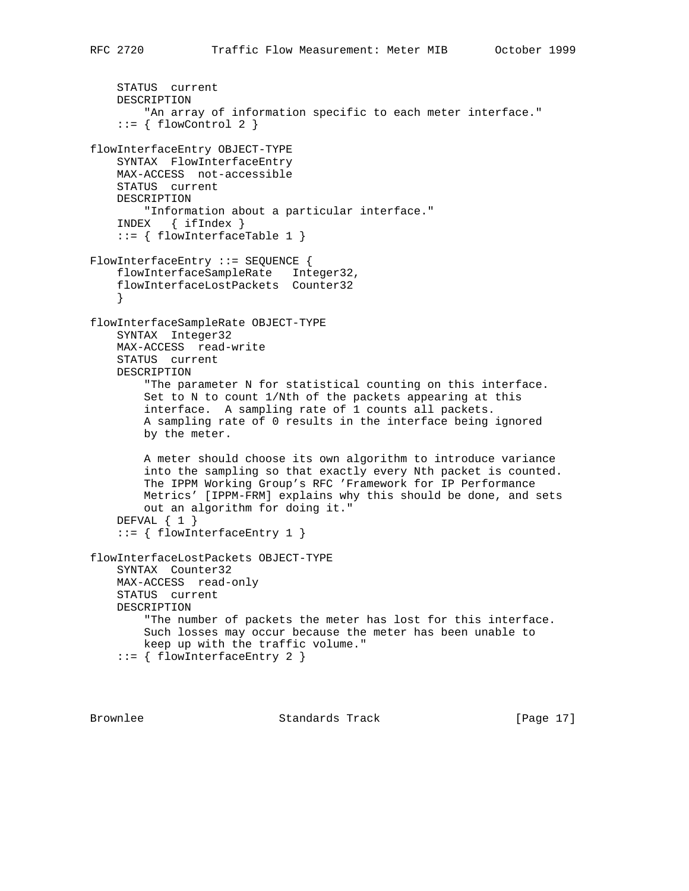```
    STATUS  current
    DESCRIPTION
        "An array of information specific to each meter interface."
    ::= { flowControl 2 }

flowInterfaceEntry OBJECT-TYPE
    SYNTAX  FlowInterfaceEntry
    MAX-ACCESS  not-accessible
    STATUS  current
    DESCRIPTION
        "Information about a particular interface."
    INDEX   { ifIndex }
    ::= { flowInterfaceTable 1 }

FlowInterfaceEntry ::= SEQUENCE {
    flowInterfaceSampleRate   Integer32,
    flowInterfaceLostPackets  Counter32
    }

flowInterfaceSampleRate OBJECT-TYPE
    SYNTAX  Integer32
    MAX-ACCESS  read-write
    STATUS  current
    DESCRIPTION
        "The parameter N for statistical counting on this interface.
        Set to N to count 1/Nth of the packets appearing at this
        interface.  A sampling rate of 1 counts all packets.
        A sampling rate of 0 results in the interface being ignored
        by the meter.

        A meter should choose its own algorithm to introduce variance
        into the sampling so that exactly every Nth packet is counted.
        The IPPM Working Group's RFC 'Framework for IP Performance
        Metrics' [IPPM-FRM] explains why this should be done, and sets
        out an algorithm for doing it."
    DEFVAL { 1 }
    ::= { flowInterfaceEntry 1 }

flowInterfaceLostPackets OBJECT-TYPE
    SYNTAX  Counter32
    MAX-ACCESS  read-only
    STATUS  current
    DESCRIPTION
        "The number of packets the meter has lost for this interface.
        Such losses may occur because the meter has been unable to
        keep up with the traffic volume."
    ::= { flowInterfaceEntry 2 }
```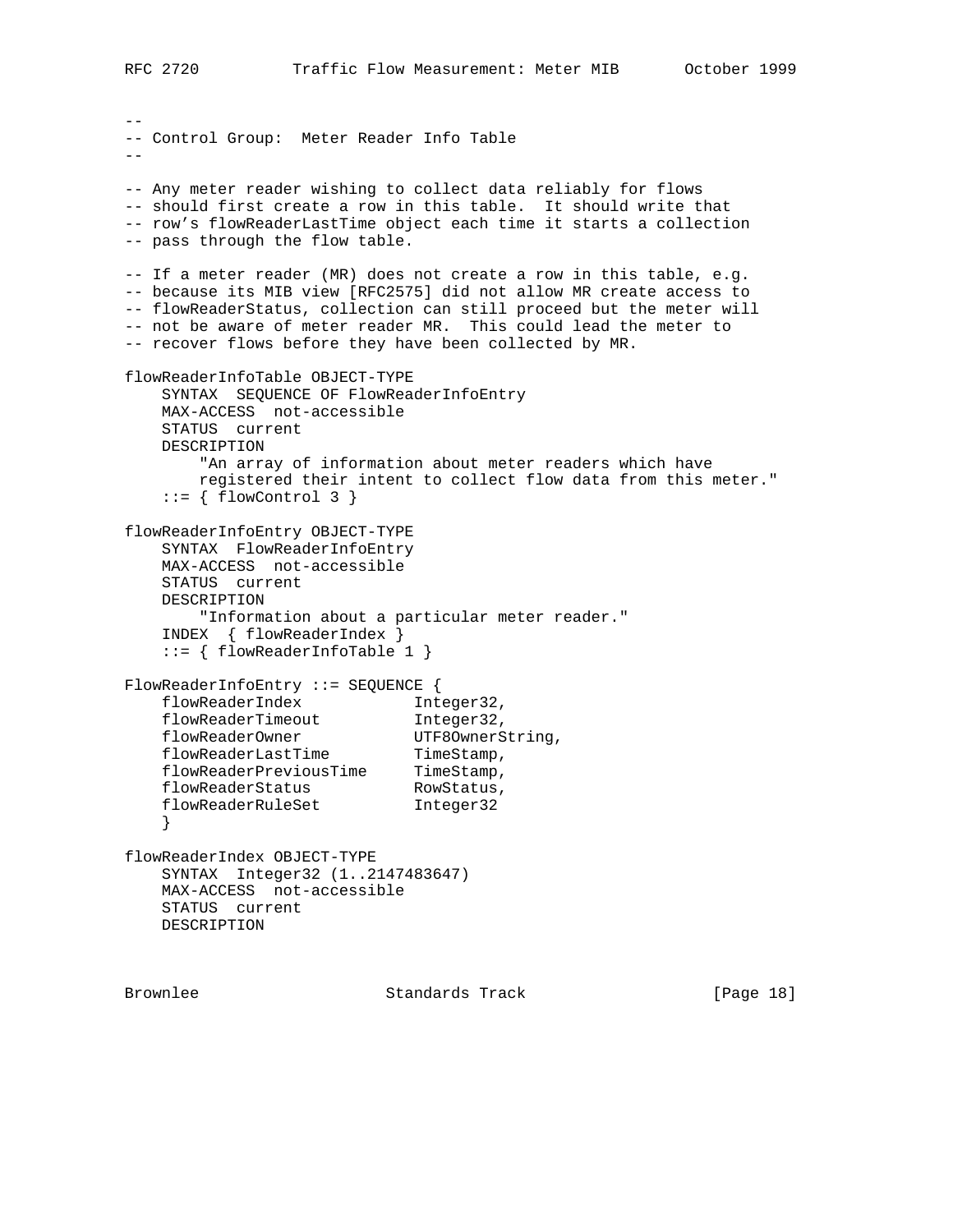```
--
-- Control Group:  Meter Reader Info Table
--

-- Any meter reader wishing to collect data reliably for flows
-- should first create a row in this table.  It should write that
-- row's flowReaderLastTime object each time it starts a collection
-- pass through the flow table.

-- If a meter reader (MR) does not create a row in this table, e.g.
-- because its MIB view [RFC2575] did not allow MR create access to
-- flowReaderStatus, collection can still proceed but the meter will
-- not be aware of meter reader MR.  This could lead the meter to
-- recover flows before they have been collected by MR.

flowReaderInfoTable OBJECT-TYPE
    SYNTAX  SEQUENCE OF FlowReaderInfoEntry
    MAX-ACCESS  not-accessible
    STATUS  current
    DESCRIPTION
        "An array of information about meter readers which have
        registered their intent to collect flow data from this meter."
    ::= { flowControl 3 }

flowReaderInfoEntry OBJECT-TYPE
    SYNTAX  FlowReaderInfoEntry
    MAX-ACCESS  not-accessible
    STATUS  current
    DESCRIPTION
        "Information about a particular meter reader."
    INDEX  { flowReaderIndex }
    ::= { flowReaderInfoTable 1 }

FlowReaderInfoEntry ::= SEQUENCE {
    flowReaderIndex            Integer32,
    flowReaderTimeout          Integer32,
    flowReaderOwner            UTF8OwnerString,
    flowReaderLastTime         TimeStamp,
    flowReaderPreviousTime     TimeStamp,
    flowReaderStatus           RowStatus,
    flowReaderRuleSet          Integer32
    }

flowReaderIndex OBJECT-TYPE
    SYNTAX  Integer32 (1..2147483647)
    MAX-ACCESS  not-accessible
    STATUS  current
    DESCRIPTION
```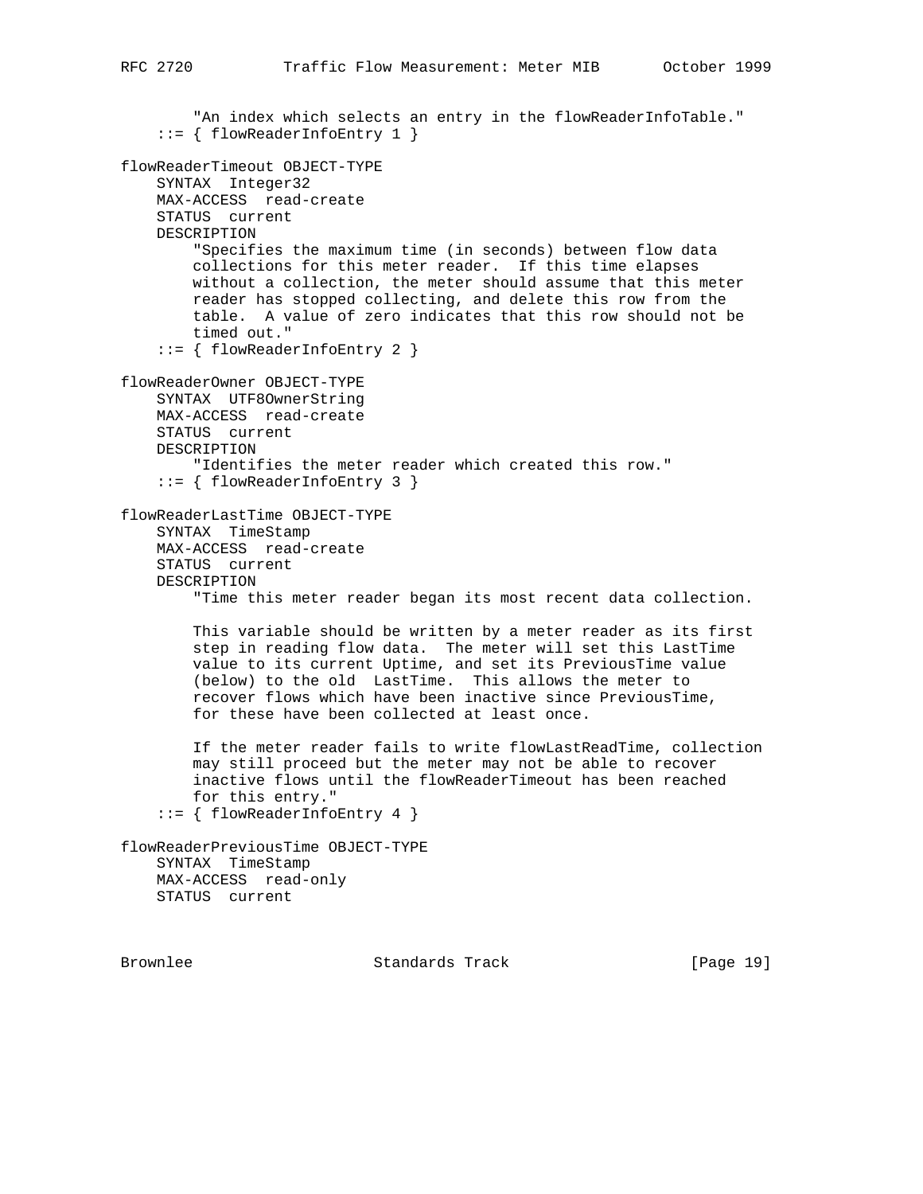```
        "An index which selects an entry in the flowReaderInfoTable."
    ::= { flowReaderInfoEntry 1 }

flowReaderTimeout OBJECT-TYPE
    SYNTAX  Integer32
    MAX-ACCESS  read-create
    STATUS  current
    DESCRIPTION
        "Specifies the maximum time (in seconds) between flow data
        collections for this meter reader.  If this time elapses
        without a collection, the meter should assume that this meter
        reader has stopped collecting, and delete this row from the
        table.  A value of zero indicates that this row should not be
        timed out."
    ::= { flowReaderInfoEntry 2 }

flowReaderOwner OBJECT-TYPE
    SYNTAX  UTF8OwnerString
    MAX-ACCESS  read-create
    STATUS  current
    DESCRIPTION
        "Identifies the meter reader which created this row."
    ::= { flowReaderInfoEntry 3 }

flowReaderLastTime OBJECT-TYPE
    SYNTAX  TimeStamp
    MAX-ACCESS  read-create
    STATUS  current
    DESCRIPTION
        "Time this meter reader began its most recent data collection.

        This variable should be written by a meter reader as its first
        step in reading flow data.  The meter will set this LastTime
        value to its current Uptime, and set its PreviousTime value
        (below) to the old  LastTime.  This allows the meter to
        recover flows which have been inactive since PreviousTime,
        for these have been collected at least once.

        If the meter reader fails to write flowLastReadTime, collection
        may still proceed but the meter may not be able to recover
        inactive flows until the flowReaderTimeout has been reached
        for this entry."
    ::= { flowReaderInfoEntry 4 }

flowReaderPreviousTime OBJECT-TYPE
    SYNTAX  TimeStamp
    MAX-ACCESS  read-only
    STATUS  current
```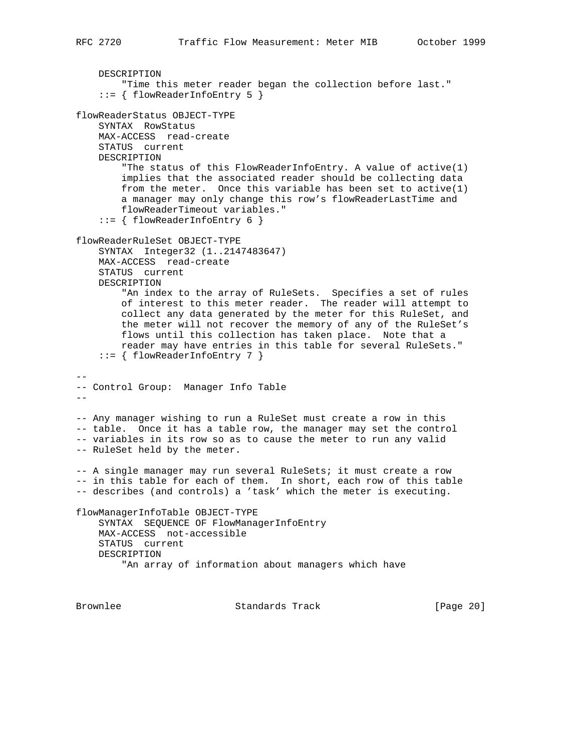```
    DESCRIPTION
        "Time this meter reader began the collection before last."
    ::= { flowReaderInfoEntry 5 }

flowReaderStatus OBJECT-TYPE
    SYNTAX  RowStatus
    MAX-ACCESS  read-create
    STATUS  current
    DESCRIPTION
        "The status of this FlowReaderInfoEntry. A value of active(1)
        implies that the associated reader should be collecting data
        from the meter.  Once this variable has been set to active(1)
        a manager may only change this row's flowReaderLastTime and
        flowReaderTimeout variables."
    ::= { flowReaderInfoEntry 6 }

flowReaderRuleSet OBJECT-TYPE
    SYNTAX  Integer32 (1..2147483647)
    MAX-ACCESS  read-create
    STATUS  current
    DESCRIPTION
        "An index to the array of RuleSets.  Specifies a set of rules
        of interest to this meter reader.  The reader will attempt to
        collect any data generated by the meter for this RuleSet, and
        the meter will not recover the memory of any of the RuleSet's
        flows until this collection has taken place.  Note that a
        reader may have entries in this table for several RuleSets."
    ::= { flowReaderInfoEntry 7 }

--
-- Control Group:  Manager Info Table
--

-- Any manager wishing to run a RuleSet must create a row in this
-- table.  Once it has a table row, the manager may set the control
-- variables in its row so as to cause the meter to run any valid
-- RuleSet held by the meter.

-- A single manager may run several RuleSets; it must create a row
-- in this table for each of them.  In short, each row of this table
-- describes (and controls) a 'task' which the meter is executing.

flowManagerInfoTable OBJECT-TYPE
    SYNTAX  SEQUENCE OF FlowManagerInfoEntry
    MAX-ACCESS  not-accessible
    STATUS  current
    DESCRIPTION
        "An array of information about managers which have
```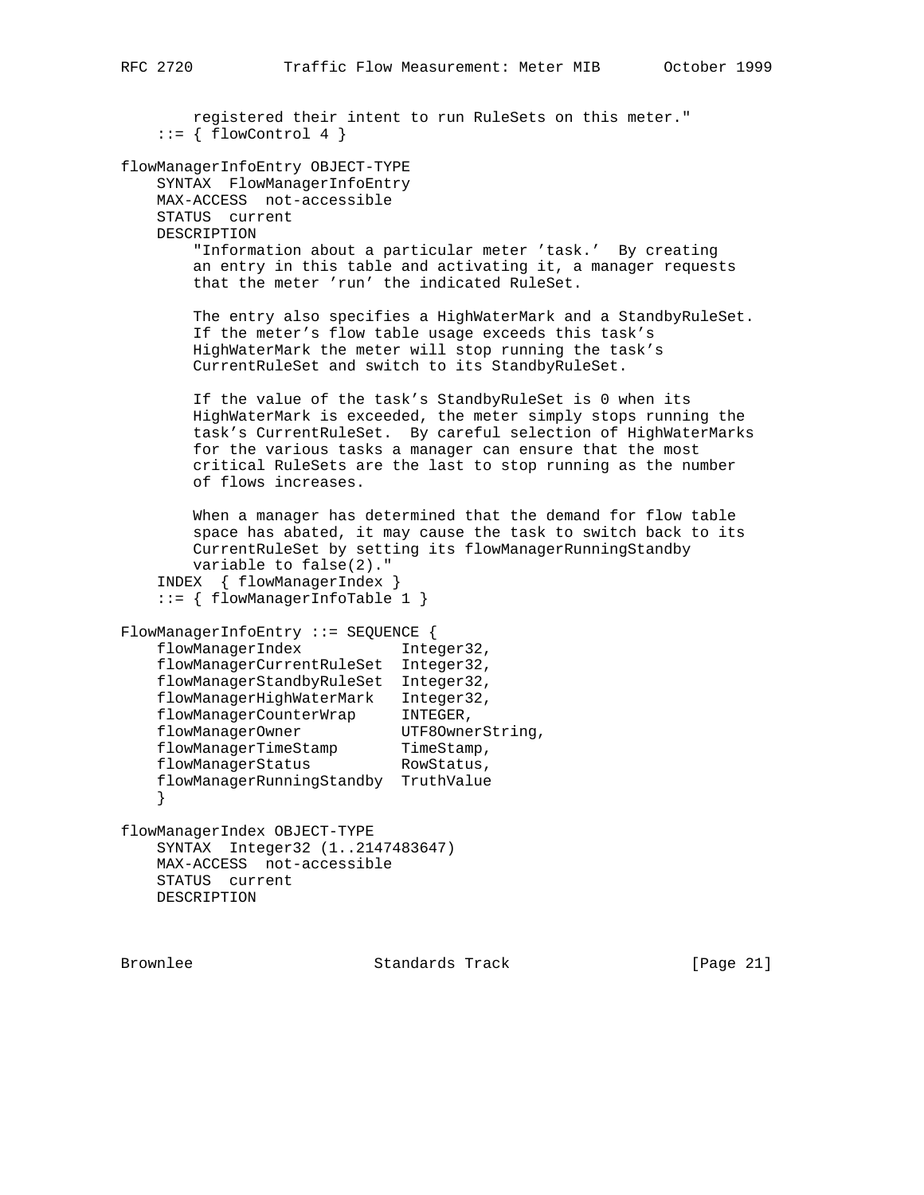```
        registered their intent to run RuleSets on this meter."
    ::= { flowControl 4 }

flowManagerInfoEntry OBJECT-TYPE
    SYNTAX  FlowManagerInfoEntry
    MAX-ACCESS  not-accessible
    STATUS  current
    DESCRIPTION
        "Information about a particular meter 'task.'  By creating
        an entry in this table and activating it, a manager requests
        that the meter 'run' the indicated RuleSet.

        The entry also specifies a HighWaterMark and a StandbyRuleSet.
        If the meter's flow table usage exceeds this task's
        HighWaterMark the meter will stop running the task's
        CurrentRuleSet and switch to its StandbyRuleSet.

        If the value of the task's StandbyRuleSet is 0 when its
        HighWaterMark is exceeded, the meter simply stops running the
        task's CurrentRuleSet.  By careful selection of HighWaterMarks
        for the various tasks a manager can ensure that the most
        critical RuleSets are the last to stop running as the number
        of flows increases.

        When a manager has determined that the demand for flow table
        space has abated, it may cause the task to switch back to its
        CurrentRuleSet by setting its flowManagerRunningStandby
        variable to false(2)."
    INDEX  { flowManagerIndex }
    ::= { flowManagerInfoTable 1 }

FlowManagerInfoEntry ::= SEQUENCE {
    flowManagerIndex           Integer32,
    flowManagerCurrentRuleSet  Integer32,
    flowManagerStandbyRuleSet  Integer32,
    flowManagerHighWaterMark   Integer32,
    flowManagerCounterWrap     INTEGER,
    flowManagerOwner           UTF8OwnerString,
    flowManagerTimeStamp       TimeStamp,
    flowManagerStatus          RowStatus,
    flowManagerRunningStandby  TruthValue
    }

flowManagerIndex OBJECT-TYPE
    SYNTAX  Integer32 (1..2147483647)
    MAX-ACCESS  not-accessible
    STATUS  current
    DESCRIPTION
```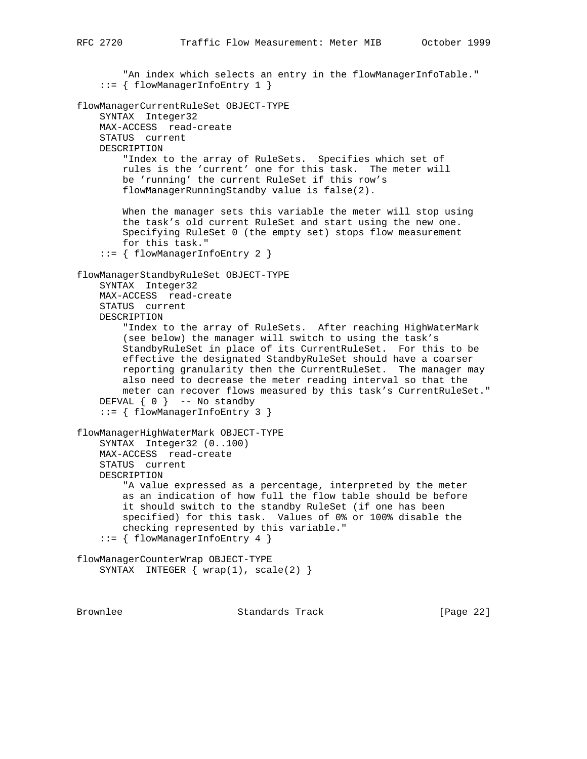```
        "An index which selects an entry in the flowManagerInfoTable."
    ::= { flowManagerInfoEntry 1 }

flowManagerCurrentRuleSet OBJECT-TYPE
    SYNTAX  Integer32
    MAX-ACCESS  read-create
    STATUS  current
    DESCRIPTION
        "Index to the array of RuleSets.  Specifies which set of
        rules is the 'current' one for this task.  The meter will
        be 'running' the current RuleSet if this row's
        flowManagerRunningStandby value is false(2).

        When the manager sets this variable the meter will stop using
        the task's old current RuleSet and start using the new one.
        Specifying RuleSet 0 (the empty set) stops flow measurement
        for this task."
    ::= { flowManagerInfoEntry 2 }

flowManagerStandbyRuleSet OBJECT-TYPE
    SYNTAX  Integer32
    MAX-ACCESS  read-create
    STATUS  current
    DESCRIPTION
        "Index to the array of RuleSets.  After reaching HighWaterMark
        (see below) the manager will switch to using the task's
        StandbyRuleSet in place of its CurrentRuleSet.  For this to be
        effective the designated StandbyRuleSet should have a coarser
        reporting granularity then the CurrentRuleSet.  The manager may
        also need to decrease the meter reading interval so that the
        meter can recover flows measured by this task's CurrentRuleSet."
    DEFVAL { 0 }  -- No standby
    ::= { flowManagerInfoEntry 3 }

flowManagerHighWaterMark OBJECT-TYPE
    SYNTAX  Integer32 (0..100)
    MAX-ACCESS  read-create
    STATUS  current
    DESCRIPTION
        "A value expressed as a percentage, interpreted by the meter
        as an indication of how full the flow table should be before
        it should switch to the standby RuleSet (if one has been
        specified) for this task.  Values of 0% or 100% disable the
        checking represented by this variable."
    ::= { flowManagerInfoEntry 4 }

flowManagerCounterWrap OBJECT-TYPE
    SYNTAX  INTEGER { wrap(1), scale(2) }
```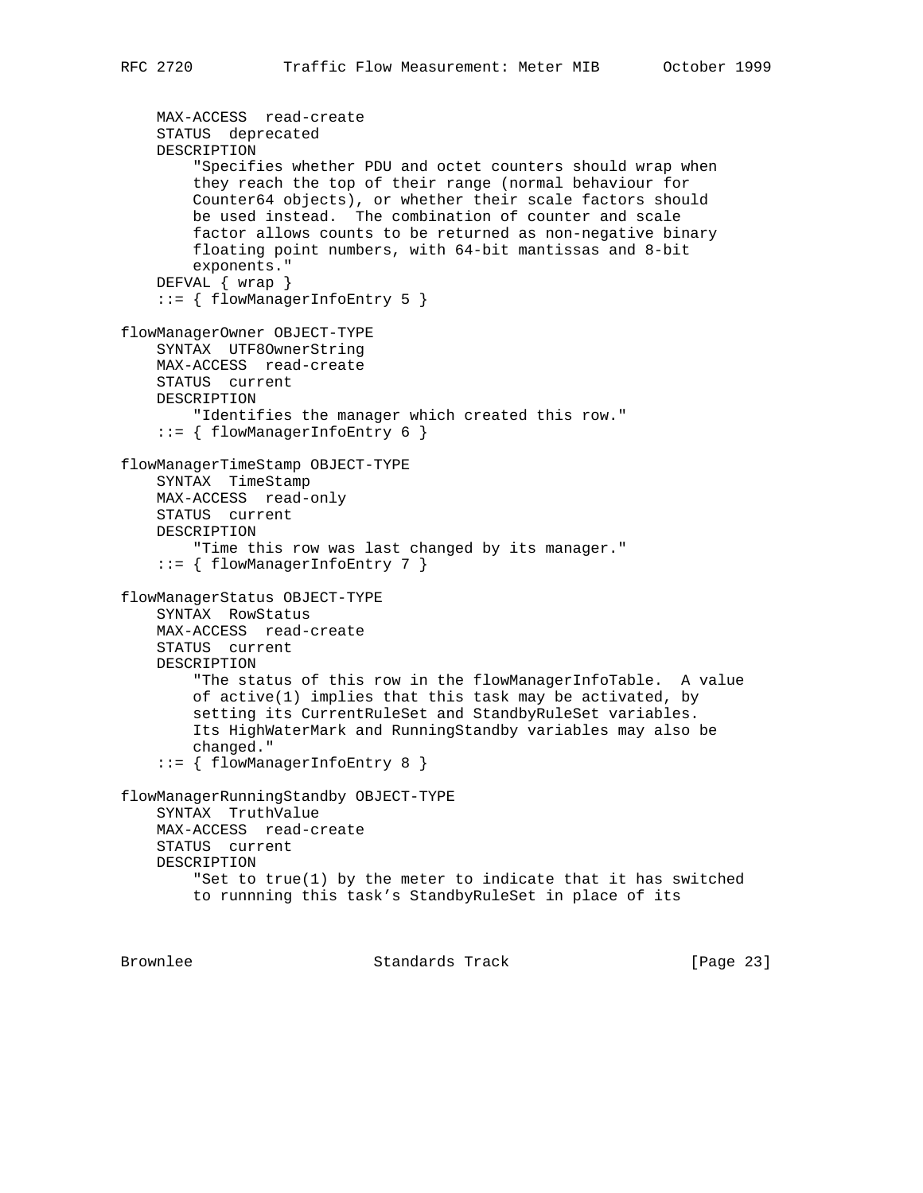```
    MAX-ACCESS  read-create
    STATUS  deprecated
    DESCRIPTION
        "Specifies whether PDU and octet counters should wrap when
        they reach the top of their range (normal behaviour for
        Counter64 objects), or whether their scale factors should
        be used instead.  The combination of counter and scale
        factor allows counts to be returned as non-negative binary
        floating point numbers, with 64-bit mantissas and 8-bit
        exponents."
    DEFVAL { wrap }
    ::= { flowManagerInfoEntry 5 }

flowManagerOwner OBJECT-TYPE
    SYNTAX  UTF8OwnerString
    MAX-ACCESS  read-create
    STATUS  current
    DESCRIPTION
        "Identifies the manager which created this row."
    ::= { flowManagerInfoEntry 6 }

flowManagerTimeStamp OBJECT-TYPE
    SYNTAX  TimeStamp
    MAX-ACCESS  read-only
    STATUS  current
    DESCRIPTION
        "Time this row was last changed by its manager."
    ::= { flowManagerInfoEntry 7 }

flowManagerStatus OBJECT-TYPE
    SYNTAX  RowStatus
    MAX-ACCESS  read-create
    STATUS  current
    DESCRIPTION
        "The status of this row in the flowManagerInfoTable.  A value
        of active(1) implies that this task may be activated, by
        setting its CurrentRuleSet and StandbyRuleSet variables.
        Its HighWaterMark and RunningStandby variables may also be
        changed."
    ::= { flowManagerInfoEntry 8 }

flowManagerRunningStandby OBJECT-TYPE
    SYNTAX  TruthValue
    MAX-ACCESS  read-create
    STATUS  current
    DESCRIPTION
        "Set to true(1) by the meter to indicate that it has switched
        to runnning this task's StandbyRuleSet in place of its
```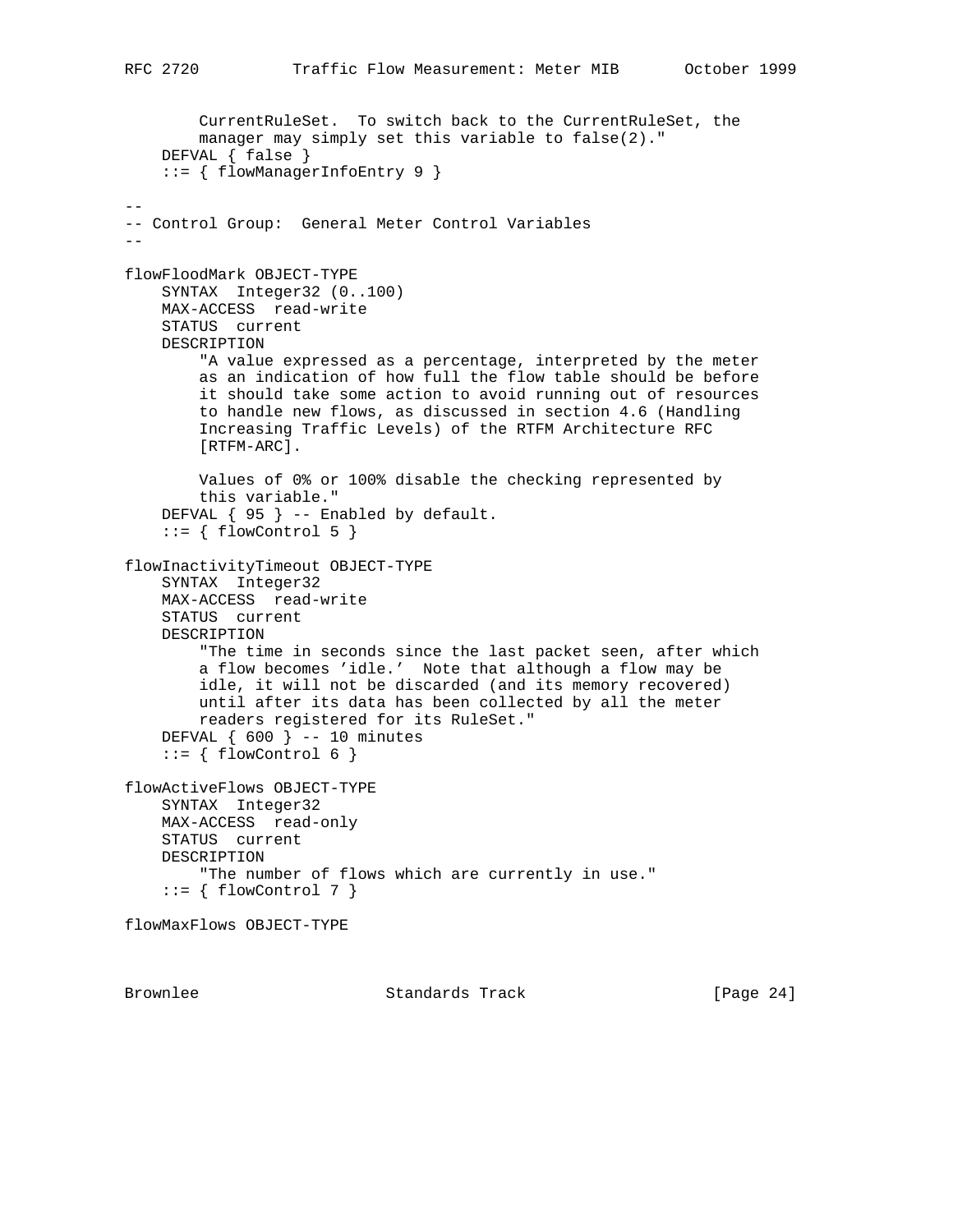```
        CurrentRuleSet.  To switch back to the CurrentRuleSet, the
        manager may simply set this variable to false(2)."
    DEFVAL { false }
    ::= { flowManagerInfoEntry 9 }

--
-- Control Group:  General Meter Control Variables
--

flowFloodMark OBJECT-TYPE
    SYNTAX  Integer32 (0..100)
    MAX-ACCESS  read-write
    STATUS  current
    DESCRIPTION
        "A value expressed as a percentage, interpreted by the meter
        as an indication of how full the flow table should be before
        it should take some action to avoid running out of resources
        to handle new flows, as discussed in section 4.6 (Handling
        Increasing Traffic Levels) of the RTFM Architecture RFC
        [RTFM-ARC].

        Values of 0% or 100% disable the checking represented by
        this variable."
    DEFVAL { 95 } -- Enabled by default.
    ::= { flowControl 5 }

flowInactivityTimeout OBJECT-TYPE
    SYNTAX  Integer32
    MAX-ACCESS  read-write
    STATUS  current
    DESCRIPTION
        "The time in seconds since the last packet seen, after which
        a flow becomes 'idle.'  Note that although a flow may be
        idle, it will not be discarded (and its memory recovered)
        until after its data has been collected by all the meter
        readers registered for its RuleSet."
    DEFVAL { 600 } -- 10 minutes
    ::= { flowControl 6 }

flowActiveFlows OBJECT-TYPE
    SYNTAX  Integer32
    MAX-ACCESS  read-only
    STATUS  current
    DESCRIPTION
        "The number of flows which are currently in use."
    ::= { flowControl 7 }

flowMaxFlows OBJECT-TYPE
```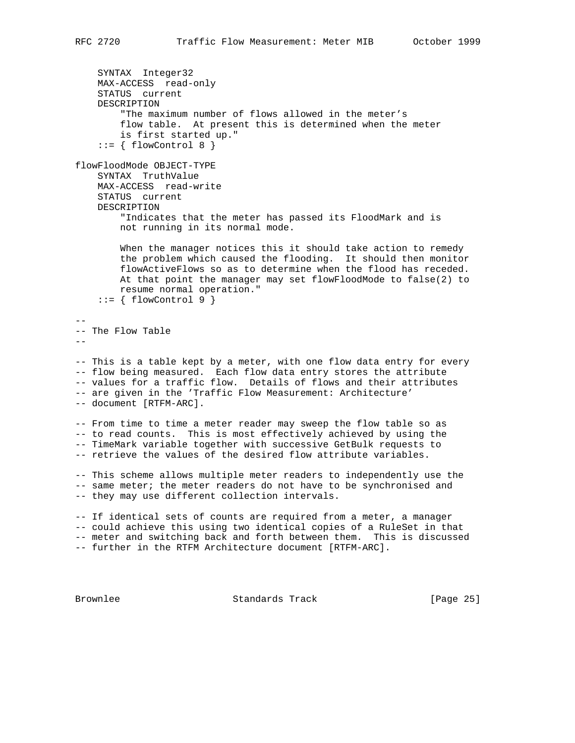```
    SYNTAX  Integer32
    MAX-ACCESS  read-only
    STATUS  current
    DESCRIPTION
        "The maximum number of flows allowed in the meter's
        flow table.  At present this is determined when the meter
        is first started up."
    ::= { flowControl 8 }

flowFloodMode OBJECT-TYPE
    SYNTAX  TruthValue
    MAX-ACCESS  read-write
    STATUS  current
    DESCRIPTION
        "Indicates that the meter has passed its FloodMark and is
        not running in its normal mode.

        When the manager notices this it should take action to remedy
        the problem which caused the flooding.  It should then monitor
        flowActiveFlows so as to determine when the flood has receded.
        At that point the manager may set flowFloodMode to false(2) to
        resume normal operation."
    ::= { flowControl 9 }

--
-- The Flow Table
--

-- This is a table kept by a meter, with one flow data entry for every
-- flow being measured.  Each flow data entry stores the attribute
-- values for a traffic flow.  Details of flows and their attributes
-- are given in the 'Traffic Flow Measurement: Architecture'
-- document [RTFM-ARC].

-- From time to time a meter reader may sweep the flow table so as
-- to read counts.  This is most effectively achieved by using the
-- TimeMark variable together with successive GetBulk requests to
-- retrieve the values of the desired flow attribute variables.

-- This scheme allows multiple meter readers to independently use the
-- same meter; the meter readers do not have to be synchronised and
-- they may use different collection intervals.

-- If identical sets of counts are required from a meter, a manager
-- could achieve this using two identical copies of a RuleSet in that
-- meter and switching back and forth between them.  This is discussed
-- further in the RTFM Architecture document [RTFM-ARC].
```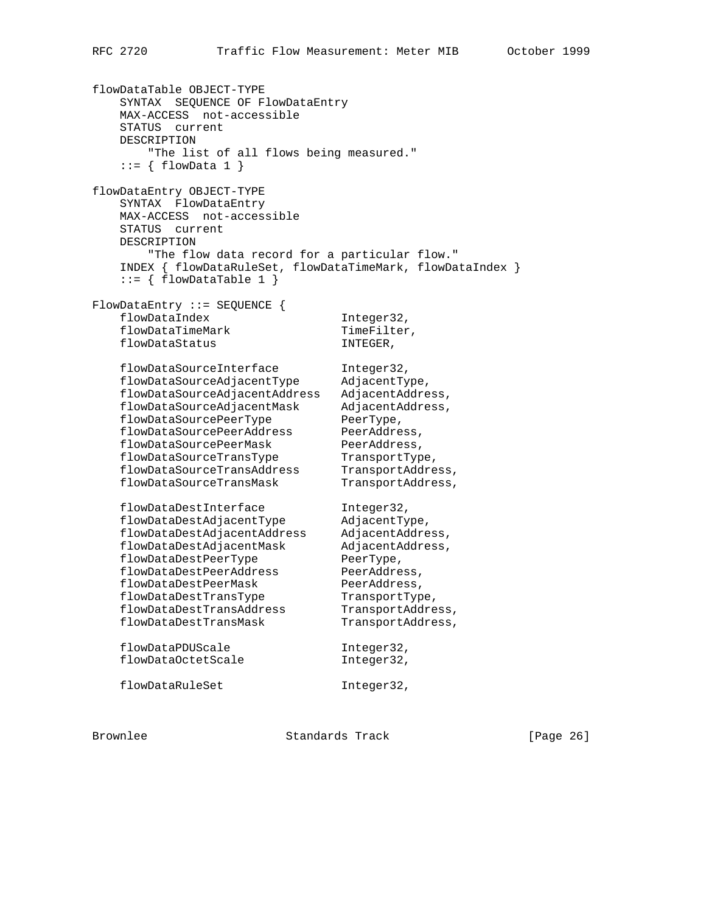```
flowDataTable OBJECT-TYPE
    SYNTAX  SEQUENCE OF FlowDataEntry
    MAX-ACCESS  not-accessible
    STATUS  current
    DESCRIPTION
        "The list of all flows being measured."
    ::= { flowData 1 }

flowDataEntry OBJECT-TYPE
    SYNTAX  FlowDataEntry
    MAX-ACCESS  not-accessible
    STATUS  current
    DESCRIPTION
        "The flow data record for a particular flow."
    INDEX { flowDataRuleSet, flowDataTimeMark, flowDataIndex }
    ::= { flowDataTable 1 }

FlowDataEntry ::= SEQUENCE {
    flowDataIndex                Integer32,
    flowDataTimeMark             TimeFilter,
    flowDataStatus               INTEGER,

    flowDataSourceInterface      Integer32,
    flowDataSourceAdjacentType   AdjacentType,
    flowDataSourceAdjacentAddress   AdjacentAddress,
    flowDataSourceAdjacentMask   AdjacentAddress,
    flowDataSourcePeerType       PeerType,
    flowDataSourcePeerAddress    PeerAddress,
    flowDataSourcePeerMask       PeerAddress,
    flowDataSourceTransType      TransportType,
    flowDataSourceTransAddress   TransportAddress,
    flowDataSourceTransMask      TransportAddress,

    flowDataDestInterface        Integer32,
    flowDataDestAdjacentType     AdjacentType,
    flowDataDestAdjacentAddress  AdjacentAddress,
    flowDataDestAdjacentMask     AdjacentAddress,
    flowDataDestPeerType         PeerType,
    flowDataDestPeerAddress      PeerAddress,
    flowDataDestPeerMask         PeerAddress,
    flowDataDestTransType        TransportType,
    flowDataDestTransAddress     TransportAddress,
    flowDataDestTransMask        TransportAddress,

    flowDataPDUScale             Integer32,
    flowDataOctetScale           Integer32,

    flowDataRuleSet              Integer32,
```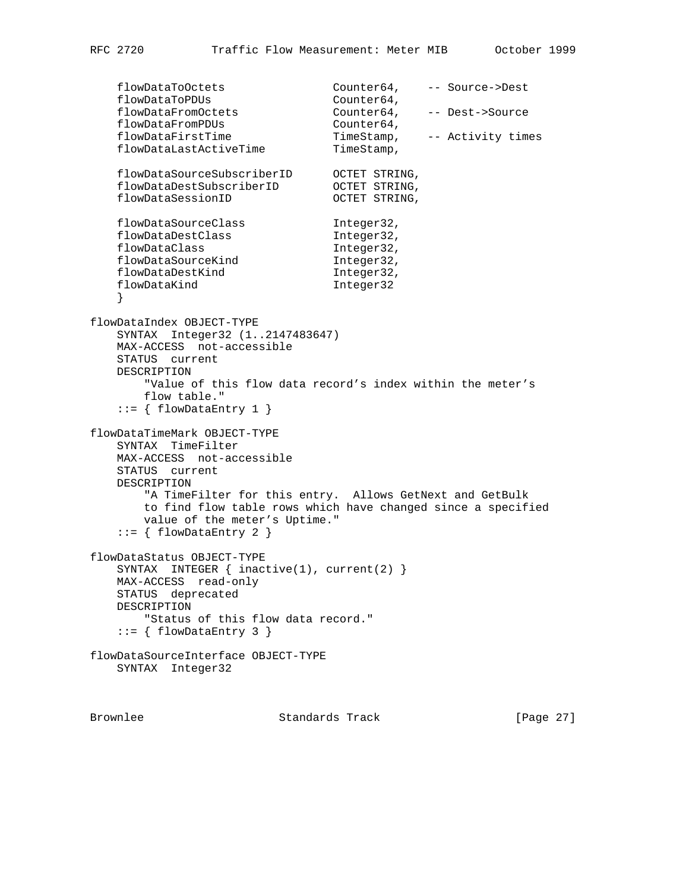```
    flowDataToOctets                Counter64,    -- Source->Dest
    flowDataToPDUs                  Counter64,
    flowDataFromOctets              Counter64,    -- Dest->Source
    flowDataFromPDUs                Counter64,
    flowDataFirstTime               TimeStamp,    -- Activity times
    flowDataLastActiveTime          TimeStamp,

    flowDataSourceSubscriberID      OCTET STRING,
    flowDataDestSubscriberID        OCTET STRING,
    flowDataSessionID               OCTET STRING,

    flowDataSourceClass             Integer32,
    flowDataDestClass               Integer32,
    flowDataClass                   Integer32,
    flowDataSourceKind              Integer32,
    flowDataDestKind                Integer32,
    flowDataKind                    Integer32
    }

flowDataIndex OBJECT-TYPE
    SYNTAX  Integer32 (1..2147483647)
    MAX-ACCESS  not-accessible
    STATUS  current
    DESCRIPTION
        "Value of this flow data record's index within the meter's
        flow table."
    ::= { flowDataEntry 1 }

flowDataTimeMark OBJECT-TYPE
    SYNTAX  TimeFilter
    MAX-ACCESS  not-accessible
    STATUS  current
    DESCRIPTION
        "A TimeFilter for this entry.  Allows GetNext and GetBulk
        to find flow table rows which have changed since a specified
        value of the meter's Uptime."
    ::= { flowDataEntry 2 }

flowDataStatus OBJECT-TYPE
    SYNTAX  INTEGER { inactive(1), current(2) }
    MAX-ACCESS  read-only
    STATUS  deprecated
    DESCRIPTION
        "Status of this flow data record."
    ::= { flowDataEntry 3 }

flowDataSourceInterface OBJECT-TYPE
    SYNTAX  Integer32
```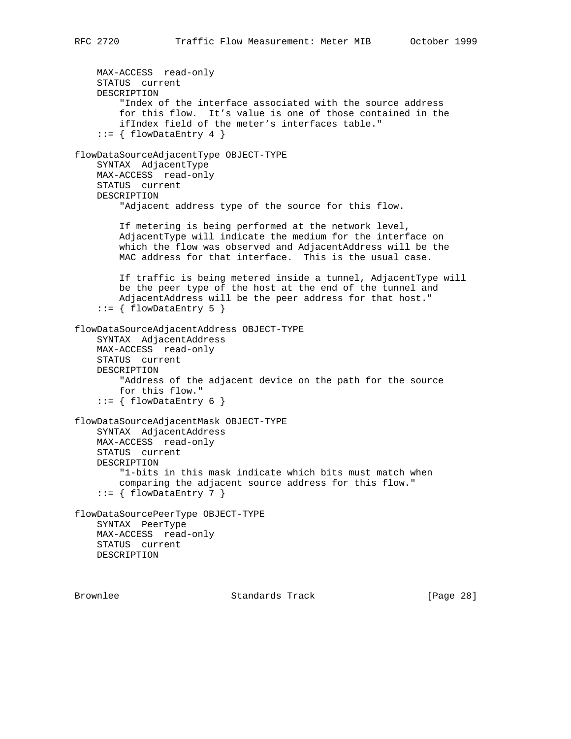```
    MAX-ACCESS  read-only
    STATUS  current
    DESCRIPTION
        "Index of the interface associated with the source address
        for this flow.  It's value is one of those contained in the
        ifIndex field of the meter's interfaces table."
    ::= { flowDataEntry 4 }

flowDataSourceAdjacentType OBJECT-TYPE
    SYNTAX  AdjacentType
    MAX-ACCESS  read-only
    STATUS  current
    DESCRIPTION
        "Adjacent address type of the source for this flow.

        If metering is being performed at the network level,
        AdjacentType will indicate the medium for the interface on
        which the flow was observed and AdjacentAddress will be the
        MAC address for that interface.  This is the usual case.

        If traffic is being metered inside a tunnel, AdjacentType will
        be the peer type of the host at the end of the tunnel and
        AdjacentAddress will be the peer address for that host."
    ::= { flowDataEntry 5 }

flowDataSourceAdjacentAddress OBJECT-TYPE
    SYNTAX  AdjacentAddress
    MAX-ACCESS  read-only
    STATUS  current
    DESCRIPTION
        "Address of the adjacent device on the path for the source
        for this flow."
    ::= { flowDataEntry 6 }

flowDataSourceAdjacentMask OBJECT-TYPE
    SYNTAX  AdjacentAddress
    MAX-ACCESS  read-only
    STATUS  current
    DESCRIPTION
        "1-bits in this mask indicate which bits must match when
        comparing the adjacent source address for this flow."
    ::= { flowDataEntry 7 }

flowDataSourcePeerType OBJECT-TYPE
    SYNTAX  PeerType
    MAX-ACCESS  read-only
    STATUS  current
    DESCRIPTION
```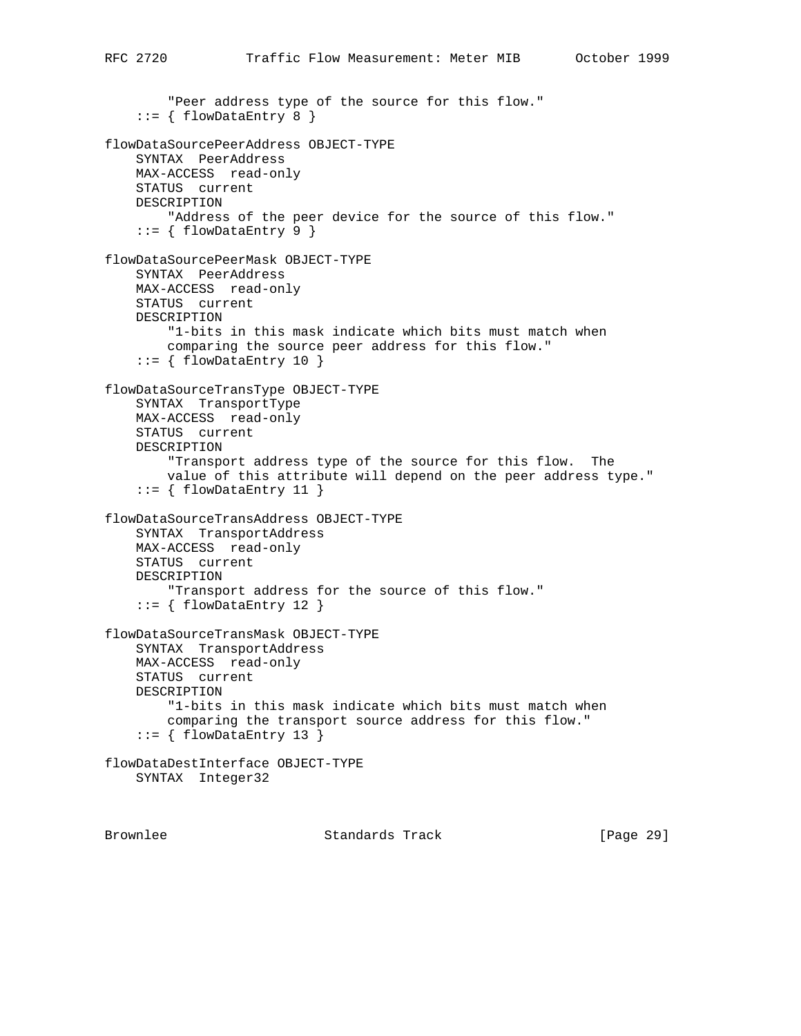```
        "Peer address type of the source for this flow."
    ::= { flowDataEntry 8 }

flowDataSourcePeerAddress OBJECT-TYPE
    SYNTAX  PeerAddress
    MAX-ACCESS  read-only
    STATUS  current
    DESCRIPTION
        "Address of the peer device for the source of this flow."
    ::= { flowDataEntry 9 }

flowDataSourcePeerMask OBJECT-TYPE
    SYNTAX  PeerAddress
    MAX-ACCESS  read-only
    STATUS  current
    DESCRIPTION
        "1-bits in this mask indicate which bits must match when
        comparing the source peer address for this flow."
    ::= { flowDataEntry 10 }

flowDataSourceTransType OBJECT-TYPE
    SYNTAX  TransportType
    MAX-ACCESS  read-only
    STATUS  current
    DESCRIPTION
        "Transport address type of the source for this flow.  The
        value of this attribute will depend on the peer address type."
    ::= { flowDataEntry 11 }

flowDataSourceTransAddress OBJECT-TYPE
    SYNTAX  TransportAddress
    MAX-ACCESS  read-only
    STATUS  current
    DESCRIPTION
        "Transport address for the source of this flow."
    ::= { flowDataEntry 12 }

flowDataSourceTransMask OBJECT-TYPE
    SYNTAX  TransportAddress
    MAX-ACCESS  read-only
    STATUS  current
    DESCRIPTION
        "1-bits in this mask indicate which bits must match when
        comparing the transport source address for this flow."
    ::= { flowDataEntry 13 }

flowDataDestInterface OBJECT-TYPE
    SYNTAX  Integer32
```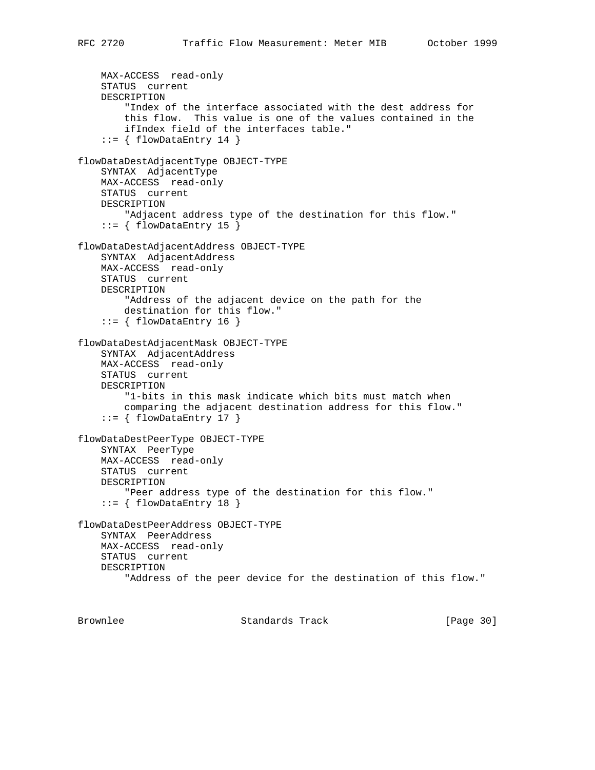```
    MAX-ACCESS  read-only
    STATUS  current
    DESCRIPTION
        "Index of the interface associated with the dest address for
        this flow.  This value is one of the values contained in the
        ifIndex field of the interfaces table."
    ::= { flowDataEntry 14 }

flowDataDestAdjacentType OBJECT-TYPE
    SYNTAX  AdjacentType
    MAX-ACCESS  read-only
    STATUS  current
    DESCRIPTION
        "Adjacent address type of the destination for this flow."
    ::= { flowDataEntry 15 }

flowDataDestAdjacentAddress OBJECT-TYPE
    SYNTAX  AdjacentAddress
    MAX-ACCESS  read-only
    STATUS  current
    DESCRIPTION
        "Address of the adjacent device on the path for the
        destination for this flow."
    ::= { flowDataEntry 16 }

flowDataDestAdjacentMask OBJECT-TYPE
    SYNTAX  AdjacentAddress
    MAX-ACCESS  read-only
    STATUS  current
    DESCRIPTION
        "1-bits in this mask indicate which bits must match when
        comparing the adjacent destination address for this flow."
    ::= { flowDataEntry 17 }

flowDataDestPeerType OBJECT-TYPE
    SYNTAX  PeerType
    MAX-ACCESS  read-only
    STATUS  current
    DESCRIPTION
        "Peer address type of the destination for this flow."
    ::= { flowDataEntry 18 }

flowDataDestPeerAddress OBJECT-TYPE
    SYNTAX  PeerAddress
    MAX-ACCESS  read-only
    STATUS  current
    DESCRIPTION
        "Address of the peer device for the destination of this flow."
```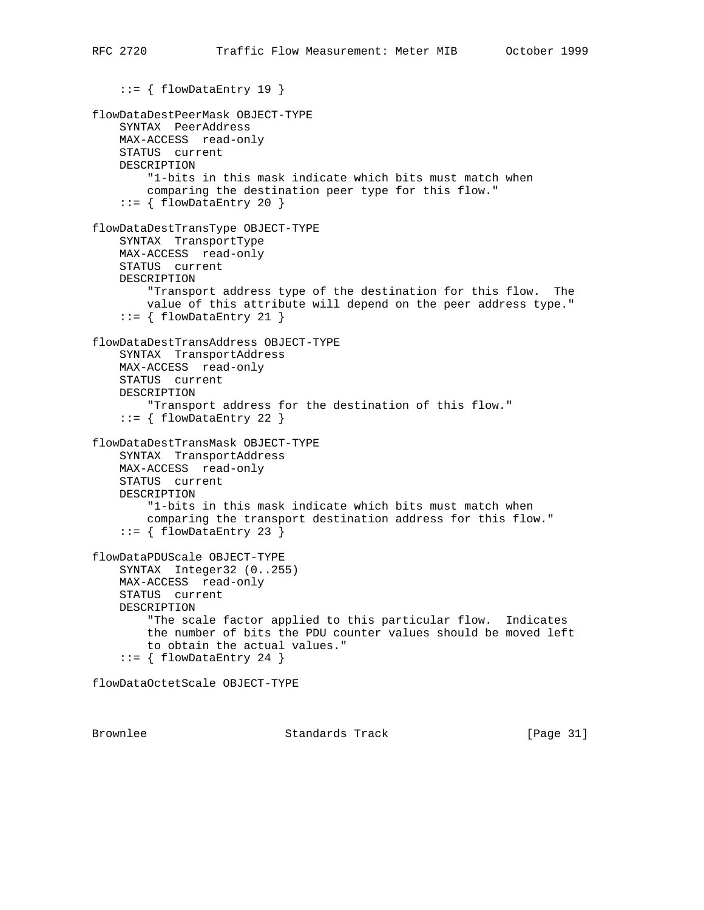```
    ::= { flowDataEntry 19 }

flowDataDestPeerMask OBJECT-TYPE
    SYNTAX  PeerAddress
    MAX-ACCESS  read-only
    STATUS  current
    DESCRIPTION
        "1-bits in this mask indicate which bits must match when
        comparing the destination peer type for this flow."
    ::= { flowDataEntry 20 }

flowDataDestTransType OBJECT-TYPE
    SYNTAX  TransportType
    MAX-ACCESS  read-only
    STATUS  current
    DESCRIPTION
        "Transport address type of the destination for this flow.  The
        value of this attribute will depend on the peer address type."
    ::= { flowDataEntry 21 }

flowDataDestTransAddress OBJECT-TYPE
    SYNTAX  TransportAddress
    MAX-ACCESS  read-only
    STATUS  current
    DESCRIPTION
        "Transport address for the destination of this flow."
    ::= { flowDataEntry 22 }

flowDataDestTransMask OBJECT-TYPE
    SYNTAX  TransportAddress
    MAX-ACCESS  read-only
    STATUS  current
    DESCRIPTION
        "1-bits in this mask indicate which bits must match when
        comparing the transport destination address for this flow."
    ::= { flowDataEntry 23 }

flowDataPDUScale OBJECT-TYPE
    SYNTAX  Integer32 (0..255)
    MAX-ACCESS  read-only
    STATUS  current
    DESCRIPTION
        "The scale factor applied to this particular flow.  Indicates
        the number of bits the PDU counter values should be moved left
        to obtain the actual values."
    ::= { flowDataEntry 24 }

flowDataOctetScale OBJECT-TYPE
```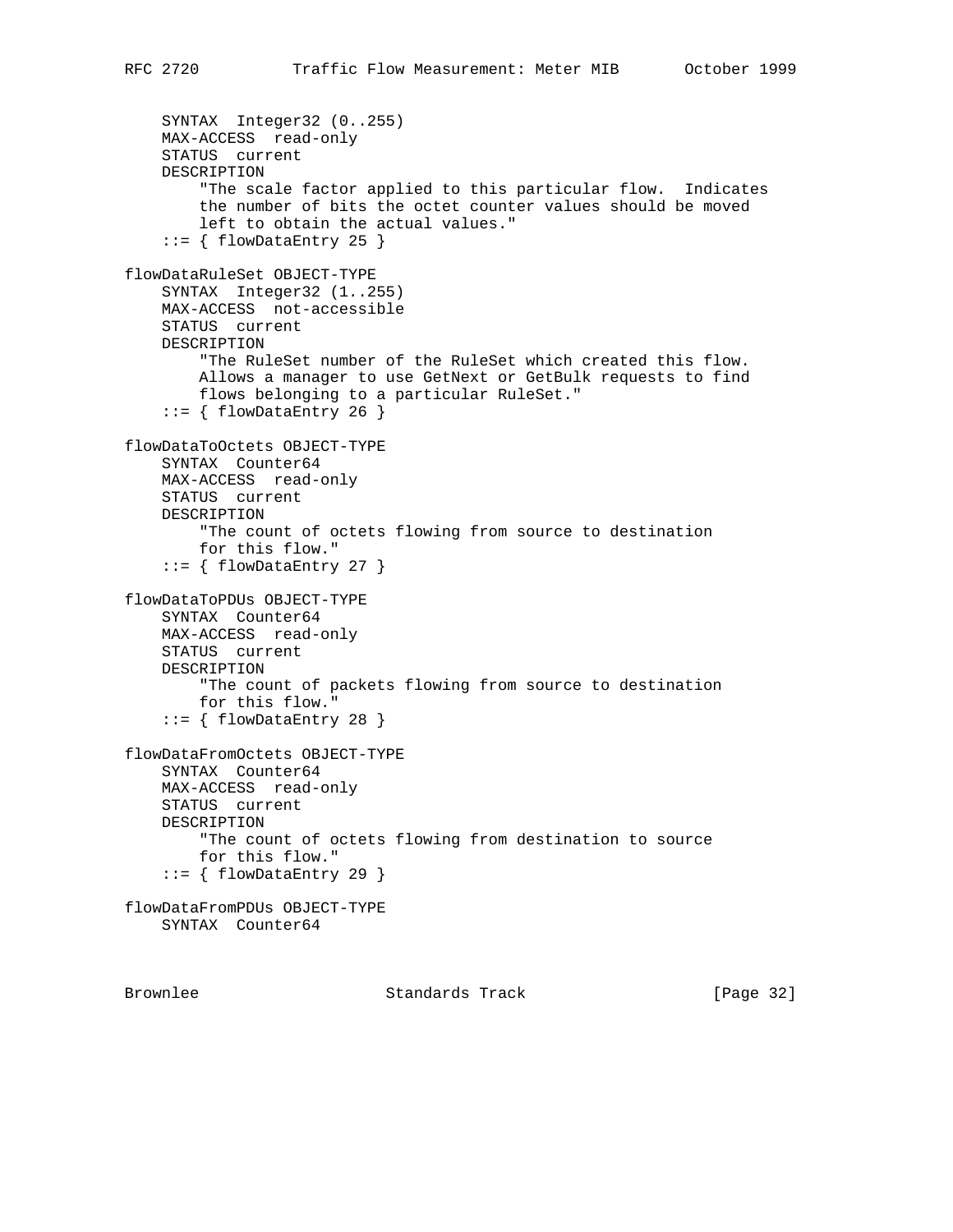```
    SYNTAX  Integer32 (0..255)
    MAX-ACCESS  read-only
    STATUS  current
    DESCRIPTION
        "The scale factor applied to this particular flow.  Indicates
        the number of bits the octet counter values should be moved
        left to obtain the actual values."
    ::= { flowDataEntry 25 }

flowDataRuleSet OBJECT-TYPE
    SYNTAX  Integer32 (1..255)
    MAX-ACCESS  not-accessible
    STATUS  current
    DESCRIPTION
        "The RuleSet number of the RuleSet which created this flow.
        Allows a manager to use GetNext or GetBulk requests to find
        flows belonging to a particular RuleSet."
    ::= { flowDataEntry 26 }

flowDataToOctets OBJECT-TYPE
    SYNTAX  Counter64
    MAX-ACCESS  read-only
    STATUS  current
    DESCRIPTION
        "The count of octets flowing from source to destination
        for this flow."
    ::= { flowDataEntry 27 }

flowDataToPDUs OBJECT-TYPE
    SYNTAX  Counter64
    MAX-ACCESS  read-only
    STATUS  current
    DESCRIPTION
        "The count of packets flowing from source to destination
        for this flow."
    ::= { flowDataEntry 28 }

flowDataFromOctets OBJECT-TYPE
    SYNTAX  Counter64
    MAX-ACCESS  read-only
    STATUS  current
    DESCRIPTION
        "The count of octets flowing from destination to source
        for this flow."
    ::= { flowDataEntry 29 }

flowDataFromPDUs OBJECT-TYPE
    SYNTAX  Counter64
```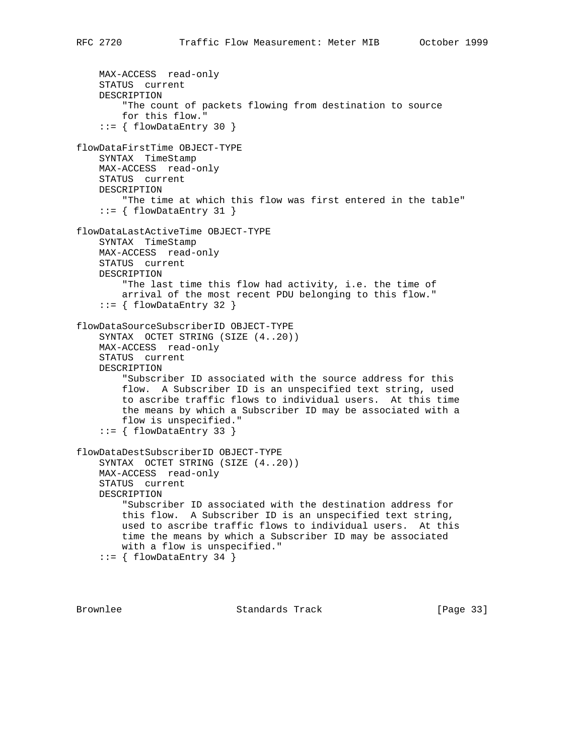```
    MAX-ACCESS  read-only
    STATUS  current
    DESCRIPTION
        "The count of packets flowing from destination to source
        for this flow."
    ::= { flowDataEntry 30 }

flowDataFirstTime OBJECT-TYPE
    SYNTAX  TimeStamp
    MAX-ACCESS  read-only
    STATUS  current
    DESCRIPTION
        "The time at which this flow was first entered in the table"
    ::= { flowDataEntry 31 }

flowDataLastActiveTime OBJECT-TYPE
    SYNTAX  TimeStamp
    MAX-ACCESS  read-only
    STATUS  current
    DESCRIPTION
        "The last time this flow had activity, i.e. the time of
        arrival of the most recent PDU belonging to this flow."
    ::= { flowDataEntry 32 }

flowDataSourceSubscriberID OBJECT-TYPE
    SYNTAX  OCTET STRING (SIZE (4..20))
    MAX-ACCESS  read-only
    STATUS  current
    DESCRIPTION
        "Subscriber ID associated with the source address for this
        flow.  A Subscriber ID is an unspecified text string, used
        to ascribe traffic flows to individual users.  At this time
        the means by which a Subscriber ID may be associated with a
        flow is unspecified."
    ::= { flowDataEntry 33 }

flowDataDestSubscriberID OBJECT-TYPE
    SYNTAX  OCTET STRING (SIZE (4..20))
    MAX-ACCESS  read-only
    STATUS  current
    DESCRIPTION
        "Subscriber ID associated with the destination address for
        this flow.  A Subscriber ID is an unspecified text string,
        used to ascribe traffic flows to individual users.  At this
        time the means by which a Subscriber ID may be associated
        with a flow is unspecified."
    ::= { flowDataEntry 34 }
```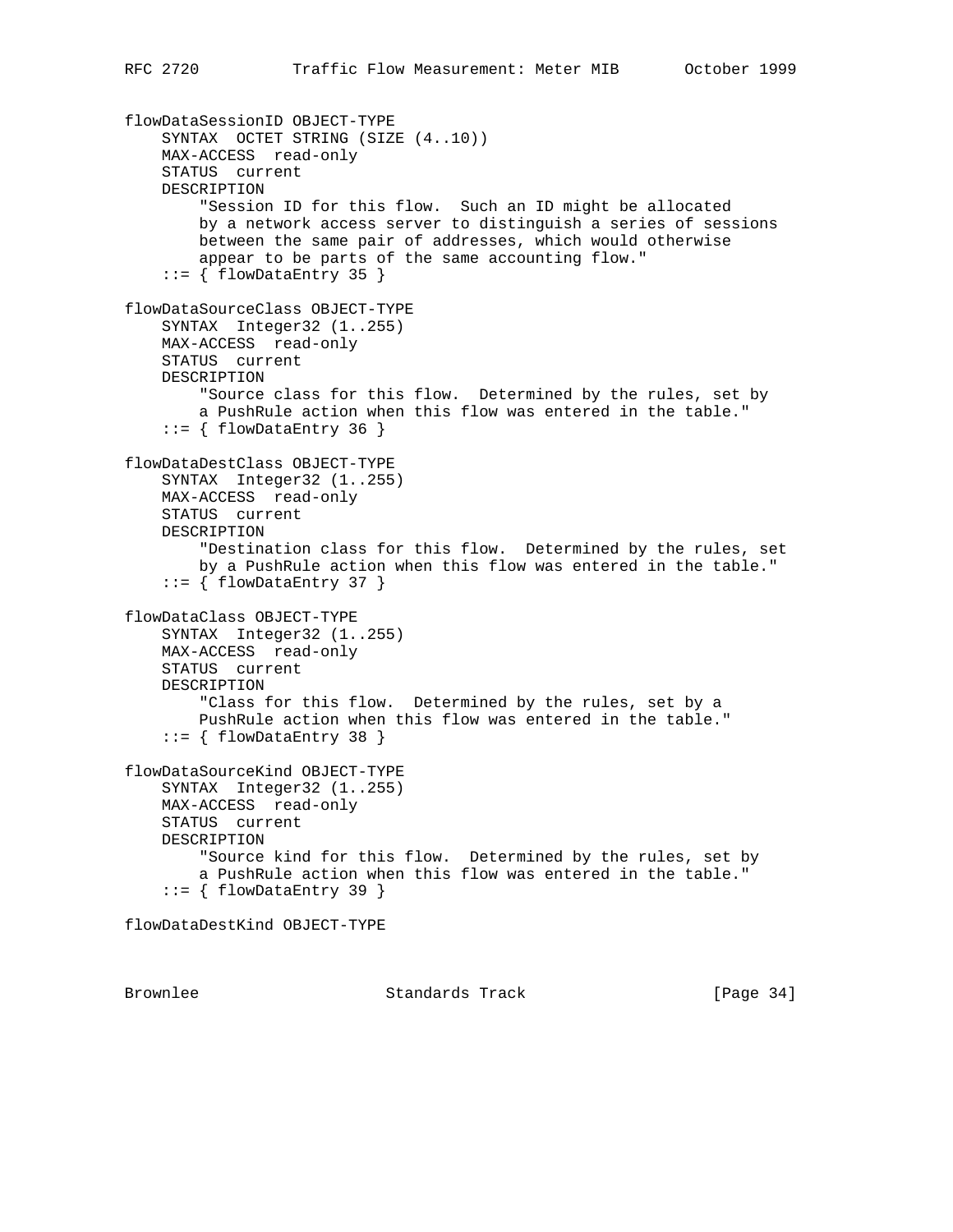```
flowDataSessionID OBJECT-TYPE
    SYNTAX  OCTET STRING (SIZE (4..10))
    MAX-ACCESS  read-only
    STATUS  current
    DESCRIPTION
        "Session ID for this flow.  Such an ID might be allocated
        by a network access server to distinguish a series of sessions
        between the same pair of addresses, which would otherwise
        appear to be parts of the same accounting flow."
    ::= { flowDataEntry 35 }

flowDataSourceClass OBJECT-TYPE
    SYNTAX  Integer32 (1..255)
    MAX-ACCESS  read-only
    STATUS  current
    DESCRIPTION
        "Source class for this flow.  Determined by the rules, set by
        a PushRule action when this flow was entered in the table."
    ::= { flowDataEntry 36 }

flowDataDestClass OBJECT-TYPE
    SYNTAX  Integer32 (1..255)
    MAX-ACCESS  read-only
    STATUS  current
    DESCRIPTION
        "Destination class for this flow.  Determined by the rules, set
        by a PushRule action when this flow was entered in the table."
    ::= { flowDataEntry 37 }

flowDataClass OBJECT-TYPE
    SYNTAX  Integer32 (1..255)
    MAX-ACCESS  read-only
    STATUS  current
    DESCRIPTION
        "Class for this flow.  Determined by the rules, set by a
        PushRule action when this flow was entered in the table."
    ::= { flowDataEntry 38 }

flowDataSourceKind OBJECT-TYPE
    SYNTAX  Integer32 (1..255)
    MAX-ACCESS  read-only
    STATUS  current
    DESCRIPTION
        "Source kind for this flow.  Determined by the rules, set by
        a PushRule action when this flow was entered in the table."
    ::= { flowDataEntry 39 }

flowDataDestKind OBJECT-TYPE
```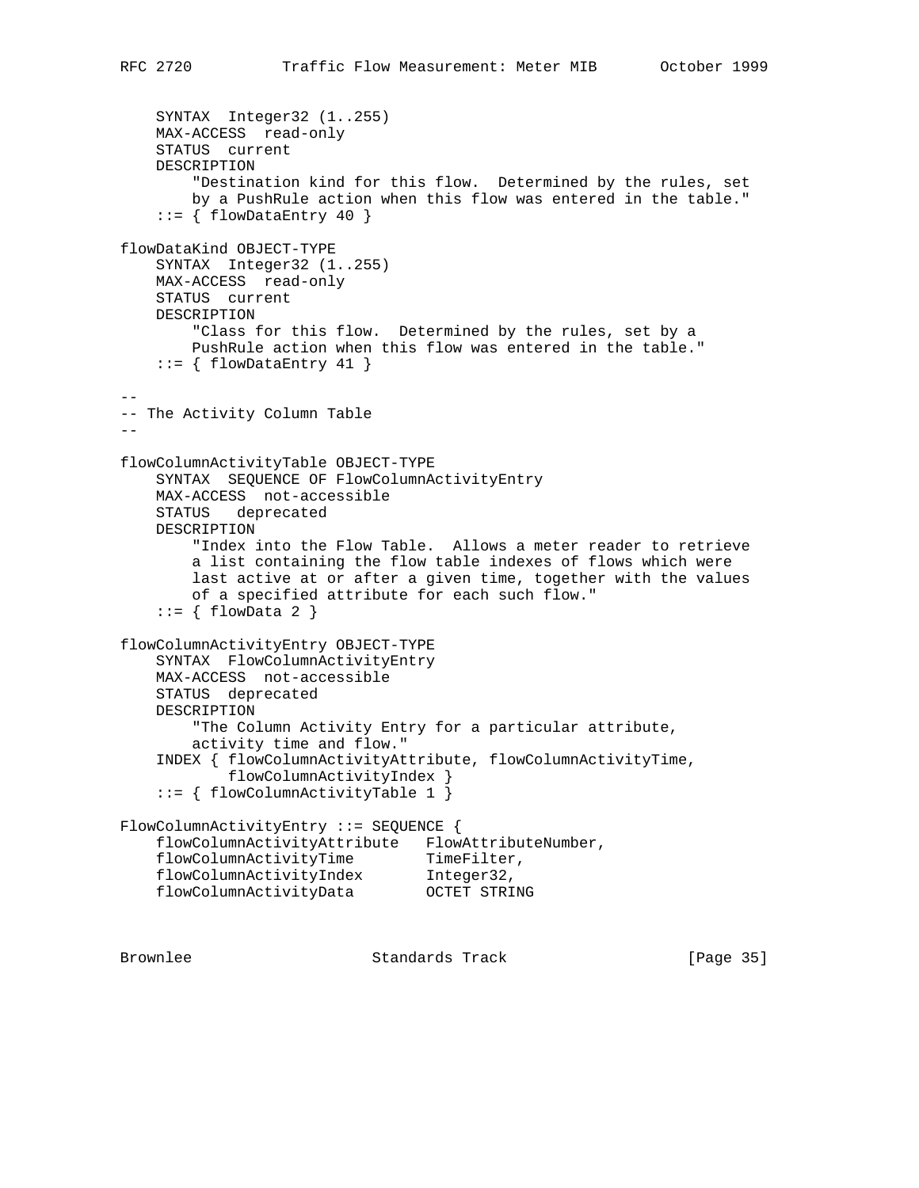```
    SYNTAX  Integer32 (1..255)
    MAX-ACCESS  read-only
    STATUS  current
    DESCRIPTION
        "Destination kind for this flow.  Determined by the rules, set
        by a PushRule action when this flow was entered in the table."
    ::= { flowDataEntry 40 }

flowDataKind OBJECT-TYPE
    SYNTAX  Integer32 (1..255)
    MAX-ACCESS  read-only
    STATUS  current
    DESCRIPTION
        "Class for this flow.  Determined by the rules, set by a
        PushRule action when this flow was entered in the table."
    ::= { flowDataEntry 41 }

--
-- The Activity Column Table
--

flowColumnActivityTable OBJECT-TYPE
    SYNTAX  SEQUENCE OF FlowColumnActivityEntry
    MAX-ACCESS  not-accessible
    STATUS   deprecated
    DESCRIPTION
        "Index into the Flow Table.  Allows a meter reader to retrieve
        a list containing the flow table indexes of flows which were
        last active at or after a given time, together with the values
        of a specified attribute for each such flow."
    ::= { flowData 2 }

flowColumnActivityEntry OBJECT-TYPE
    SYNTAX  FlowColumnActivityEntry
    MAX-ACCESS  not-accessible
    STATUS  deprecated
    DESCRIPTION
        "The Column Activity Entry for a particular attribute,
        activity time and flow."
    INDEX { flowColumnActivityAttribute, flowColumnActivityTime,
            flowColumnActivityIndex }
    ::= { flowColumnActivityTable 1 }

FlowColumnActivityEntry ::= SEQUENCE {
    flowColumnActivityAttribute   FlowAttributeNumber,
    flowColumnActivityTime        TimeFilter,
    flowColumnActivityIndex       Integer32,
    flowColumnActivityData        OCTET STRING
```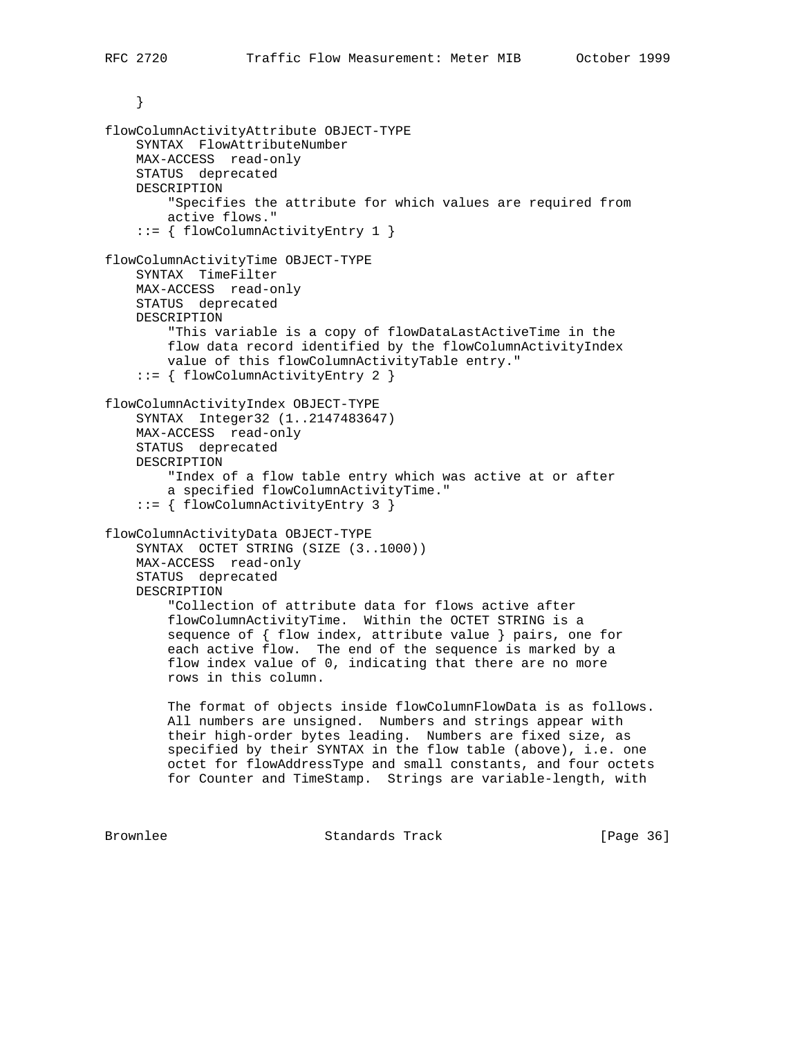```
    }

flowColumnActivityAttribute OBJECT-TYPE
    SYNTAX  FlowAttributeNumber
    MAX-ACCESS  read-only
    STATUS  deprecated
    DESCRIPTION
        "Specifies the attribute for which values are required from
        active flows."
    ::= { flowColumnActivityEntry 1 }

flowColumnActivityTime OBJECT-TYPE
    SYNTAX  TimeFilter
    MAX-ACCESS  read-only
    STATUS  deprecated
    DESCRIPTION
        "This variable is a copy of flowDataLastActiveTime in the
        flow data record identified by the flowColumnActivityIndex
        value of this flowColumnActivityTable entry."
    ::= { flowColumnActivityEntry 2 }

flowColumnActivityIndex OBJECT-TYPE
    SYNTAX  Integer32 (1..2147483647)
    MAX-ACCESS  read-only
    STATUS  deprecated
    DESCRIPTION
        "Index of a flow table entry which was active at or after
        a specified flowColumnActivityTime."
    ::= { flowColumnActivityEntry 3 }

flowColumnActivityData OBJECT-TYPE
    SYNTAX  OCTET STRING (SIZE (3..1000))
    MAX-ACCESS  read-only
    STATUS  deprecated
    DESCRIPTION
        "Collection of attribute data for flows active after
        flowColumnActivityTime.  Within the OCTET STRING is a
        sequence of { flow index, attribute value } pairs, one for
        each active flow.  The end of the sequence is marked by a
        flow index value of 0, indicating that there are no more
        rows in this column.

        The format of objects inside flowColumnFlowData is as follows.
        All numbers are unsigned.  Numbers and strings appear with
        their high-order bytes leading.  Numbers are fixed size, as
        specified by their SYNTAX in the flow table (above), i.e. one
        octet for flowAddressType and small constants, and four octets
        for Counter and TimeStamp.  Strings are variable-length, with
```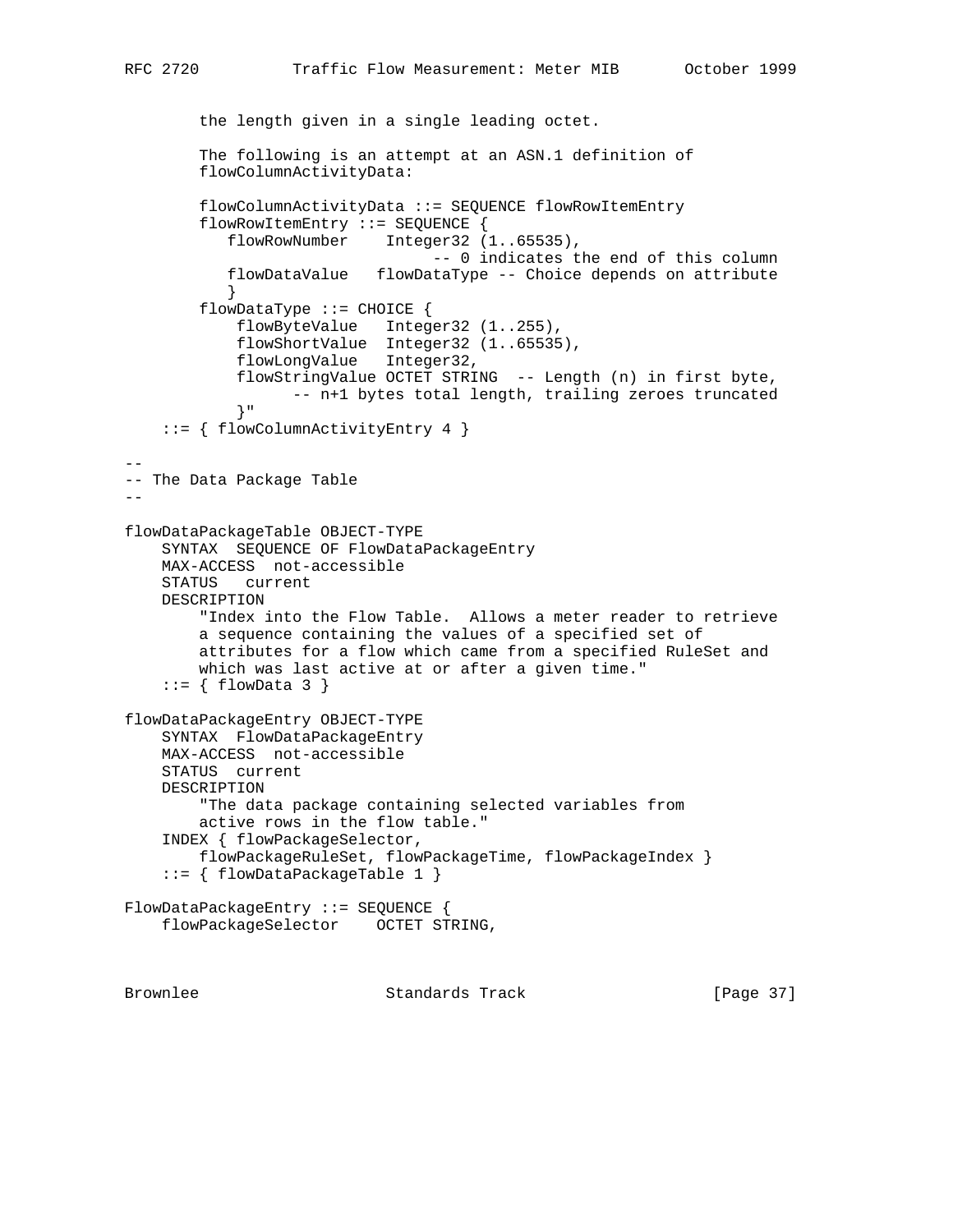```
        the length given in a single leading octet.

        The following is an attempt at an ASN.1 definition of
        flowColumnActivityData:

        flowColumnActivityData ::= SEQUENCE flowRowItemEntry
        flowRowItemEntry ::= SEQUENCE {
           flowRowNumber    Integer32 (1..65535),
                                -- 0 indicates the end of this column
           flowDataValue   flowDataType -- Choice depends on attribute
           }
        flowDataType ::= CHOICE {
            flowByteValue   Integer32 (1..255),
            flowShortValue  Integer32 (1..65535),
            flowLongValue   Integer32,
            flowStringValue OCTET STRING  -- Length (n) in first byte,
                 -- n+1 bytes total length, trailing zeroes truncated
            }"
    ::= { flowColumnActivityEntry 4 }

--
-- The Data Package Table
--

flowDataPackageTable OBJECT-TYPE
    SYNTAX  SEQUENCE OF FlowDataPackageEntry
    MAX-ACCESS  not-accessible
    STATUS   current
    DESCRIPTION
        "Index into the Flow Table.  Allows a meter reader to retrieve
        a sequence containing the values of a specified set of
        attributes for a flow which came from a specified RuleSet and
        which was last active at or after a given time."
    ::= { flowData 3 }

flowDataPackageEntry OBJECT-TYPE
    SYNTAX  FlowDataPackageEntry
    MAX-ACCESS  not-accessible
    STATUS  current
    DESCRIPTION
        "The data package containing selected variables from
        active rows in the flow table."
    INDEX { flowPackageSelector,
        flowPackageRuleSet, flowPackageTime, flowPackageIndex }
    ::= { flowDataPackageTable 1 }

FlowDataPackageEntry ::= SEQUENCE {
    flowPackageSelector    OCTET STRING,
```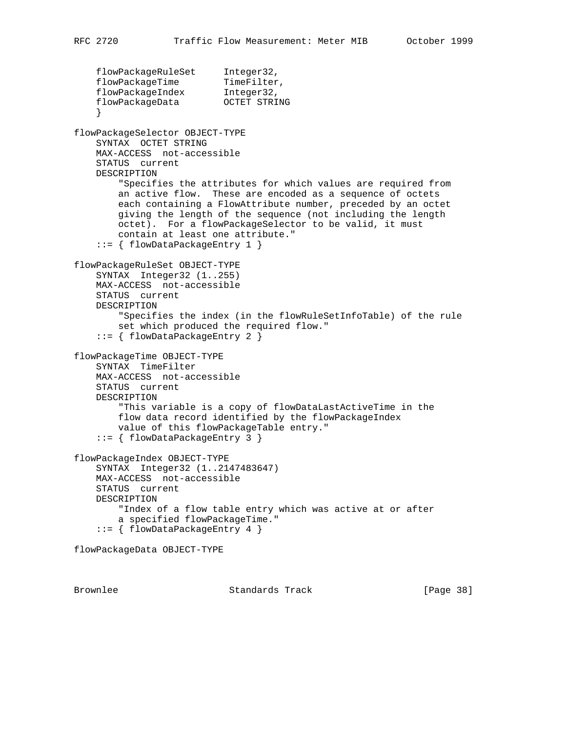```
    flowPackageRuleSet     Integer32,
    flowPackageTime        TimeFilter,
    flowPackageIndex       Integer32,
    flowPackageData        OCTET STRING
    }

flowPackageSelector OBJECT-TYPE
    SYNTAX  OCTET STRING
    MAX-ACCESS  not-accessible
    STATUS  current
    DESCRIPTION
        "Specifies the attributes for which values are required from
        an active flow.  These are encoded as a sequence of octets
        each containing a FlowAttribute number, preceded by an octet
        giving the length of the sequence (not including the length
        octet).  For a flowPackageSelector to be valid, it must
        contain at least one attribute."
    ::= { flowDataPackageEntry 1 }

flowPackageRuleSet OBJECT-TYPE
    SYNTAX  Integer32 (1..255)
    MAX-ACCESS  not-accessible
    STATUS  current
    DESCRIPTION
        "Specifies the index (in the flowRuleSetInfoTable) of the rule
        set which produced the required flow."
    ::= { flowDataPackageEntry 2 }

flowPackageTime OBJECT-TYPE
    SYNTAX  TimeFilter
    MAX-ACCESS  not-accessible
    STATUS  current
    DESCRIPTION
        "This variable is a copy of flowDataLastActiveTime in the
        flow data record identified by the flowPackageIndex
        value of this flowPackageTable entry."
    ::= { flowDataPackageEntry 3 }

flowPackageIndex OBJECT-TYPE
    SYNTAX  Integer32 (1..2147483647)
    MAX-ACCESS  not-accessible
    STATUS  current
    DESCRIPTION
        "Index of a flow table entry which was active at or after
        a specified flowPackageTime."
    ::= { flowDataPackageEntry 4 }

flowPackageData OBJECT-TYPE
```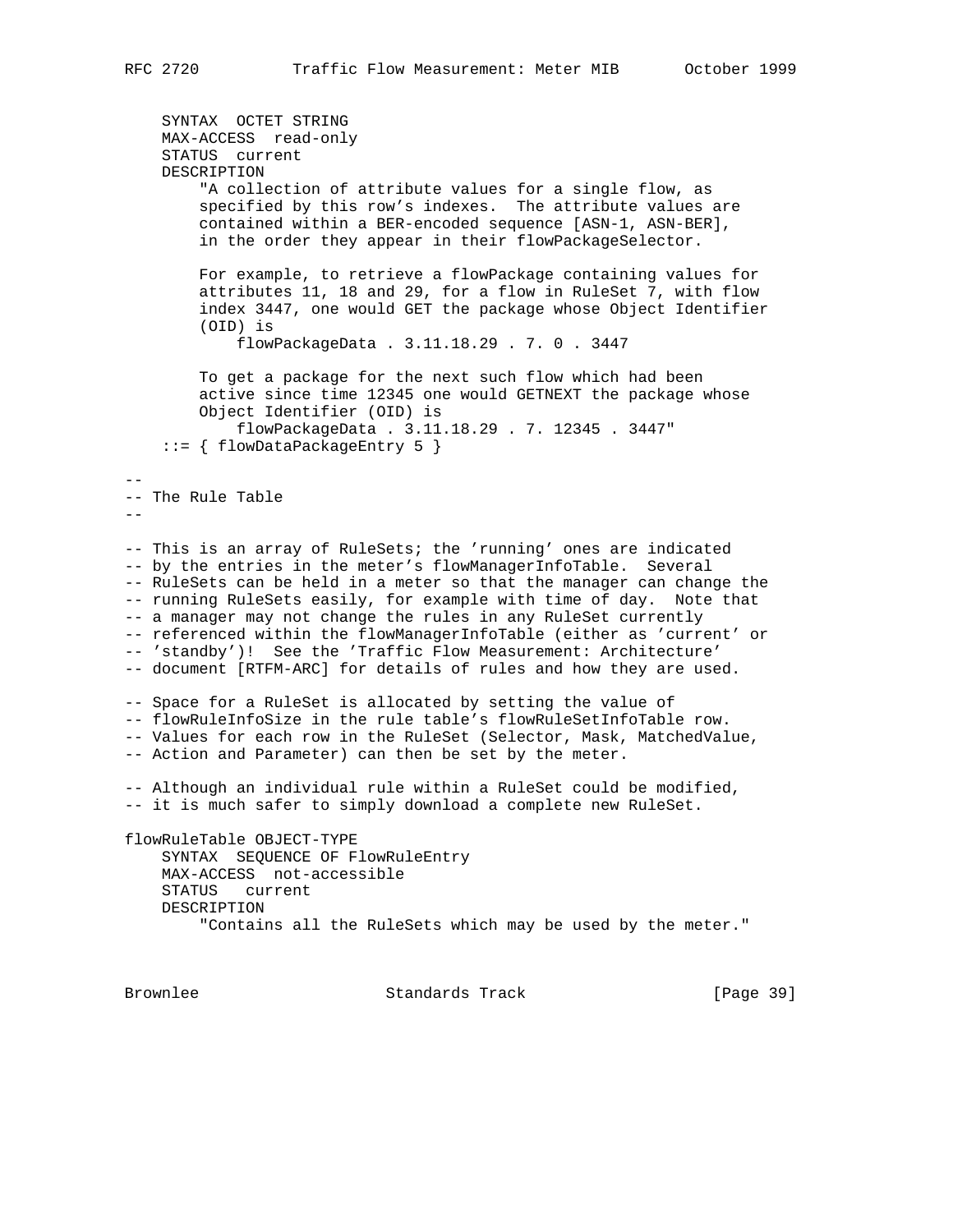```
    SYNTAX  OCTET STRING
    MAX-ACCESS  read-only
    STATUS  current
    DESCRIPTION
        "A collection of attribute values for a single flow, as
        specified by this row's indexes.  The attribute values are
        contained within a BER-encoded sequence [ASN-1, ASN-BER],
        in the order they appear in their flowPackageSelector.

        For example, to retrieve a flowPackage containing values for
        attributes 11, 18 and 29, for a flow in RuleSet 7, with flow
        index 3447, one would GET the package whose Object Identifier
        (OID) is
            flowPackageData . 3.11.18.29 . 7. 0 . 3447

        To get a package for the next such flow which had been
        active since time 12345 one would GETNEXT the package whose
        Object Identifier (OID) is
            flowPackageData . 3.11.18.29 . 7. 12345 . 3447"
    ::= { flowDataPackageEntry 5 }

--
-- The Rule Table
--

-- This is an array of RuleSets; the 'running' ones are indicated
-- by the entries in the meter's flowManagerInfoTable.  Several
-- RuleSets can be held in a meter so that the manager can change the
-- running RuleSets easily, for example with time of day.  Note that
-- a manager may not change the rules in any RuleSet currently
-- referenced within the flowManagerInfoTable (either as 'current' or
-- 'standby')!  See the 'Traffic Flow Measurement: Architecture'
-- document [RTFM-ARC] for details of rules and how they are used.

-- Space for a RuleSet is allocated by setting the value of
-- flowRuleInfoSize in the rule table's flowRuleSetInfoTable row.
-- Values for each row in the RuleSet (Selector, Mask, MatchedValue,
-- Action and Parameter) can then be set by the meter.

-- Although an individual rule within a RuleSet could be modified,
-- it is much safer to simply download a complete new RuleSet.

flowRuleTable OBJECT-TYPE
    SYNTAX  SEQUENCE OF FlowRuleEntry
    MAX-ACCESS  not-accessible
    STATUS   current
    DESCRIPTION
        "Contains all the RuleSets which may be used by the meter."
```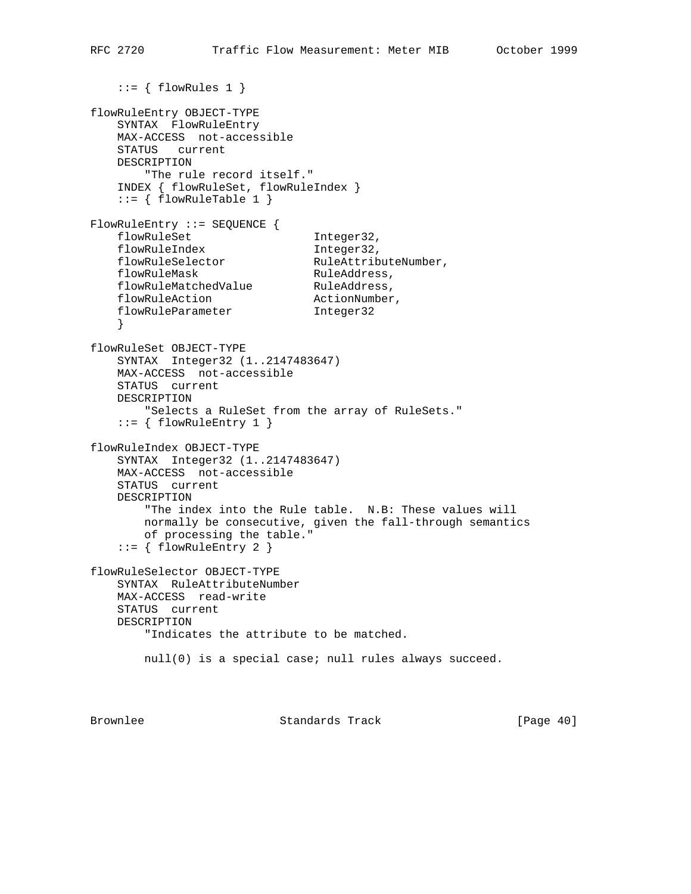```
    ::= { flowRules 1 }

flowRuleEntry OBJECT-TYPE
    SYNTAX  FlowRuleEntry
    MAX-ACCESS  not-accessible
    STATUS   current
    DESCRIPTION
        "The rule record itself."
    INDEX { flowRuleSet, flowRuleIndex }
    ::= { flowRuleTable 1 }

FlowRuleEntry ::= SEQUENCE {
    flowRuleSet                 Integer32,
    flowRuleIndex               Integer32,
    flowRuleSelector            RuleAttributeNumber,
    flowRuleMask                RuleAddress,
    flowRuleMatchedValue        RuleAddress,
    flowRuleAction              ActionNumber,
    flowRuleParameter           Integer32
    }

flowRuleSet OBJECT-TYPE
    SYNTAX  Integer32 (1..2147483647)
    MAX-ACCESS  not-accessible
    STATUS  current
    DESCRIPTION
        "Selects a RuleSet from the array of RuleSets."
    ::= { flowRuleEntry 1 }

flowRuleIndex OBJECT-TYPE
    SYNTAX  Integer32 (1..2147483647)
    MAX-ACCESS  not-accessible
    STATUS  current
    DESCRIPTION
        "The index into the Rule table.  N.B: These values will
        normally be consecutive, given the fall-through semantics
        of processing the table."
    ::= { flowRuleEntry 2 }

flowRuleSelector OBJECT-TYPE
    SYNTAX  RuleAttributeNumber
    MAX-ACCESS  read-write
    STATUS  current
    DESCRIPTION
        "Indicates the attribute to be matched.

        null(0) is a special case; null rules always succeed.
```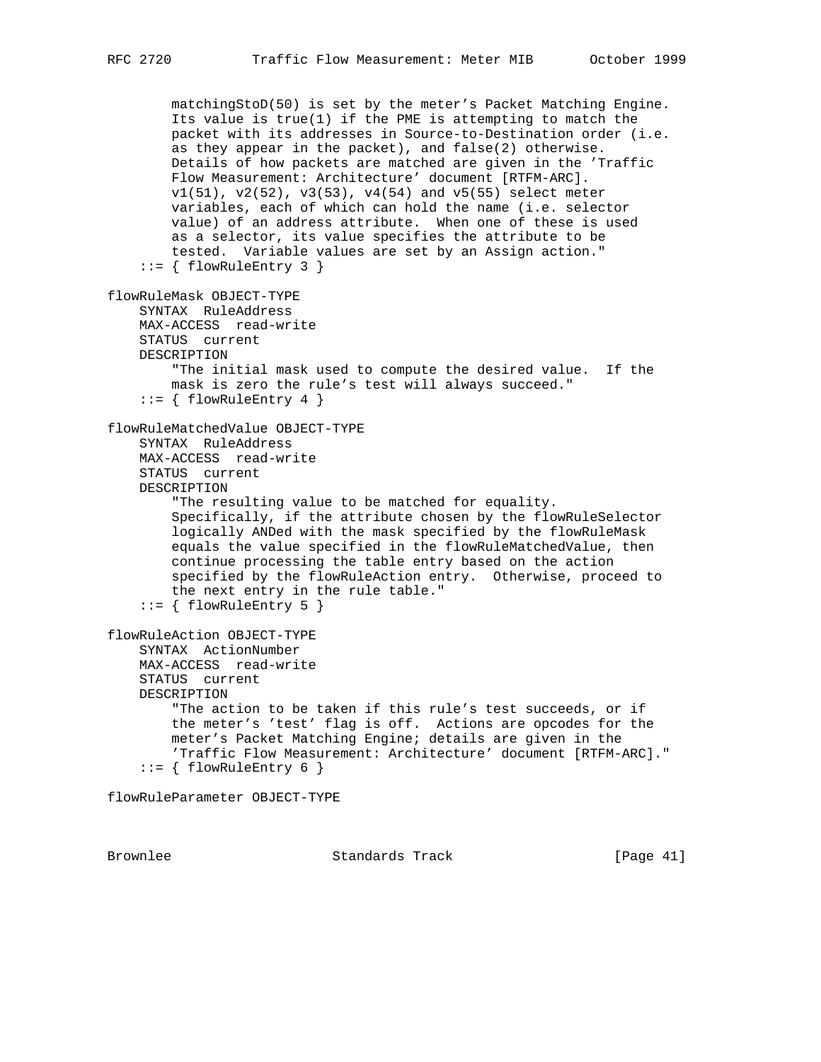```
        matchingStoD(50) is set by the meter's Packet Matching Engine.
        Its value is true(1) if the PME is attempting to match the
        packet with its addresses in Source-to-Destination order (i.e.
        as they appear in the packet), and false(2) otherwise.
        Details of how packets are matched are given in the 'Traffic
        Flow Measurement: Architecture' document [RTFM-ARC].
        v1(51), v2(52), v3(53), v4(54) and v5(55) select meter
        variables, each of which can hold the name (i.e. selector
        value) of an address attribute.  When one of these is used
        as a selector, its value specifies the attribute to be
        tested.  Variable values are set by an Assign action."
    ::= { flowRuleEntry 3 }

flowRuleMask OBJECT-TYPE
    SYNTAX  RuleAddress
    MAX-ACCESS  read-write
    STATUS  current
    DESCRIPTION
        "The initial mask used to compute the desired value.  If the
        mask is zero the rule's test will always succeed."
    ::= { flowRuleEntry 4 }

flowRuleMatchedValue OBJECT-TYPE
    SYNTAX  RuleAddress
    MAX-ACCESS  read-write
    STATUS  current
    DESCRIPTION
        "The resulting value to be matched for equality.
        Specifically, if the attribute chosen by the flowRuleSelector
        logically ANDed with the mask specified by the flowRuleMask
        equals the value specified in the flowRuleMatchedValue, then
        continue processing the table entry based on the action
        specified by the flowRuleAction entry.  Otherwise, proceed to
        the next entry in the rule table."
    ::= { flowRuleEntry 5 }

flowRuleAction OBJECT-TYPE
    SYNTAX  ActionNumber
    MAX-ACCESS  read-write
    STATUS  current
    DESCRIPTION
        "The action to be taken if this rule's test succeeds, or if
        the meter's 'test' flag is off.  Actions are opcodes for the
        meter's Packet Matching Engine; details are given in the
        'Traffic Flow Measurement: Architecture' document [RTFM-ARC]."
    ::= { flowRuleEntry 6 }

flowRuleParameter OBJECT-TYPE
```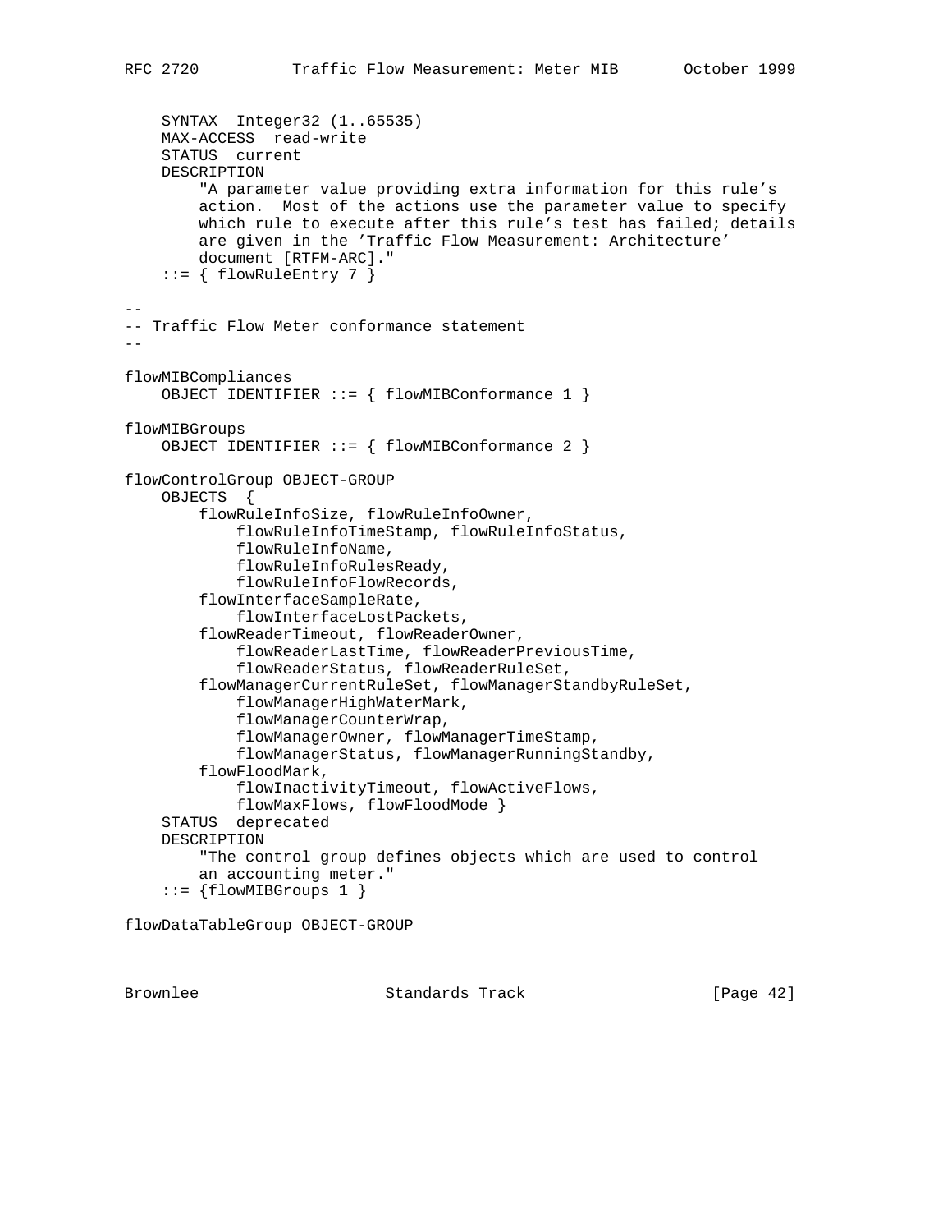```
    SYNTAX  Integer32 (1..65535)
    MAX-ACCESS  read-write
    STATUS  current
    DESCRIPTION
        "A parameter value providing extra information for this rule's
        action.  Most of the actions use the parameter value to specify
        which rule to execute after this rule's test has failed; details
        are given in the 'Traffic Flow Measurement: Architecture'
        document [RTFM-ARC]."
    ::= { flowRuleEntry 7 }

--
-- Traffic Flow Meter conformance statement
--

flowMIBCompliances
    OBJECT IDENTIFIER ::= { flowMIBConformance 1 }

flowMIBGroups
    OBJECT IDENTIFIER ::= { flowMIBConformance 2 }

flowControlGroup OBJECT-GROUP
    OBJECTS  {
        flowRuleInfoSize, flowRuleInfoOwner,
            flowRuleInfoTimeStamp, flowRuleInfoStatus,
            flowRuleInfoName,
            flowRuleInfoRulesReady,
            flowRuleInfoFlowRecords,
        flowInterfaceSampleRate,
            flowInterfaceLostPackets,
        flowReaderTimeout, flowReaderOwner,
            flowReaderLastTime, flowReaderPreviousTime,
            flowReaderStatus, flowReaderRuleSet,
        flowManagerCurrentRuleSet, flowManagerStandbyRuleSet,
            flowManagerHighWaterMark,
            flowManagerCounterWrap,
            flowManagerOwner, flowManagerTimeStamp,
            flowManagerStatus, flowManagerRunningStandby,
        flowFloodMark,
            flowInactivityTimeout, flowActiveFlows,
            flowMaxFlows, flowFloodMode }
    STATUS  deprecated
    DESCRIPTION
        "The control group defines objects which are used to control
        an accounting meter."
    ::= {flowMIBGroups 1 }

flowDataTableGroup OBJECT-GROUP
```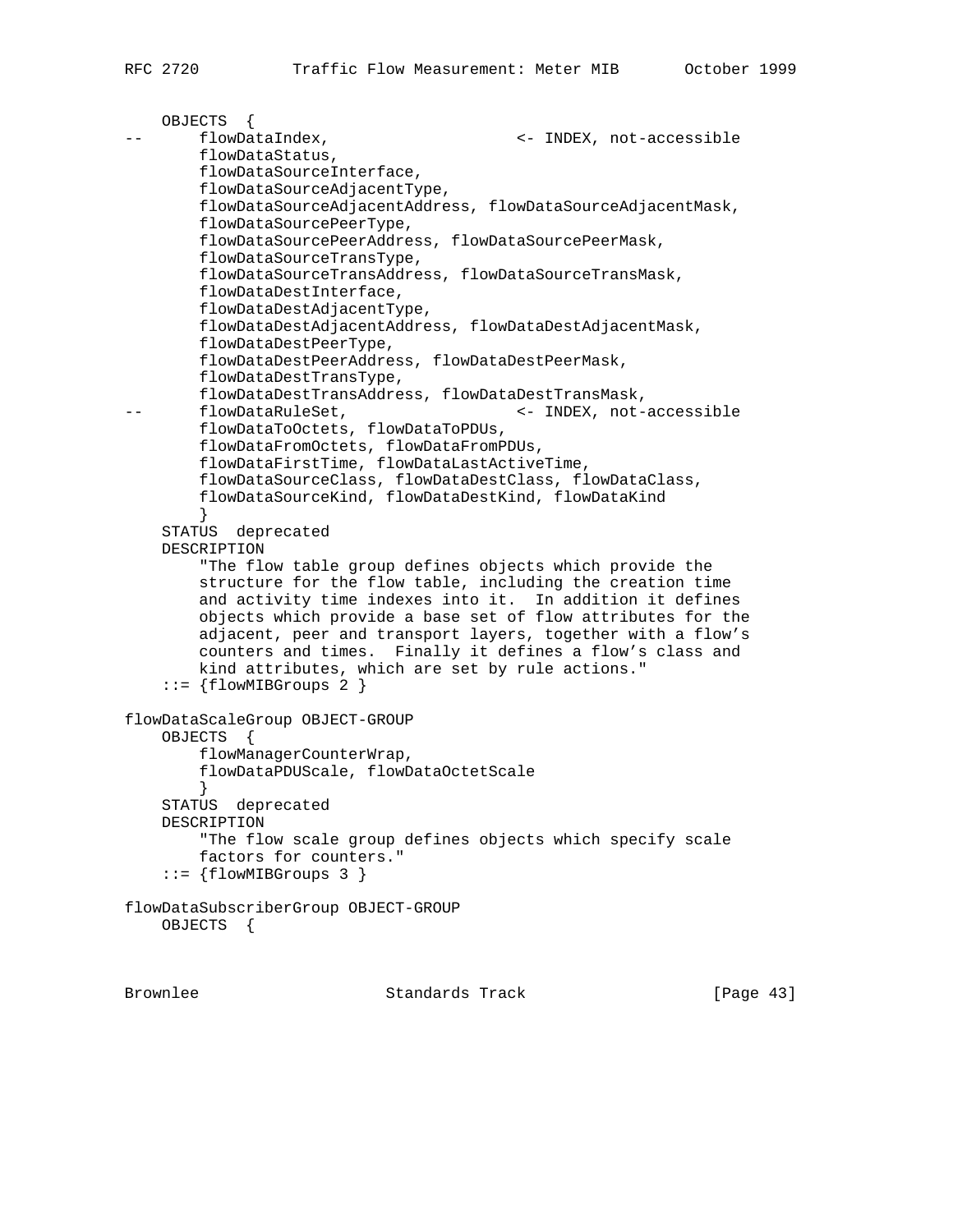```
    OBJECTS  {
--      flowDataIndex,                   <- INDEX, not-accessible
        flowDataStatus,
        flowDataSourceInterface,
        flowDataSourceAdjacentType,
        flowDataSourceAdjacentAddress, flowDataSourceAdjacentMask,
        flowDataSourcePeerType,
        flowDataSourcePeerAddress, flowDataSourcePeerMask,
        flowDataSourceTransType,
        flowDataSourceTransAddress, flowDataSourceTransMask,
        flowDataDestInterface,
        flowDataDestAdjacentType,
        flowDataDestAdjacentAddress, flowDataDestAdjacentMask,
        flowDataDestPeerType,
        flowDataDestPeerAddress, flowDataDestPeerMask,
        flowDataDestTransType,
        flowDataDestTransAddress, flowDataDestTransMask,
--      flowDataRuleSet,                 <- INDEX, not-accessible
        flowDataToOctets, flowDataToPDUs,
        flowDataFromOctets, flowDataFromPDUs,
        flowDataFirstTime, flowDataLastActiveTime,
        flowDataSourceClass, flowDataDestClass, flowDataClass,
        flowDataSourceKind, flowDataDestKind, flowDataKind
        }
    STATUS  deprecated
    DESCRIPTION
        "The flow table group defines objects which provide the
        structure for the flow table, including the creation time
        and activity time indexes into it.  In addition it defines
        objects which provide a base set of flow attributes for the
        adjacent, peer and transport layers, together with a flow's
        counters and times.  Finally it defines a flow's class and
        kind attributes, which are set by rule actions."
    ::= {flowMIBGroups 2 }

flowDataScaleGroup OBJECT-GROUP
    OBJECTS  {
        flowManagerCounterWrap,
        flowDataPDUScale, flowDataOctetScale
        }
    STATUS  deprecated
    DESCRIPTION
        "The flow scale group defines objects which specify scale
        factors for counters."
    ::= {flowMIBGroups 3 }

flowDataSubscriberGroup OBJECT-GROUP
    OBJECTS  {
```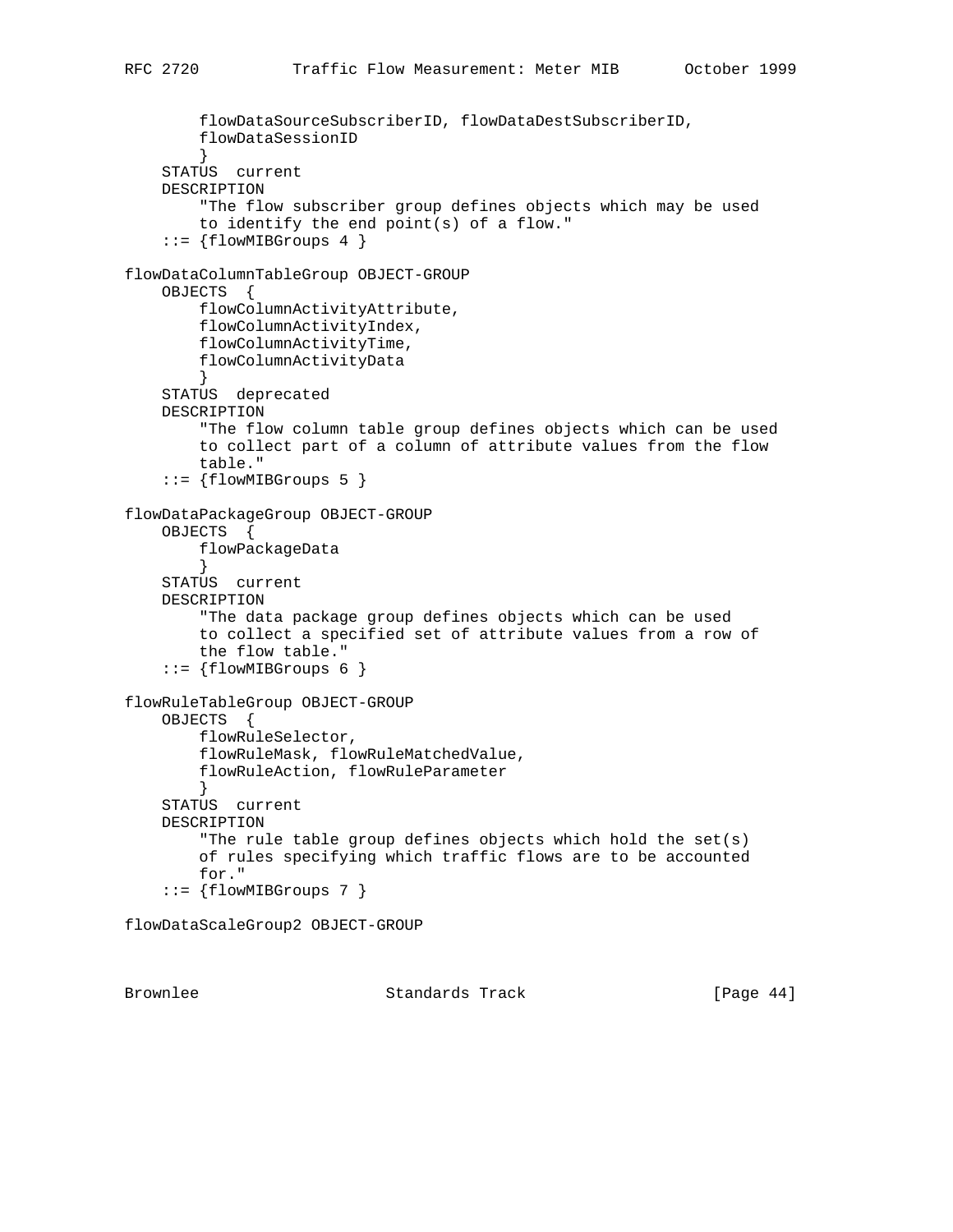```
        flowDataSourceSubscriberID, flowDataDestSubscriberID,
        flowDataSessionID
        }
    STATUS  current
    DESCRIPTION
        "The flow subscriber group defines objects which may be used
        to identify the end point(s) of a flow."
    ::= {flowMIBGroups 4 }

flowDataColumnTableGroup OBJECT-GROUP
    OBJECTS  {
        flowColumnActivityAttribute,
        flowColumnActivityIndex,
        flowColumnActivityTime,
        flowColumnActivityData
        }
    STATUS  deprecated
    DESCRIPTION
        "The flow column table group defines objects which can be used
        to collect part of a column of attribute values from the flow
        table."
    ::= {flowMIBGroups 5 }

flowDataPackageGroup OBJECT-GROUP
    OBJECTS  {
        flowPackageData
        }
    STATUS  current
    DESCRIPTION
        "The data package group defines objects which can be used
        to collect a specified set of attribute values from a row of
        the flow table."
    ::= {flowMIBGroups 6 }

flowRuleTableGroup OBJECT-GROUP
    OBJECTS  {
        flowRuleSelector,
        flowRuleMask, flowRuleMatchedValue,
        flowRuleAction, flowRuleParameter
        }
    STATUS  current
    DESCRIPTION
        "The rule table group defines objects which hold the set(s)
        of rules specifying which traffic flows are to be accounted
        for."
    ::= {flowMIBGroups 7 }

flowDataScaleGroup2 OBJECT-GROUP
```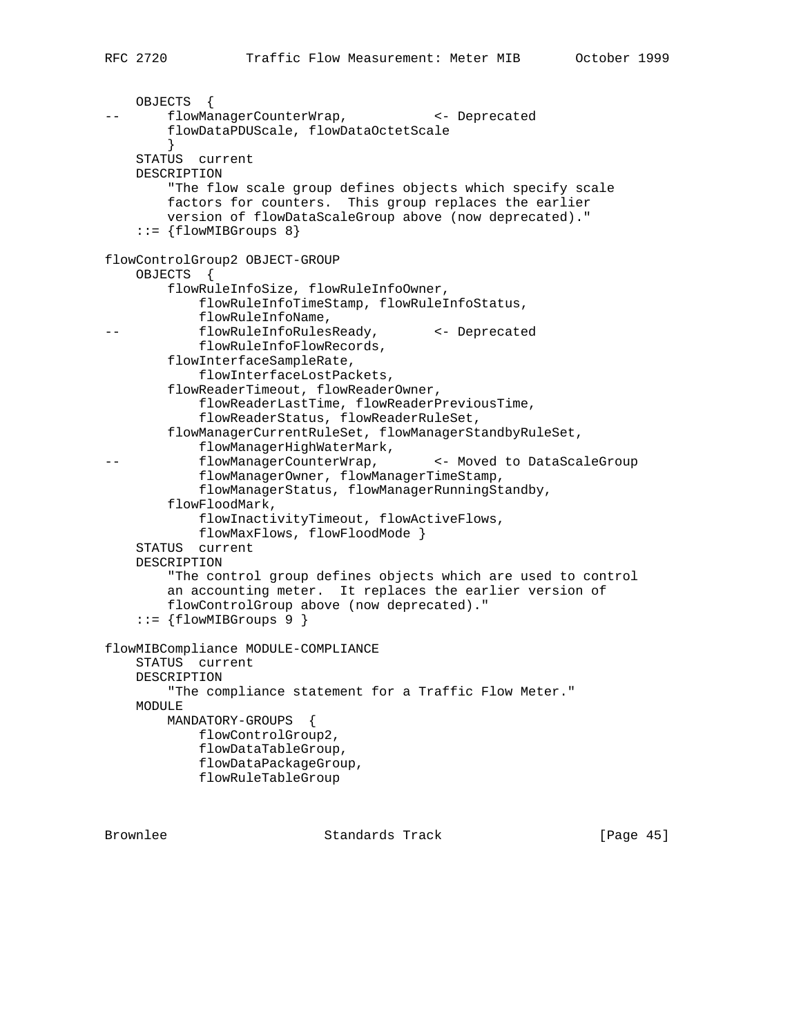```
    OBJECTS  {
--      flowManagerCounterWrap,           <- Deprecated
        flowDataPDUScale, flowDataOctetScale
        }
    STATUS  current
    DESCRIPTION
        "The flow scale group defines objects which specify scale
        factors for counters.  This group replaces the earlier
        version of flowDataScaleGroup above (now deprecated)."
    ::= {flowMIBGroups 8}

flowControlGroup2 OBJECT-GROUP
    OBJECTS  {
        flowRuleInfoSize, flowRuleInfoOwner,
            flowRuleInfoTimeStamp, flowRuleInfoStatus,
            flowRuleInfoName,
--          flowRuleInfoRulesReady,       <- Deprecated
            flowRuleInfoFlowRecords,
        flowInterfaceSampleRate,
            flowInterfaceLostPackets,
        flowReaderTimeout, flowReaderOwner,
            flowReaderLastTime, flowReaderPreviousTime,
            flowReaderStatus, flowReaderRuleSet,
        flowManagerCurrentRuleSet, flowManagerStandbyRuleSet,
            flowManagerHighWaterMark,
--          flowManagerCounterWrap,       <- Moved to DataScaleGroup
            flowManagerOwner, flowManagerTimeStamp,
            flowManagerStatus, flowManagerRunningStandby,
        flowFloodMark,
            flowInactivityTimeout, flowActiveFlows,
            flowMaxFlows, flowFloodMode }
    STATUS  current
    DESCRIPTION
        "The control group defines objects which are used to control
        an accounting meter.  It replaces the earlier version of
        flowControlGroup above (now deprecated)."
    ::= {flowMIBGroups 9 }

flowMIBCompliance MODULE-COMPLIANCE
    STATUS  current
    DESCRIPTION
        "The compliance statement for a Traffic Flow Meter."
    MODULE
        MANDATORY-GROUPS  {
            flowControlGroup2,
            flowDataTableGroup,
            flowDataPackageGroup,
            flowRuleTableGroup
```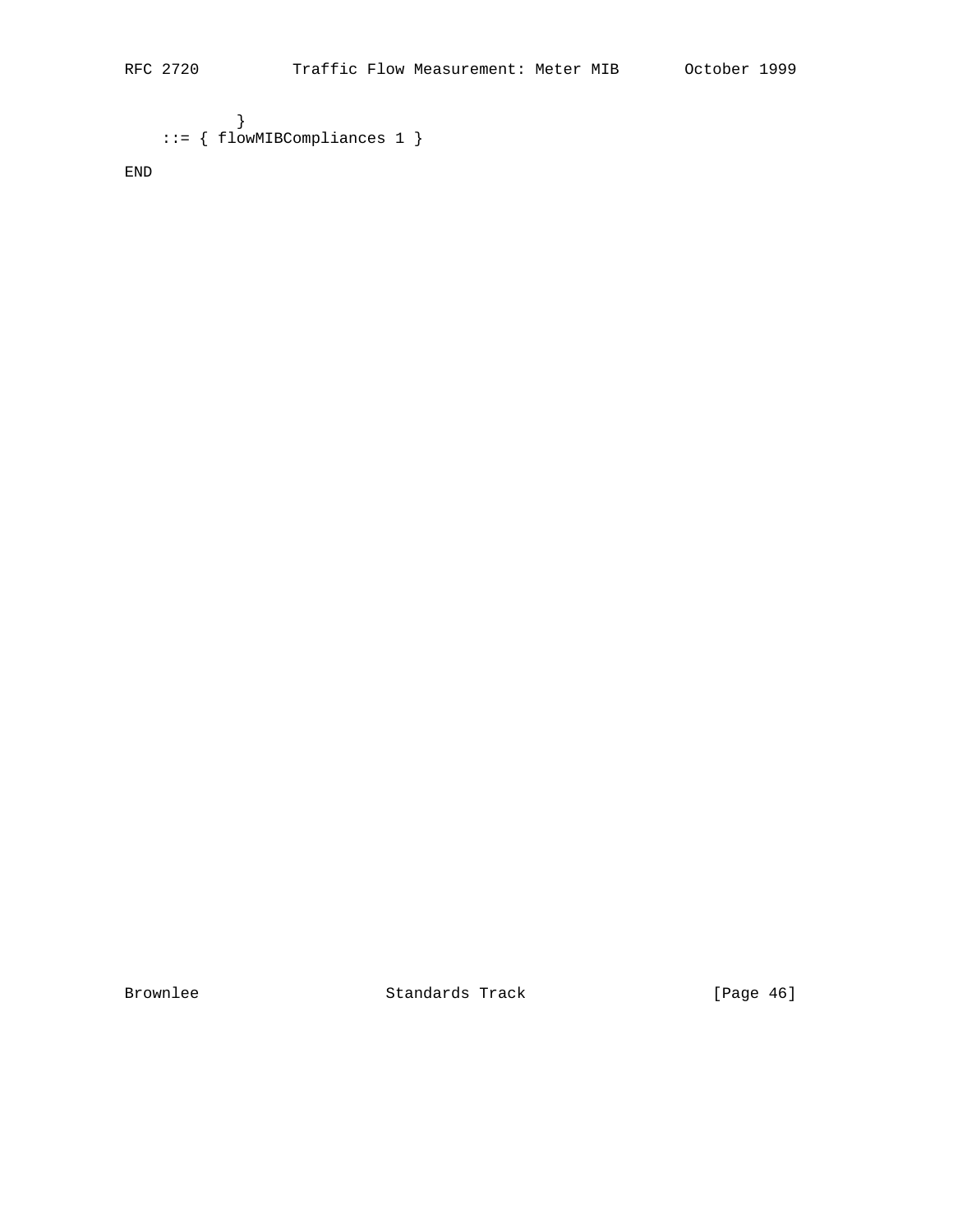```
           }
    ::= { flowMIBCompliances 1 }

END
```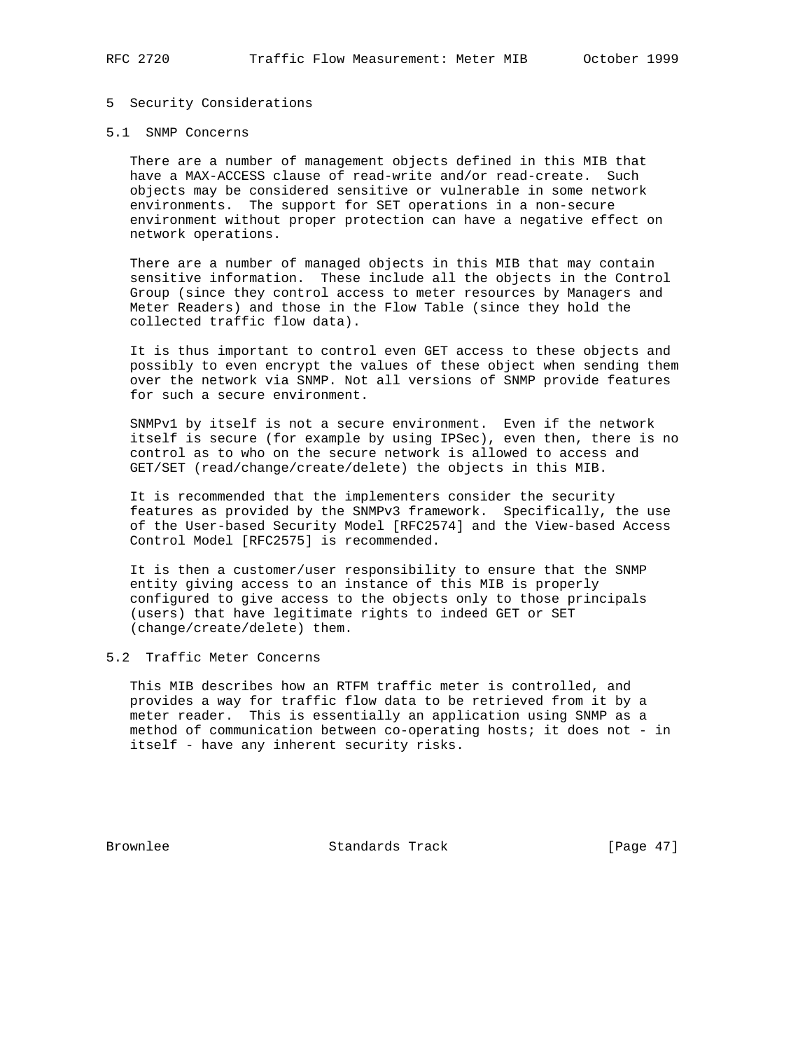# 5 Security Considerations

## 5.1 SNMP Concerns

There are a number of management objects defined in this MIB that have a MAX-ACCESS clause of read-write and/or read-create. Such objects may be considered sensitive or vulnerable in some network environments. The support for SET operations in a non-secure environment without proper protection can have a negative effect on network operations.

There are a number of managed objects in this MIB that may contain sensitive information. These include all the objects in the Control Group (since they control access to meter resources by Managers and Meter Readers) and those in the Flow Table (since they hold the collected traffic flow data).

It is thus important to control even GET access to these objects and possibly to even encrypt the values of these object when sending them over the network via SNMP. Not all versions of SNMP provide features for such a secure environment.

SNMPv1 by itself is not a secure environment. Even if the network itself is secure (for example by using IPSec), even then, there is no control as to who on the secure network is allowed to access and GET/SET (read/change/create/delete) the objects in this MIB.

It is recommended that the implementers consider the security features as provided by the SNMPv3 framework. Specifically, the use of the User-based Security Model [RFC2574] and the View-based Access Control Model [RFC2575] is recommended.

It is then a customer/user responsibility to ensure that the SNMP entity giving access to an instance of this MIB is properly configured to give access to the objects only to those principals (users) that have legitimate rights to indeed GET or SET (change/create/delete) them.

## 5.2 Traffic Meter Concerns

This MIB describes how an RTFM traffic meter is controlled, and provides a way for traffic flow data to be retrieved from it by a meter reader. This is essentially an application using SNMP as a method of communication between co-operating hosts; it does not - in itself - have any inherent security risks.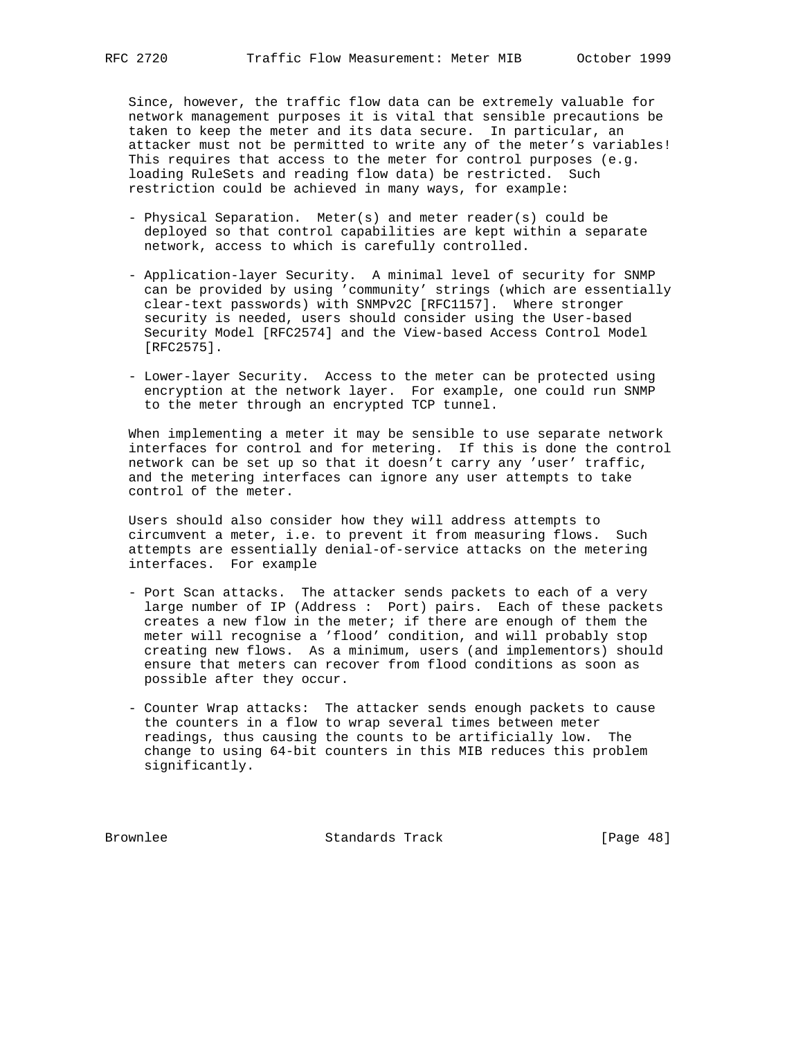Since, however, the traffic flow data can be extremely valuable for network management purposes it is vital that sensible precautions be taken to keep the meter and its data secure. In particular, an attacker must not be permitted to write any of the meter's variables! This requires that access to the meter for control purposes (e.g. loading RuleSets and reading flow data) be restricted. Such restriction could be achieved in many ways, for example:

- Physical Separation. Meter(s) and meter reader(s) could be deployed so that control capabilities are kept within a separate network, access to which is carefully controlled.

- Application-layer Security. A minimal level of security for SNMP can be provided by using 'community' strings (which are essentially clear-text passwords) with SNMPv2C [RFC1157]. Where stronger security is needed, users should consider using the User-based Security Model [RFC2574] and the View-based Access Control Model [RFC2575].

- Lower-layer Security. Access to the meter can be protected using encryption at the network layer. For example, one could run SNMP to the meter through an encrypted TCP tunnel.

When implementing a meter it may be sensible to use separate network interfaces for control and for metering. If this is done the control network can be set up so that it doesn't carry any 'user' traffic, and the metering interfaces can ignore any user attempts to take control of the meter.

Users should also consider how they will address attempts to circumvent a meter, i.e. to prevent it from measuring flows. Such attempts are essentially denial-of-service attacks on the metering interfaces. For example

- Port Scan attacks. The attacker sends packets to each of a very large number of IP (Address : Port) pairs. Each of these packets creates a new flow in the meter; if there are enough of them the meter will recognise a 'flood' condition, and will probably stop creating new flows. As a minimum, users (and implementors) should ensure that meters can recover from flood conditions as soon as possible after they occur.

- Counter Wrap attacks: The attacker sends enough packets to cause the counters in a flow to wrap several times between meter readings, thus causing the counts to be artificially low. The change to using 64-bit counters in this MIB reduces this problem significantly.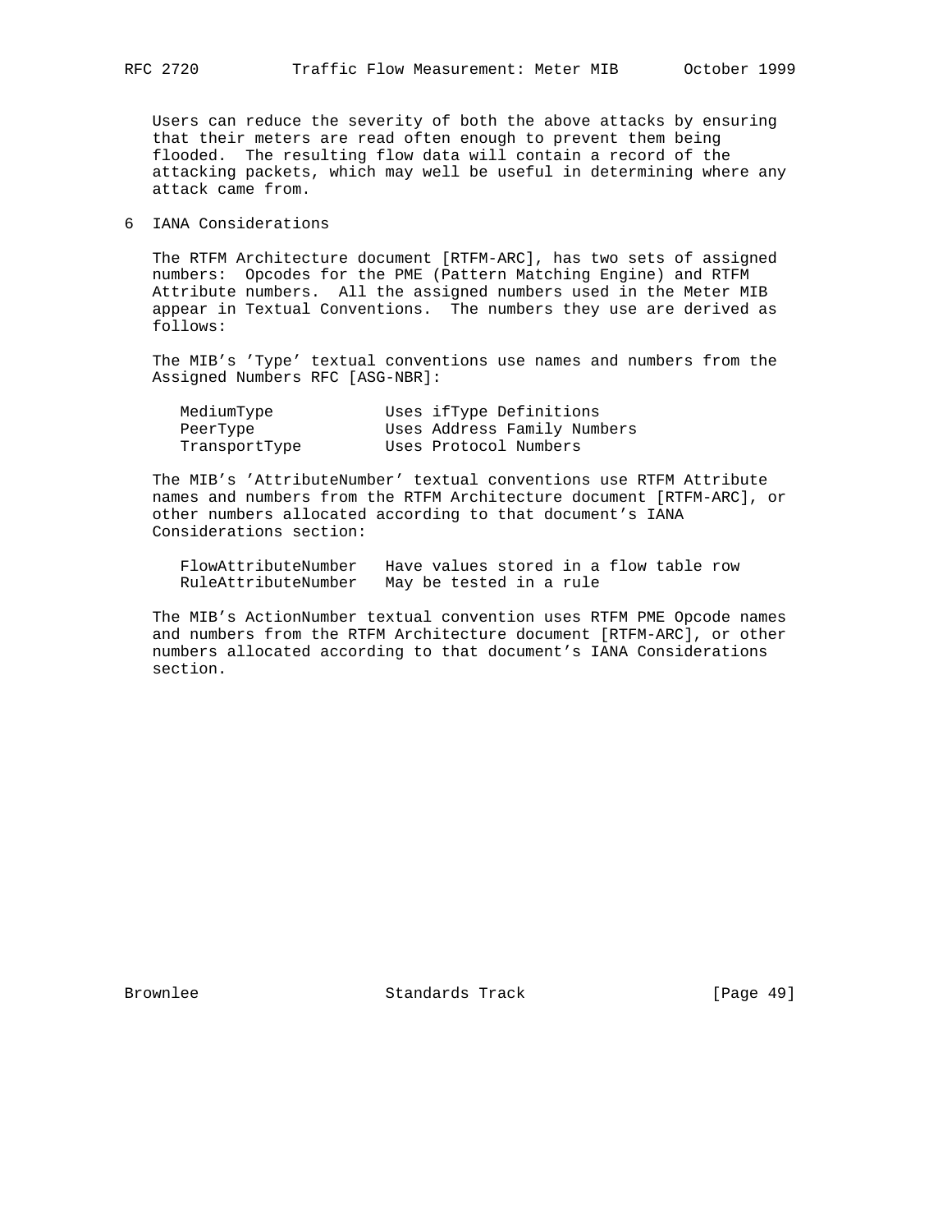Users can reduce the severity of both the above attacks by ensuring that their meters are read often enough to prevent them being flooded. The resulting flow data will contain a record of the attacking packets, which may well be useful in determining where any attack came from.

# 6 IANA Considerations

The RTFM Architecture document [RTFM-ARC], has two sets of assigned numbers: Opcodes for the PME (Pattern Matching Engine) and RTFM Attribute numbers. All the assigned numbers used in the Meter MIB appear in Textual Conventions. The numbers they use are derived as follows:

The MIB's 'Type' textual conventions use names and numbers from the Assigned Numbers RFC [ASG-NBR]:

```
MediumType           Uses ifType Definitions
PeerType             Uses Address Family Numbers
TransportType        Uses Protocol Numbers
```

The MIB's 'AttributeNumber' textual conventions use RTFM Attribute names and numbers from the RTFM Architecture document [RTFM-ARC], or other numbers allocated according to that document's IANA Considerations section:

```
FlowAttributeNumber   Have values stored in a flow table row
RuleAttributeNumber   May be tested in a rule
```

The MIB's ActionNumber textual convention uses RTFM PME Opcode names and numbers from the RTFM Architecture document [RTFM-ARC], or other numbers allocated according to that document's IANA Considerations section.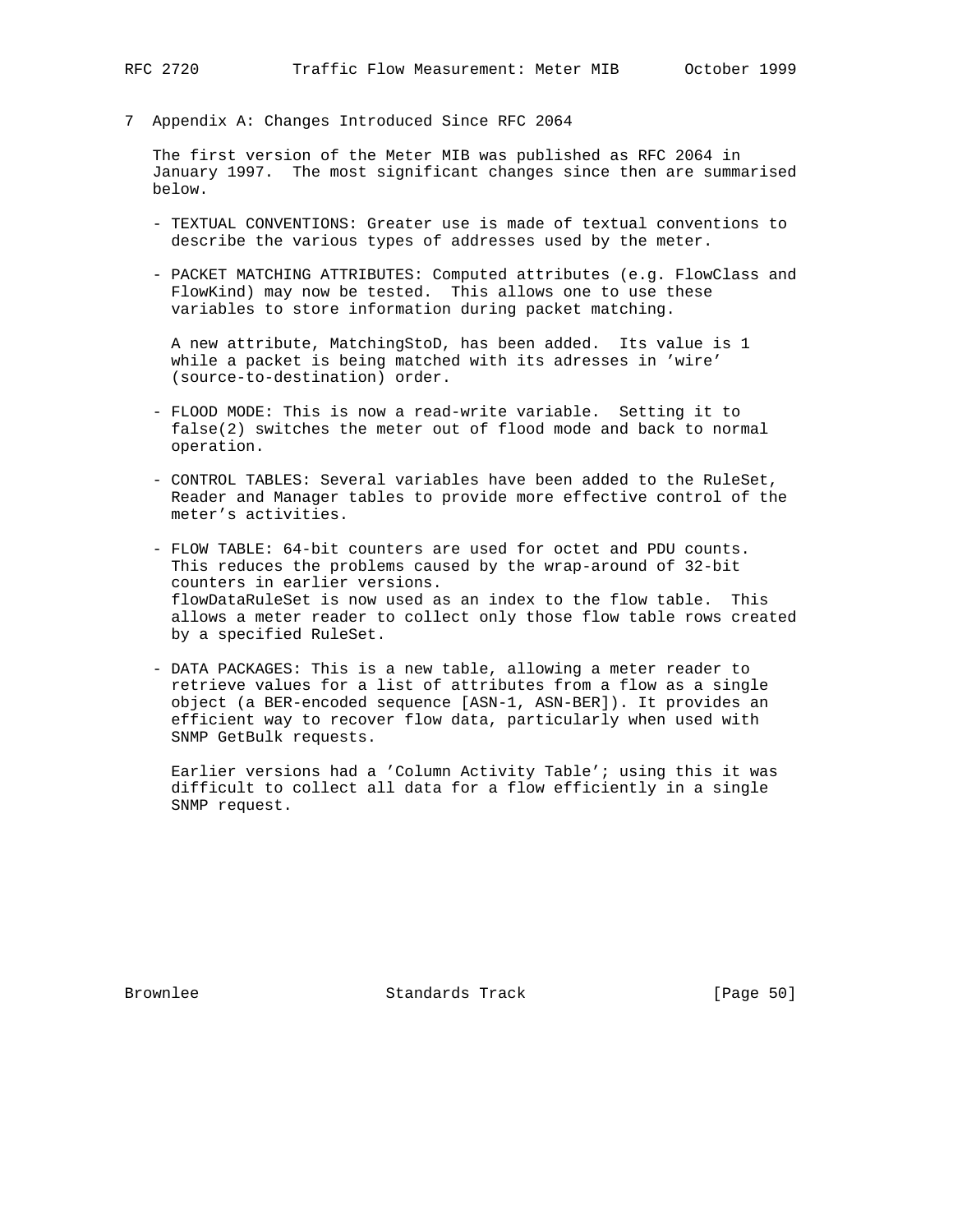# 7 Appendix A: Changes Introduced Since RFC 2064

The first version of the Meter MIB was published as RFC 2064 in January 1997. The most significant changes since then are summarised below.

- TEXTUAL CONVENTIONS: Greater use is made of textual conventions to describe the various types of addresses used by the meter.

- PACKET MATCHING ATTRIBUTES: Computed attributes (e.g. FlowClass and FlowKind) may now be tested. This allows one to use these variables to store information during packet matching.

  A new attribute, MatchingStoD, has been added. Its value is 1 while a packet is being matched with its adresses in 'wire' (source-to-destination) order.

- FLOOD MODE: This is now a read-write variable. Setting it to false(2) switches the meter out of flood mode and back to normal operation.

- CONTROL TABLES: Several variables have been added to the RuleSet, Reader and Manager tables to provide more effective control of the meter's activities.

- FLOW TABLE: 64-bit counters are used for octet and PDU counts. This reduces the problems caused by the wrap-around of 32-bit counters in earlier versions.
  flowDataRuleSet is now used as an index to the flow table. This allows a meter reader to collect only those flow table rows created by a specified RuleSet.

- DATA PACKAGES: This is a new table, allowing a meter reader to retrieve values for a list of attributes from a flow as a single object (a BER-encoded sequence [ASN-1, ASN-BER]). It provides an efficient way to recover flow data, particularly when used with SNMP GetBulk requests.

  Earlier versions had a 'Column Activity Table'; using this it was difficult to collect all data for a flow efficiently in a single SNMP request.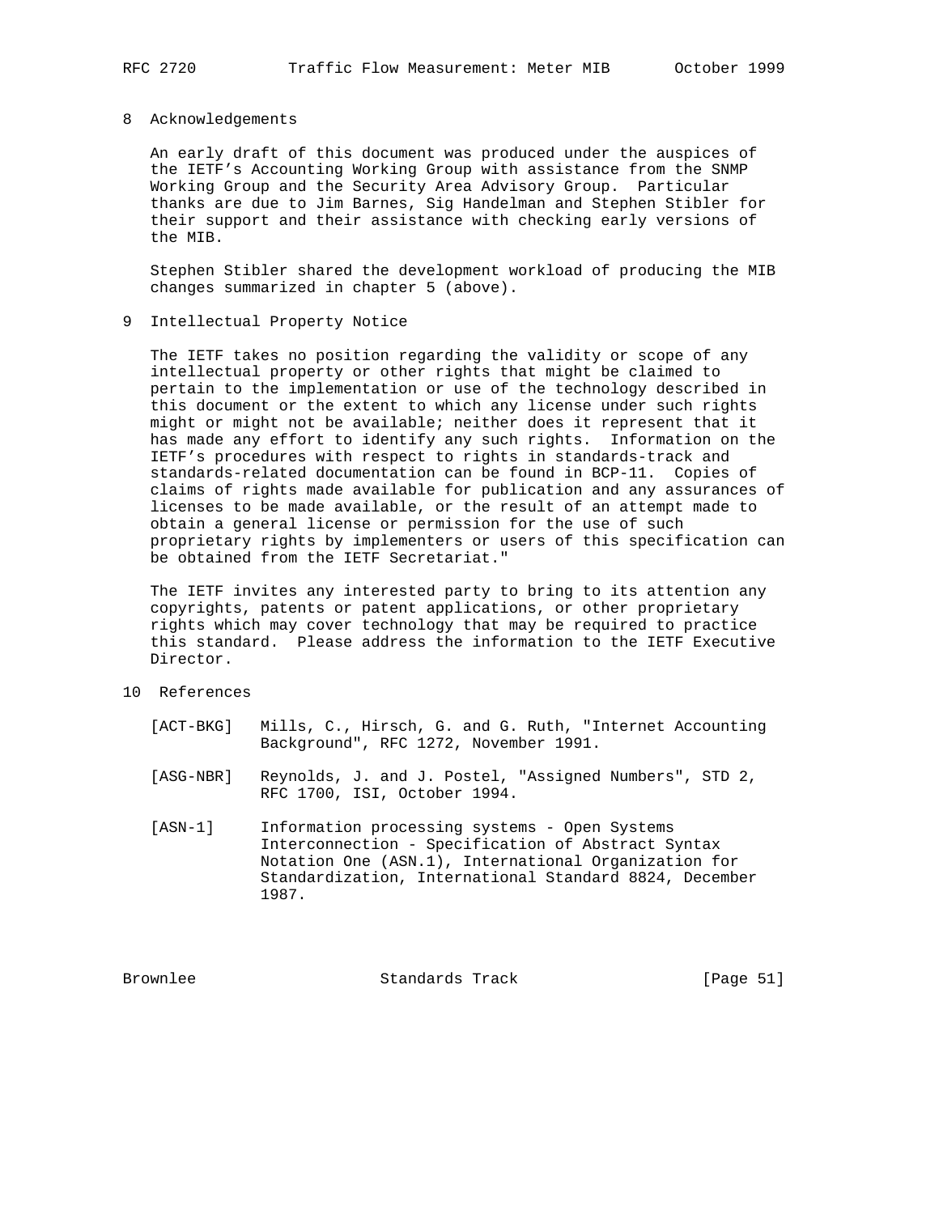## 8 Acknowledgements

An early draft of this document was produced under the auspices of the IETF's Accounting Working Group with assistance from the SNMP Working Group and the Security Area Advisory Group. Particular thanks are due to Jim Barnes, Sig Handelman and Stephen Stibler for their support and their assistance with checking early versions of the MIB.

Stephen Stibler shared the development workload of producing the MIB changes summarized in chapter 5 (above).

## 9 Intellectual Property Notice

The IETF takes no position regarding the validity or scope of any intellectual property or other rights that might be claimed to pertain to the implementation or use of the technology described in this document or the extent to which any license under such rights might or might not be available; neither does it represent that it has made any effort to identify any such rights. Information on the IETF's procedures with respect to rights in standards-track and standards-related documentation can be found in BCP-11. Copies of claims of rights made available for publication and any assurances of licenses to be made available, or the result of an attempt made to obtain a general license or permission for the use of such proprietary rights by implementers or users of this specification can be obtained from the IETF Secretariat."

The IETF invites any interested party to bring to its attention any copyrights, patents or patent applications, or other proprietary rights which may cover technology that may be required to practice this standard. Please address the information to the IETF Executive Director.

## 10 References

[ACT-BKG] Mills, C., Hirsch, G. and G. Ruth, "Internet Accounting Background", RFC 1272, November 1991.

[ASG-NBR] Reynolds, J. and J. Postel, "Assigned Numbers", STD 2, RFC 1700, ISI, October 1994.

[ASN-1] Information processing systems - Open Systems Interconnection - Specification of Abstract Syntax Notation One (ASN.1), International Organization for Standardization, International Standard 8824, December 1987.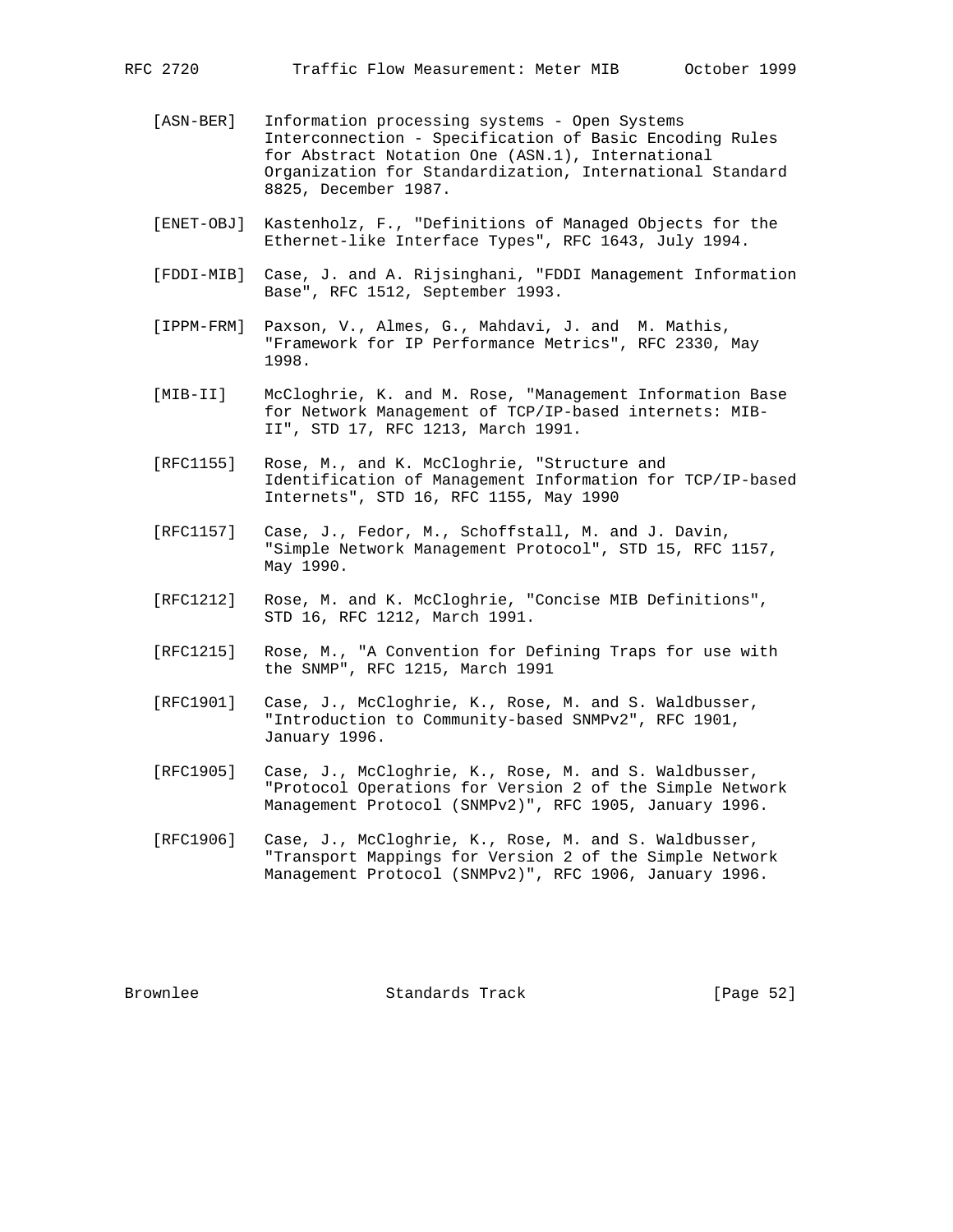[ASN-BER] Information processing systems - Open Systems Interconnection - Specification of Basic Encoding Rules for Abstract Notation One (ASN.1), International Organization for Standardization, International Standard 8825, December 1987.

[ENET-OBJ] Kastenholz, F., "Definitions of Managed Objects for the Ethernet-like Interface Types", RFC 1643, July 1994.

[FDDI-MIB] Case, J. and A. Rijsinghani, "FDDI Management Information Base", RFC 1512, September 1993.

[IPPM-FRM] Paxson, V., Almes, G., Mahdavi, J. and M. Mathis, "Framework for IP Performance Metrics", RFC 2330, May 1998.

[MIB-II] McCloghrie, K. and M. Rose, "Management Information Base for Network Management of TCP/IP-based internets: MIB-II", STD 17, RFC 1213, March 1991.

[RFC1155] Rose, M., and K. McCloghrie, "Structure and Identification of Management Information for TCP/IP-based Internets", STD 16, RFC 1155, May 1990

[RFC1157] Case, J., Fedor, M., Schoffstall, M. and J. Davin, "Simple Network Management Protocol", STD 15, RFC 1157, May 1990.

[RFC1212] Rose, M. and K. McCloghrie, "Concise MIB Definitions", STD 16, RFC 1212, March 1991.

[RFC1215] Rose, M., "A Convention for Defining Traps for use with the SNMP", RFC 1215, March 1991

[RFC1901] Case, J., McCloghrie, K., Rose, M. and S. Waldbusser, "Introduction to Community-based SNMPv2", RFC 1901, January 1996.

[RFC1905] Case, J., McCloghrie, K., Rose, M. and S. Waldbusser, "Protocol Operations for Version 2 of the Simple Network Management Protocol (SNMPv2)", RFC 1905, January 1996.

[RFC1906] Case, J., McCloghrie, K., Rose, M. and S. Waldbusser, "Transport Mappings for Version 2 of the Simple Network Management Protocol (SNMPv2)", RFC 1906, January 1996.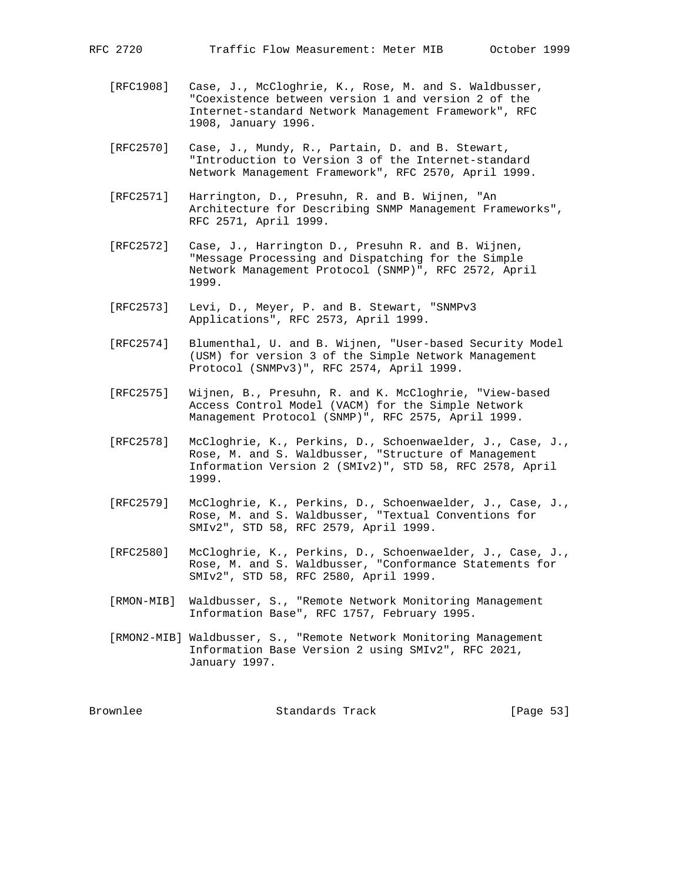[RFC1908] Case, J., McCloghrie, K., Rose, M. and S. Waldbusser, "Coexistence between version 1 and version 2 of the Internet-standard Network Management Framework", RFC 1908, January 1996.

[RFC2570] Case, J., Mundy, R., Partain, D. and B. Stewart, "Introduction to Version 3 of the Internet-standard Network Management Framework", RFC 2570, April 1999.

[RFC2571] Harrington, D., Presuhn, R. and B. Wijnen, "An Architecture for Describing SNMP Management Frameworks", RFC 2571, April 1999.

[RFC2572] Case, J., Harrington D., Presuhn R. and B. Wijnen, "Message Processing and Dispatching for the Simple Network Management Protocol (SNMP)", RFC 2572, April 1999.

[RFC2573] Levi, D., Meyer, P. and B. Stewart, "SNMPv3 Applications", RFC 2573, April 1999.

[RFC2574] Blumenthal, U. and B. Wijnen, "User-based Security Model (USM) for version 3 of the Simple Network Management Protocol (SNMPv3)", RFC 2574, April 1999.

[RFC2575] Wijnen, B., Presuhn, R. and K. McCloghrie, "View-based Access Control Model (VACM) for the Simple Network Management Protocol (SNMP)", RFC 2575, April 1999.

[RFC2578] McCloghrie, K., Perkins, D., Schoenwaelder, J., Case, J., Rose, M. and S. Waldbusser, "Structure of Management Information Version 2 (SMIv2)", STD 58, RFC 2578, April 1999.

[RFC2579] McCloghrie, K., Perkins, D., Schoenwaelder, J., Case, J., Rose, M. and S. Waldbusser, "Textual Conventions for SMIv2", STD 58, RFC 2579, April 1999.

[RFC2580] McCloghrie, K., Perkins, D., Schoenwaelder, J., Case, J., Rose, M. and S. Waldbusser, "Conformance Statements for SMIv2", STD 58, RFC 2580, April 1999.

[RMON-MIB] Waldbusser, S., "Remote Network Monitoring Management Information Base", RFC 1757, February 1995.

[RMON2-MIB] Waldbusser, S., "Remote Network Monitoring Management Information Base Version 2 using SMIv2", RFC 2021, January 1997.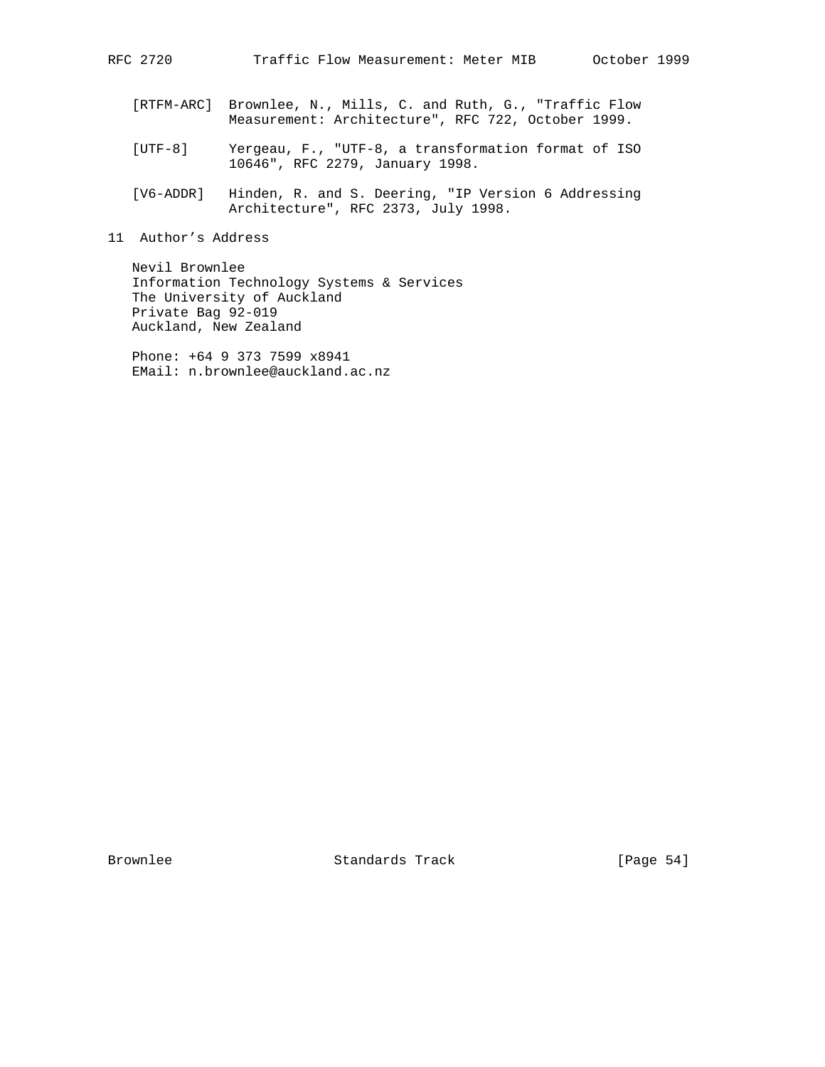[RTFM-ARC] Brownlee, N., Mills, C. and Ruth, G., "Traffic Flow Measurement: Architecture", RFC 722, October 1999.

[UTF-8] Yergeau, F., "UTF-8, a transformation format of ISO 10646", RFC 2279, January 1998.

[V6-ADDR] Hinden, R. and S. Deering, "IP Version 6 Addressing Architecture", RFC 2373, July 1998.

## 11 Author's Address

Nevil Brownlee
Information Technology Systems & Services
The University of Auckland
Private Bag 92-019
Auckland, New Zealand

Phone: +64 9 373 7599 x8941
EMail: n.brownlee@auckland.ac.nz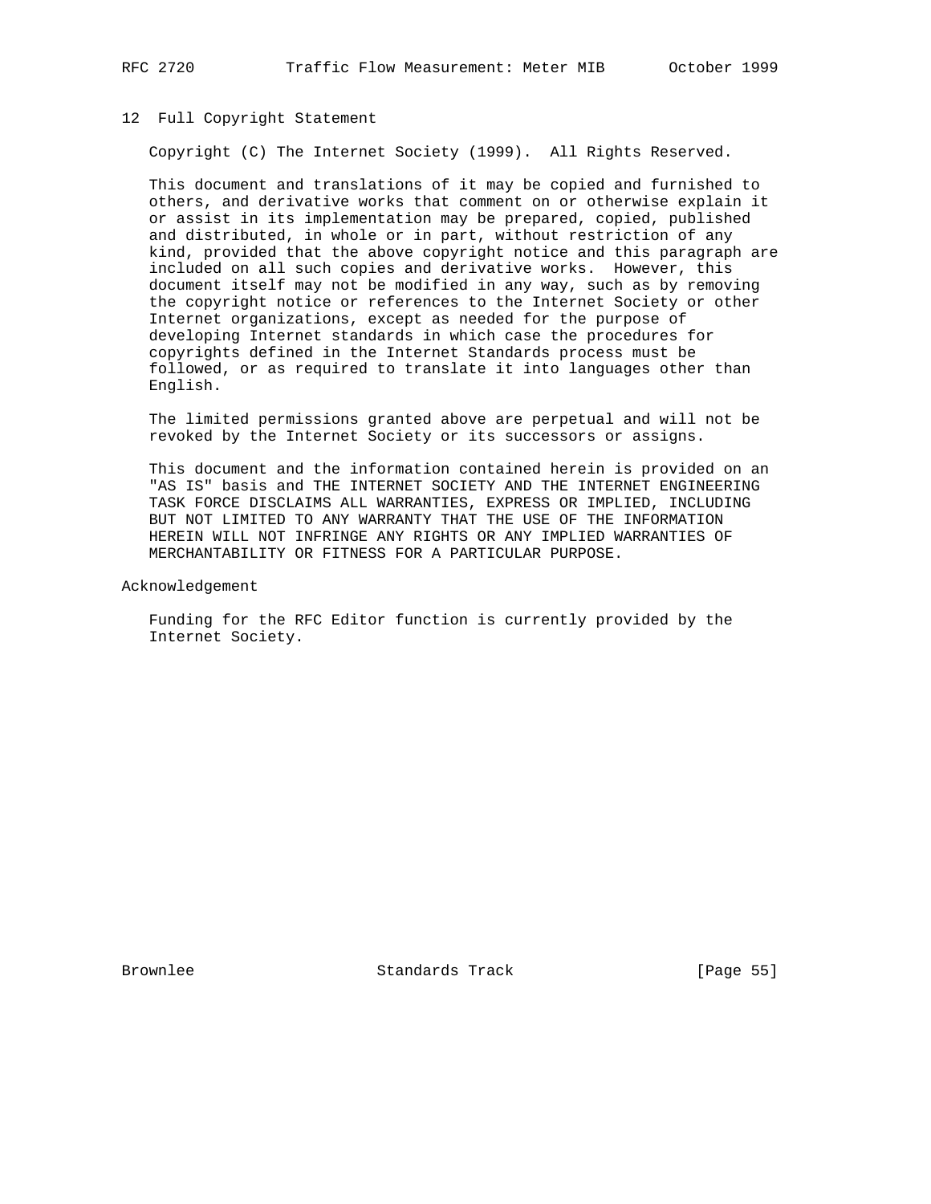## 12 Full Copyright Statement

Copyright (C) The Internet Society (1999). All Rights Reserved.

This document and translations of it may be copied and furnished to others, and derivative works that comment on or otherwise explain it or assist in its implementation may be prepared, copied, published and distributed, in whole or in part, without restriction of any kind, provided that the above copyright notice and this paragraph are included on all such copies and derivative works. However, this document itself may not be modified in any way, such as by removing the copyright notice or references to the Internet Society or other Internet organizations, except as needed for the purpose of developing Internet standards in which case the procedures for copyrights defined in the Internet Standards process must be followed, or as required to translate it into languages other than English.

The limited permissions granted above are perpetual and will not be revoked by the Internet Society or its successors or assigns.

This document and the information contained herein is provided on an "AS IS" basis and THE INTERNET SOCIETY AND THE INTERNET ENGINEERING TASK FORCE DISCLAIMS ALL WARRANTIES, EXPRESS OR IMPLIED, INCLUDING BUT NOT LIMITED TO ANY WARRANTY THAT THE USE OF THE INFORMATION HEREIN WILL NOT INFRINGE ANY RIGHTS OR ANY IMPLIED WARRANTIES OF MERCHANTABILITY OR FITNESS FOR A PARTICULAR PURPOSE.

## Acknowledgement

Funding for the RFC Editor function is currently provided by the Internet Society.